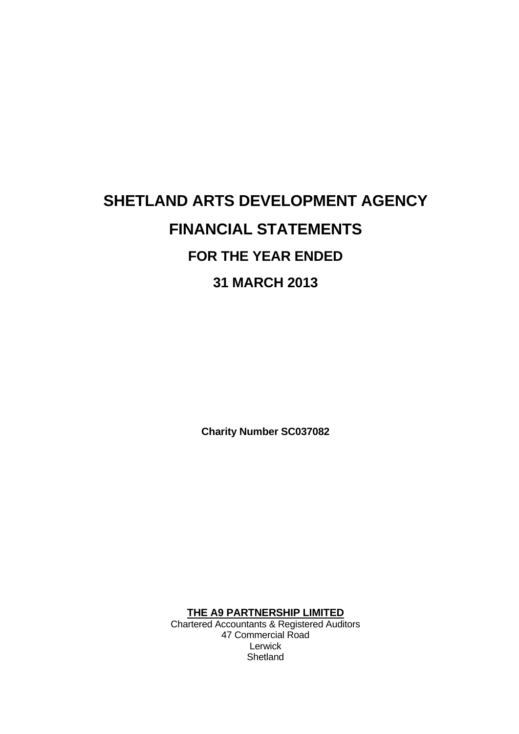# SHETLAND ARTS DEVELOPMENT AGENCY

# FINANCIAL STATEMENTS

## FOR THE YEAR ENDED

## 31 MARCH 2013

**Charity Number SC037082**

**THE A9 PARTNERSHIP LIMITED**

Chartered Accountants & Registered Auditors
47 Commercial Road
Lerwick
Shetland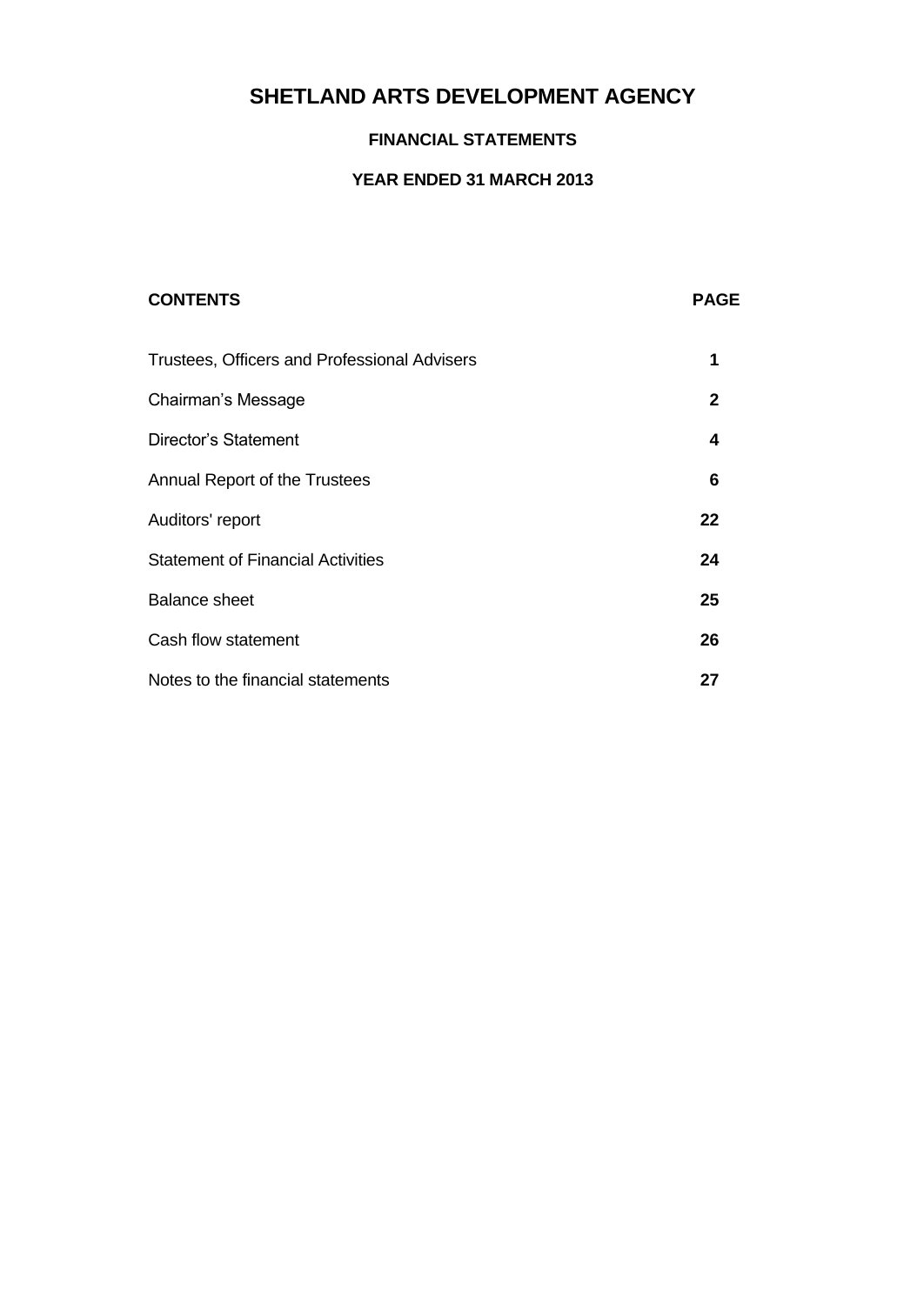# SHETLAND ARTS DEVELOPMENT AGENCY

## FINANCIAL STATEMENTS

### YEAR ENDED 31 MARCH 2013

| CONTENTS | PAGE |
| --- | --- |
| Trustees, Officers and Professional Advisers | 1 |
| Chairman's Message | 2 |
| Director's Statement | 4 |
| Annual Report of the Trustees | 6 |
| Auditors' report | 22 |
| Statement of Financial Activities | 24 |
| Balance sheet | 25 |
| Cash flow statement | 26 |
| Notes to the financial statements | 27 |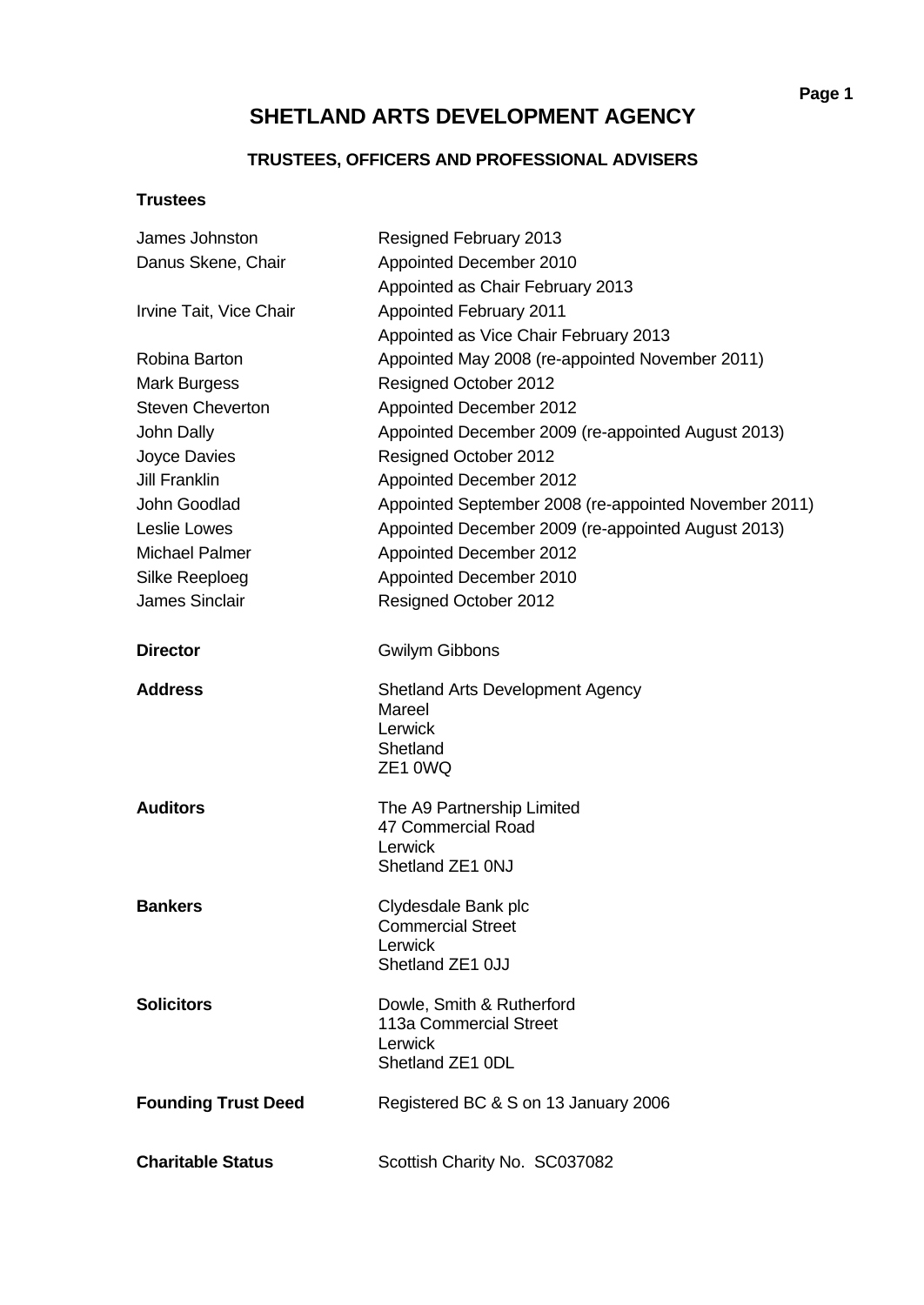# SHETLAND ARTS DEVELOPMENT AGENCY

## TRUSTEES, OFFICERS AND PROFESSIONAL ADVISERS

**Trustees**

| | |
|---|---|
| James Johnston | Resigned February 2013 |
| Danus Skene, Chair | Appointed December 2010<br>Appointed as Chair February 2013 |
| Irvine Tait, Vice Chair | Appointed February 2011<br>Appointed as Vice Chair February 2013 |
| Robina Barton | Appointed May 2008 (re-appointed November 2011) |
| Mark Burgess | Resigned October 2012 |
| Steven Cheverton | Appointed December 2012 |
| John Dally | Appointed December 2009 (re-appointed August 2013) |
| Joyce Davies | Resigned October 2012 |
| Jill Franklin | Appointed December 2012 |
| John Goodlad | Appointed September 2008 (re-appointed November 2011) |
| Leslie Lowes | Appointed December 2009 (re-appointed August 2013) |
| Michael Palmer | Appointed December 2012 |
| Silke Reeploeg | Appointed December 2010 |
| James Sinclair | Resigned October 2012 |

**Director** Gwilym Gibbons

**Address**
Shetland Arts Development Agency
Mareel
Lerwick
Shetland
ZE1 0WQ

**Auditors**
The A9 Partnership Limited
47 Commercial Road
Lerwick
Shetland ZE1 0NJ

**Bankers**
Clydesdale Bank plc
Commercial Street
Lerwick
Shetland ZE1 0JJ

**Solicitors**
Dowle, Smith & Rutherford
113a Commercial Street
Lerwick
Shetland ZE1 0DL

**Founding Trust Deed** Registered BC & S on 13 January 2006

**Charitable Status** Scottish Charity No. SC037082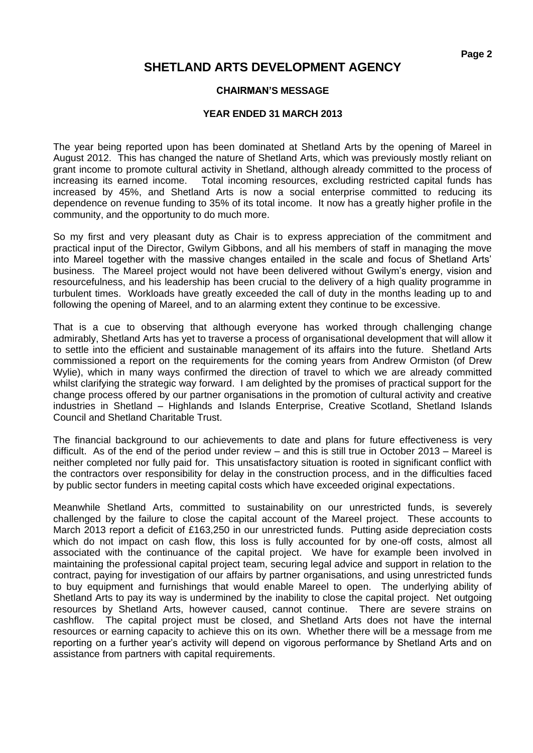# SHETLAND ARTS DEVELOPMENT AGENCY

### CHAIRMAN'S MESSAGE

### YEAR ENDED 31 MARCH 2013

The year being reported upon has been dominated at Shetland Arts by the opening of Mareel in August 2012. This has changed the nature of Shetland Arts, which was previously mostly reliant on grant income to promote cultural activity in Shetland, although already committed to the process of increasing its earned income. Total incoming resources, excluding restricted capital funds has increased by 45%, and Shetland Arts is now a social enterprise committed to reducing its dependence on revenue funding to 35% of its total income. It now has a greatly higher profile in the community, and the opportunity to do much more.

So my first and very pleasant duty as Chair is to express appreciation of the commitment and practical input of the Director, Gwilym Gibbons, and all his members of staff in managing the move into Mareel together with the massive changes entailed in the scale and focus of Shetland Arts' business. The Mareel project would not have been delivered without Gwilym's energy, vision and resourcefulness, and his leadership has been crucial to the delivery of a high quality programme in turbulent times. Workloads have greatly exceeded the call of duty in the months leading up to and following the opening of Mareel, and to an alarming extent they continue to be excessive.

That is a cue to observing that although everyone has worked through challenging change admirably, Shetland Arts has yet to traverse a process of organisational development that will allow it to settle into the efficient and sustainable management of its affairs into the future. Shetland Arts commissioned a report on the requirements for the coming years from Andrew Ormiston (of Drew Wylie), which in many ways confirmed the direction of travel to which we are already committed whilst clarifying the strategic way forward. I am delighted by the promises of practical support for the change process offered by our partner organisations in the promotion of cultural activity and creative industries in Shetland – Highlands and Islands Enterprise, Creative Scotland, Shetland Islands Council and Shetland Charitable Trust.

The financial background to our achievements to date and plans for future effectiveness is very difficult. As of the end of the period under review – and this is still true in October 2013 – Mareel is neither completed nor fully paid for. This unsatisfactory situation is rooted in significant conflict with the contractors over responsibility for delay in the construction process, and in the difficulties faced by public sector funders in meeting capital costs which have exceeded original expectations.

Meanwhile Shetland Arts, committed to sustainability on our unrestricted funds, is severely challenged by the failure to close the capital account of the Mareel project. These accounts to March 2013 report a deficit of £163,250 in our unrestricted funds. Putting aside depreciation costs which do not impact on cash flow, this loss is fully accounted for by one-off costs, almost all associated with the continuance of the capital project. We have for example been involved in maintaining the professional capital project team, securing legal advice and support in relation to the contract, paying for investigation of our affairs by partner organisations, and using unrestricted funds to buy equipment and furnishings that would enable Mareel to open. The underlying ability of Shetland Arts to pay its way is undermined by the inability to close the capital project. Net outgoing resources by Shetland Arts, however caused, cannot continue. There are severe strains on cashflow. The capital project must be closed, and Shetland Arts does not have the internal resources or earning capacity to achieve this on its own. Whether there will be a message from me reporting on a further year's activity will depend on vigorous performance by Shetland Arts and on assistance from partners with capital requirements.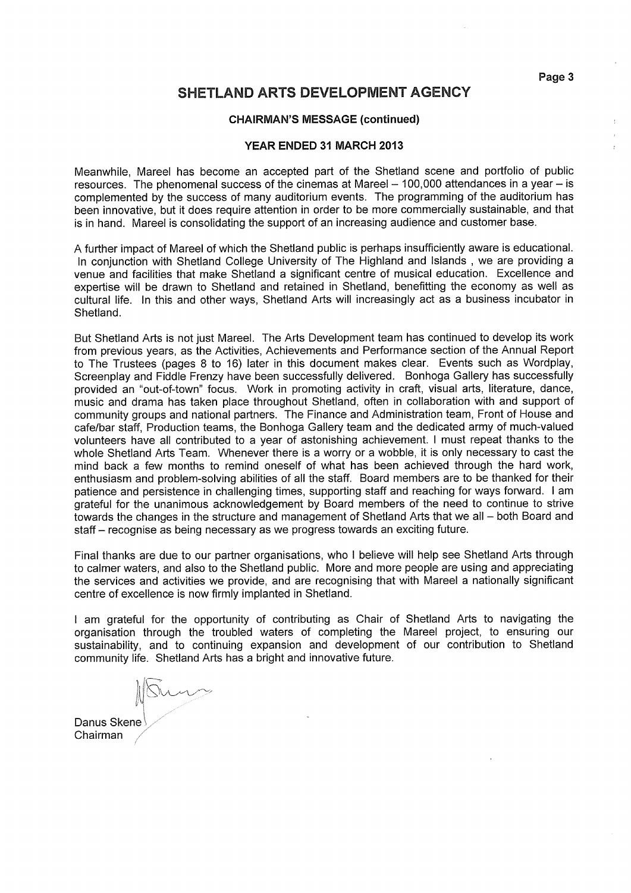# SHETLAND ARTS DEVELOPMENT AGENCY

### CHAIRMAN'S MESSAGE (continued)

### YEAR ENDED 31 MARCH 2013

Meanwhile, Mareel has become an accepted part of the Shetland scene and portfolio of public resources. The phenomenal success of the cinemas at Mareel – 100,000 attendances in a year – is complemented by the success of many auditorium events. The programming of the auditorium has been innovative, but it does require attention in order to be more commercially sustainable, and that is in hand. Mareel is consolidating the support of an increasing audience and customer base.

A further impact of Mareel of which the Shetland public is perhaps insufficiently aware is educational. In conjunction with Shetland College University of The Highland and Islands , we are providing a venue and facilities that make Shetland a significant centre of musical education. Excellence and expertise will be drawn to Shetland and retained in Shetland, benefitting the economy as well as cultural life. In this and other ways, Shetland Arts will increasingly act as a business incubator in Shetland.

But Shetland Arts is not just Mareel. The Arts Development team has continued to develop its work from previous years, as the Activities, Achievements and Performance section of the Annual Report to The Trustees (pages 8 to 16) later in this document makes clear. Events such as Wordplay, Screenplay and Fiddle Frenzy have been successfully delivered. Bonhoga Gallery has successfully provided an "out-of-town" focus. Work in promoting activity in craft, visual arts, literature, dance, music and drama has taken place throughout Shetland, often in collaboration with and support of community groups and national partners. The Finance and Administration team, Front of House and cafe/bar staff, Production teams, the Bonhoga Gallery team and the dedicated army of much-valued volunteers have all contributed to a year of astonishing achievement. I must repeat thanks to the whole Shetland Arts Team. Whenever there is a worry or a wobble, it is only necessary to cast the mind back a few months to remind oneself of what has been achieved through the hard work, enthusiasm and problem-solving abilities of all the staff. Board members are to be thanked for their patience and persistence in challenging times, supporting staff and reaching for ways forward. I am grateful for the unanimous acknowledgement by Board members of the need to continue to strive towards the changes in the structure and management of Shetland Arts that we all – both Board and staff – recognise as being necessary as we progress towards an exciting future.

Final thanks are due to our partner organisations, who I believe will help see Shetland Arts through to calmer waters, and also to the Shetland public. More and more people are using and appreciating the services and activities we provide, and are recognising that with Mareel a nationally significant centre of excellence is now firmly implanted in Shetland.

I am grateful for the opportunity of contributing as Chair of Shetland Arts to navigating the organisation through the troubled waters of completing the Mareel project, to ensuring our sustainability, and to continuing expansion and development of our contribution to Shetland community life. Shetland Arts has a bright and innovative future.

Danus Skene
Chairman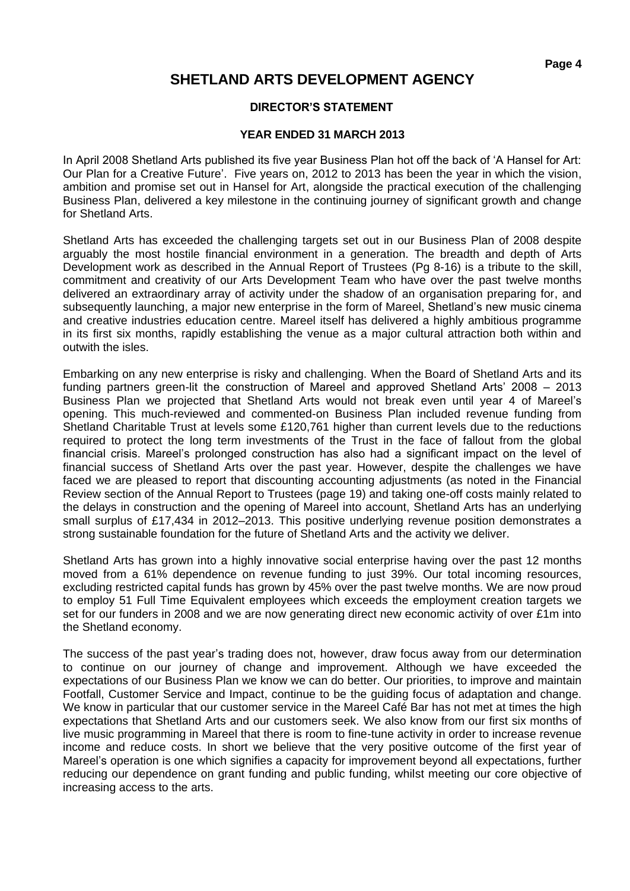# SHETLAND ARTS DEVELOPMENT AGENCY

## DIRECTOR'S STATEMENT

### YEAR ENDED 31 MARCH 2013

In April 2008 Shetland Arts published its five year Business Plan hot off the back of 'A Hansel for Art: Our Plan for a Creative Future'. Five years on, 2012 to 2013 has been the year in which the vision, ambition and promise set out in Hansel for Art, alongside the practical execution of the challenging Business Plan, delivered a key milestone in the continuing journey of significant growth and change for Shetland Arts.

Shetland Arts has exceeded the challenging targets set out in our Business Plan of 2008 despite arguably the most hostile financial environment in a generation. The breadth and depth of Arts Development work as described in the Annual Report of Trustees (Pg 8-16) is a tribute to the skill, commitment and creativity of our Arts Development Team who have over the past twelve months delivered an extraordinary array of activity under the shadow of an organisation preparing for, and subsequently launching, a major new enterprise in the form of Mareel, Shetland's new music cinema and creative industries education centre. Mareel itself has delivered a highly ambitious programme in its first six months, rapidly establishing the venue as a major cultural attraction both within and outwith the isles.

Embarking on any new enterprise is risky and challenging. When the Board of Shetland Arts and its funding partners green-lit the construction of Mareel and approved Shetland Arts' 2008 – 2013 Business Plan we projected that Shetland Arts would not break even until year 4 of Mareel's opening. This much-reviewed and commented-on Business Plan included revenue funding from Shetland Charitable Trust at levels some £120,761 higher than current levels due to the reductions required to protect the long term investments of the Trust in the face of fallout from the global financial crisis. Mareel's prolonged construction has also had a significant impact on the level of financial success of Shetland Arts over the past year. However, despite the challenges we have faced we are pleased to report that discounting accounting adjustments (as noted in the Financial Review section of the Annual Report to Trustees (page 19) and taking one-off costs mainly related to the delays in construction and the opening of Mareel into account, Shetland Arts has an underlying small surplus of £17,434 in 2012–2013. This positive underlying revenue position demonstrates a strong sustainable foundation for the future of Shetland Arts and the activity we deliver.

Shetland Arts has grown into a highly innovative social enterprise having over the past 12 months moved from a 61% dependence on revenue funding to just 39%. Our total incoming resources, excluding restricted capital funds has grown by 45% over the past twelve months. We are now proud to employ 51 Full Time Equivalent employees which exceeds the employment creation targets we set for our funders in 2008 and we are now generating direct new economic activity of over £1m into the Shetland economy.

The success of the past year's trading does not, however, draw focus away from our determination to continue on our journey of change and improvement. Although we have exceeded the expectations of our Business Plan we know we can do better. Our priorities, to improve and maintain Footfall, Customer Service and Impact, continue to be the guiding focus of adaptation and change. We know in particular that our customer service in the Mareel Café Bar has not met at times the high expectations that Shetland Arts and our customers seek. We also know from our first six months of live music programming in Mareel that there is room to fine-tune activity in order to increase revenue income and reduce costs. In short we believe that the very positive outcome of the first year of Mareel's operation is one which signifies a capacity for improvement beyond all expectations, further reducing our dependence on grant funding and public funding, whilst meeting our core objective of increasing access to the arts.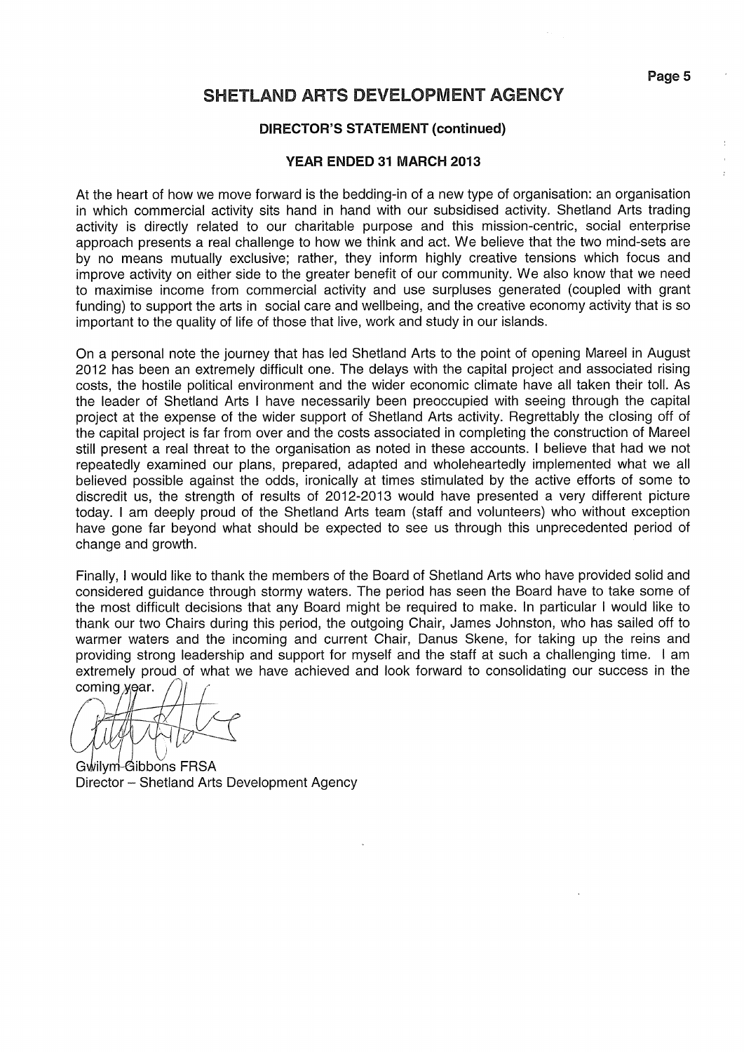# SHETLAND ARTS DEVELOPMENT AGENCY

## DIRECTOR'S STATEMENT (continued)

### YEAR ENDED 31 MARCH 2013

At the heart of how we move forward is the bedding-in of a new type of organisation: an organisation in which commercial activity sits hand in hand with our subsidised activity. Shetland Arts trading activity is directly related to our charitable purpose and this mission-centric, social enterprise approach presents a real challenge to how we think and act. We believe that the two mind-sets are by no means mutually exclusive; rather, they inform highly creative tensions which focus and improve activity on either side to the greater benefit of our community. We also know that we need to maximise income from commercial activity and use surpluses generated (coupled with grant funding) to support the arts in social care and wellbeing, and the creative economy activity that is so important to the quality of life of those that live, work and study in our islands.

On a personal note the journey that has led Shetland Arts to the point of opening Mareel in August 2012 has been an extremely difficult one. The delays with the capital project and associated rising costs, the hostile political environment and the wider economic climate have all taken their toll. As the leader of Shetland Arts I have necessarily been preoccupied with seeing through the capital project at the expense of the wider support of Shetland Arts activity. Regrettably the closing off of the capital project is far from over and the costs associated in completing the construction of Mareel still present a real threat to the organisation as noted in these accounts. I believe that had we not repeatedly examined our plans, prepared, adapted and wholeheartedly implemented what we all believed possible against the odds, ironically at times stimulated by the active efforts of some to discredit us, the strength of results of 2012-2013 would have presented a very different picture today. I am deeply proud of the Shetland Arts team (staff and volunteers) who without exception have gone far beyond what should be expected to see us through this unprecedented period of change and growth.

Finally, I would like to thank the members of the Board of Shetland Arts who have provided solid and considered guidance through stormy waters. The period has seen the Board have to take some of the most difficult decisions that any Board might be required to make. In particular I would like to thank our two Chairs during this period, the outgoing Chair, James Johnston, who has sailed off to warmer waters and the incoming and current Chair, Danus Skene, for taking up the reins and providing strong leadership and support for myself and the staff at such a challenging time. I am extremely proud of what we have achieved and look forward to consolidating our success in the coming year.

Gwilym Gibbons FRSA
Director – Shetland Arts Development Agency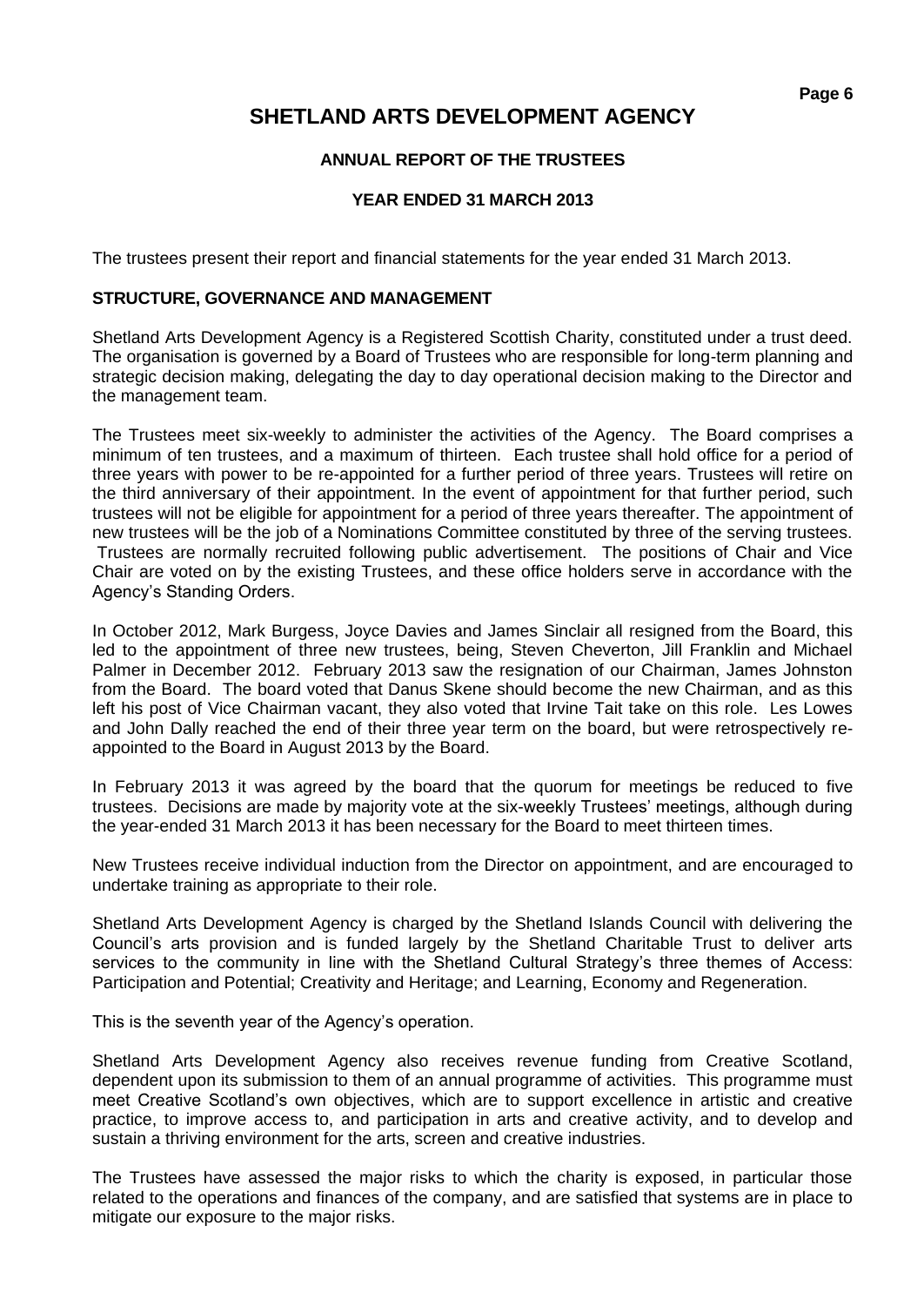# SHETLAND ARTS DEVELOPMENT AGENCY

## ANNUAL REPORT OF THE TRUSTEES

## YEAR ENDED 31 MARCH 2013

The trustees present their report and financial statements for the year ended 31 March 2013.

### STRUCTURE, GOVERNANCE AND MANAGEMENT

Shetland Arts Development Agency is a Registered Scottish Charity, constituted under a trust deed. The organisation is governed by a Board of Trustees who are responsible for long-term planning and strategic decision making, delegating the day to day operational decision making to the Director and the management team.

The Trustees meet six-weekly to administer the activities of the Agency. The Board comprises a minimum of ten trustees, and a maximum of thirteen. Each trustee shall hold office for a period of three years with power to be re-appointed for a further period of three years. Trustees will retire on the third anniversary of their appointment. In the event of appointment for that further period, such trustees will not be eligible for appointment for a period of three years thereafter. The appointment of new trustees will be the job of a Nominations Committee constituted by three of the serving trustees. Trustees are normally recruited following public advertisement. The positions of Chair and Vice Chair are voted on by the existing Trustees, and these office holders serve in accordance with the Agency's Standing Orders.

In October 2012, Mark Burgess, Joyce Davies and James Sinclair all resigned from the Board, this led to the appointment of three new trustees, being, Steven Cheverton, Jill Franklin and Michael Palmer in December 2012. February 2013 saw the resignation of our Chairman, James Johnston from the Board. The board voted that Danus Skene should become the new Chairman, and as this left his post of Vice Chairman vacant, they also voted that Irvine Tait take on this role. Les Lowes and John Dally reached the end of their three year term on the board, but were retrospectively re-appointed to the Board in August 2013 by the Board.

In February 2013 it was agreed by the board that the quorum for meetings be reduced to five trustees. Decisions are made by majority vote at the six-weekly Trustees' meetings, although during the year-ended 31 March 2013 it has been necessary for the Board to meet thirteen times.

New Trustees receive individual induction from the Director on appointment, and are encouraged to undertake training as appropriate to their role.

Shetland Arts Development Agency is charged by the Shetland Islands Council with delivering the Council's arts provision and is funded largely by the Shetland Charitable Trust to deliver arts services to the community in line with the Shetland Cultural Strategy's three themes of Access: Participation and Potential; Creativity and Heritage; and Learning, Economy and Regeneration.

This is the seventh year of the Agency's operation.

Shetland Arts Development Agency also receives revenue funding from Creative Scotland, dependent upon its submission to them of an annual programme of activities. This programme must meet Creative Scotland's own objectives, which are to support excellence in artistic and creative practice, to improve access to, and participation in arts and creative activity, and to develop and sustain a thriving environment for the arts, screen and creative industries.

The Trustees have assessed the major risks to which the charity is exposed, in particular those related to the operations and finances of the company, and are satisfied that systems are in place to mitigate our exposure to the major risks.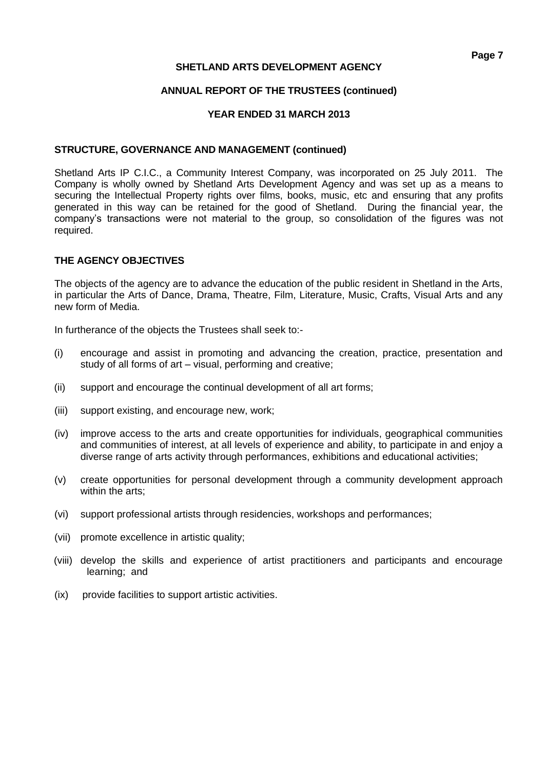## STRUCTURE, GOVERNANCE AND MANAGEMENT (continued)

Shetland Arts IP C.I.C., a Community Interest Company, was incorporated on 25 July 2011. The Company is wholly owned by Shetland Arts Development Agency and was set up as a means to securing the Intellectual Property rights over films, books, music, etc and ensuring that any profits generated in this way can be retained for the good of Shetland. During the financial year, the company's transactions were not material to the group, so consolidation of the figures was not required.

## THE AGENCY OBJECTIVES

The objects of the agency are to advance the education of the public resident in Shetland in the Arts, in particular the Arts of Dance, Drama, Theatre, Film, Literature, Music, Crafts, Visual Arts and any new form of Media.

In furtherance of the objects the Trustees shall seek to:-

(i) encourage and assist in promoting and advancing the creation, practice, presentation and study of all forms of art – visual, performing and creative;

(ii) support and encourage the continual development of all art forms;

(iii) support existing, and encourage new, work;

(iv) improve access to the arts and create opportunities for individuals, geographical communities and communities of interest, at all levels of experience and ability, to participate in and enjoy a diverse range of arts activity through performances, exhibitions and educational activities;

(v) create opportunities for personal development through a community development approach within the arts;

(vi) support professional artists through residencies, workshops and performances;

(vii) promote excellence in artistic quality;

(viii) develop the skills and experience of artist practitioners and participants and encourage learning; and

(ix) provide facilities to support artistic activities.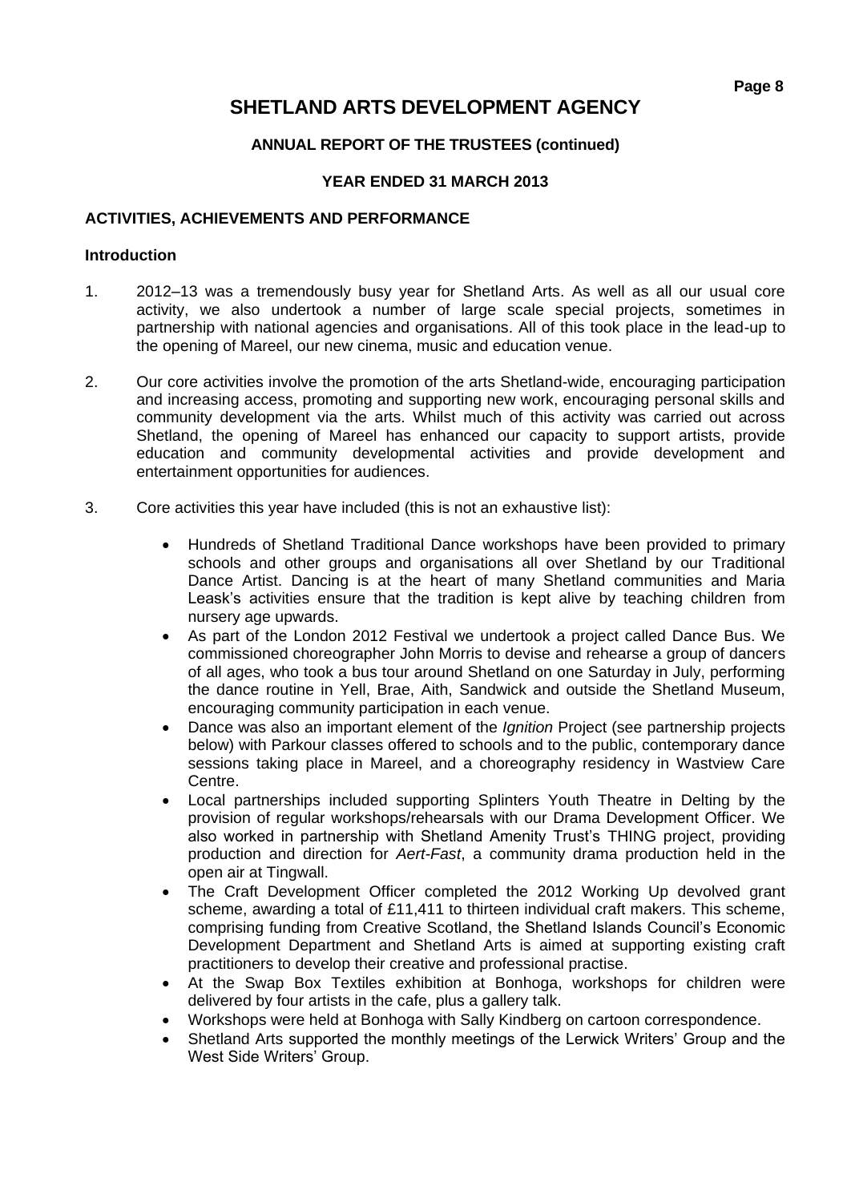# SHETLAND ARTS DEVELOPMENT AGENCY

**ANNUAL REPORT OF THE TRUSTEES (continued)**

**YEAR ENDED 31 MARCH 2013**

## ACTIVITIES, ACHIEVEMENTS AND PERFORMANCE

### Introduction

1. 2012–13 was a tremendously busy year for Shetland Arts. As well as all our usual core activity, we also undertook a number of large scale special projects, sometimes in partnership with national agencies and organisations. All of this took place in the lead-up to the opening of Mareel, our new cinema, music and education venue.

2. Our core activities involve the promotion of the arts Shetland-wide, encouraging participation and increasing access, promoting and supporting new work, encouraging personal skills and community development via the arts. Whilst much of this activity was carried out across Shetland, the opening of Mareel has enhanced our capacity to support artists, provide education and community developmental activities and provide development and entertainment opportunities for audiences.

3. Core activities this year have included (this is not an exhaustive list):

   - Hundreds of Shetland Traditional Dance workshops have been provided to primary schools and other groups and organisations all over Shetland by our Traditional Dance Artist. Dancing is at the heart of many Shetland communities and Maria Leask's activities ensure that the tradition is kept alive by teaching children from nursery age upwards.
   - As part of the London 2012 Festival we undertook a project called Dance Bus. We commissioned choreographer John Morris to devise and rehearse a group of dancers of all ages, who took a bus tour around Shetland on one Saturday in July, performing the dance routine in Yell, Brae, Aith, Sandwick and outside the Shetland Museum, encouraging community participation in each venue.
   - Dance was also an important element of the *Ignition* Project (see partnership projects below) with Parkour classes offered to schools and to the public, contemporary dance sessions taking place in Mareel, and a choreography residency in Wastview Care Centre.
   - Local partnerships included supporting Splinters Youth Theatre in Delting by the provision of regular workshops/rehearsals with our Drama Development Officer. We also worked in partnership with Shetland Amenity Trust's THING project, providing production and direction for *Aert-Fast*, a community drama production held in the open air at Tingwall.
   - The Craft Development Officer completed the 2012 Working Up devolved grant scheme, awarding a total of £11,411 to thirteen individual craft makers. This scheme, comprising funding from Creative Scotland, the Shetland Islands Council's Economic Development Department and Shetland Arts is aimed at supporting existing craft practitioners to develop their creative and professional practise.
   - At the Swap Box Textiles exhibition at Bonhoga, workshops for children were delivered by four artists in the cafe, plus a gallery talk.
   - Workshops were held at Bonhoga with Sally Kindberg on cartoon correspondence.
   - Shetland Arts supported the monthly meetings of the Lerwick Writers' Group and the West Side Writers' Group.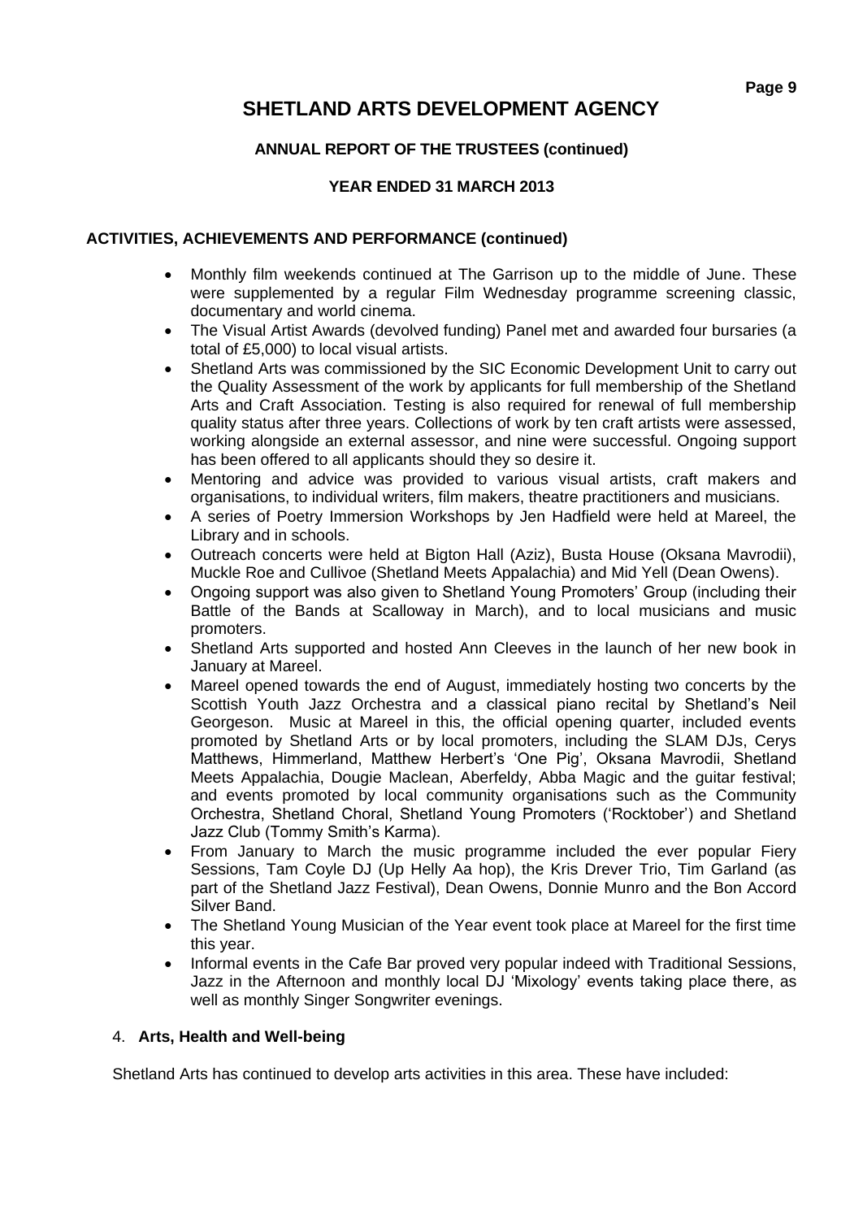## SHETLAND ARTS DEVELOPMENT AGENCY

**ANNUAL REPORT OF THE TRUSTEES (continued)**

**YEAR ENDED 31 MARCH 2013**

**ACTIVITIES, ACHIEVEMENTS AND PERFORMANCE (continued)**

- Monthly film weekends continued at The Garrison up to the middle of June. These were supplemented by a regular Film Wednesday programme screening classic, documentary and world cinema.
- The Visual Artist Awards (devolved funding) Panel met and awarded four bursaries (a total of £5,000) to local visual artists.
- Shetland Arts was commissioned by the SIC Economic Development Unit to carry out the Quality Assessment of the work by applicants for full membership of the Shetland Arts and Craft Association. Testing is also required for renewal of full membership quality status after three years. Collections of work by ten craft artists were assessed, working alongside an external assessor, and nine were successful. Ongoing support has been offered to all applicants should they so desire it.
- Mentoring and advice was provided to various visual artists, craft makers and organisations, to individual writers, film makers, theatre practitioners and musicians.
- A series of Poetry Immersion Workshops by Jen Hadfield were held at Mareel, the Library and in schools.
- Outreach concerts were held at Bigton Hall (Aziz), Busta House (Oksana Mavrodii), Muckle Roe and Cullivoe (Shetland Meets Appalachia) and Mid Yell (Dean Owens).
- Ongoing support was also given to Shetland Young Promoters' Group (including their Battle of the Bands at Scalloway in March), and to local musicians and music promoters.
- Shetland Arts supported and hosted Ann Cleeves in the launch of her new book in January at Mareel.
- Mareel opened towards the end of August, immediately hosting two concerts by the Scottish Youth Jazz Orchestra and a classical piano recital by Shetland's Neil Georgeson. Music at Mareel in this, the official opening quarter, included events promoted by Shetland Arts or by local promoters, including the SLAM DJs, Cerys Matthews, Himmerland, Matthew Herbert's 'One Pig', Oksana Mavrodii, Shetland Meets Appalachia, Dougie Maclean, Aberfeldy, Abba Magic and the guitar festival; and events promoted by local community organisations such as the Community Orchestra, Shetland Choral, Shetland Young Promoters ('Rocktober') and Shetland Jazz Club (Tommy Smith's Karma).
- From January to March the music programme included the ever popular Fiery Sessions, Tam Coyle DJ (Up Helly Aa hop), the Kris Drever Trio, Tim Garland (as part of the Shetland Jazz Festival), Dean Owens, Donnie Munro and the Bon Accord Silver Band.
- The Shetland Young Musician of the Year event took place at Mareel for the first time this year.
- Informal events in the Cafe Bar proved very popular indeed with Traditional Sessions, Jazz in the Afternoon and monthly local DJ 'Mixology' events taking place there, as well as monthly Singer Songwriter evenings.

4. **Arts, Health and Well-being**

Shetland Arts has continued to develop arts activities in this area. These have included: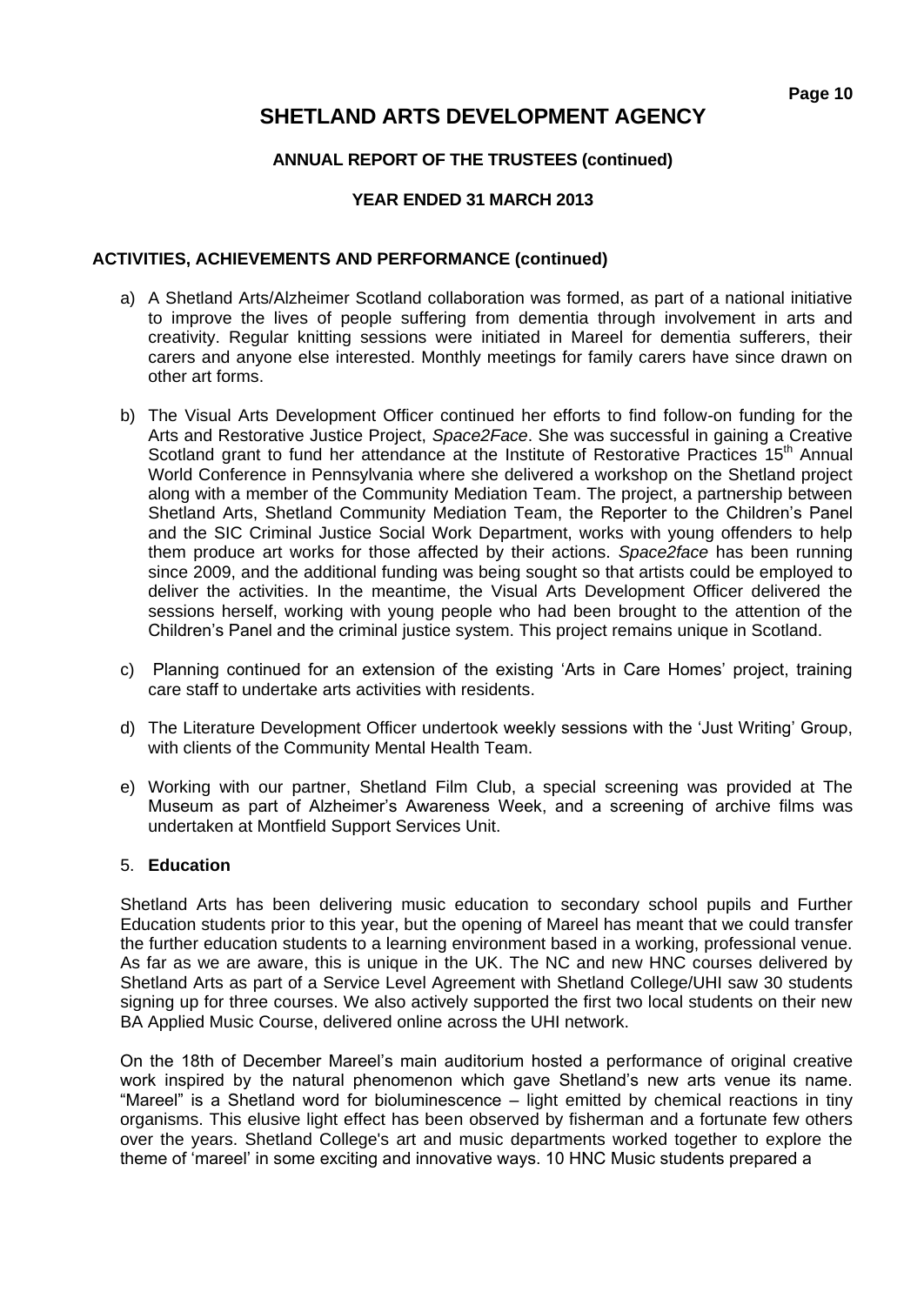# SHETLAND ARTS DEVELOPMENT AGENCY

**ANNUAL REPORT OF THE TRUSTEES (continued)**

**YEAR ENDED 31 MARCH 2013**

**ACTIVITIES, ACHIEVEMENTS AND PERFORMANCE (continued)**

a) A Shetland Arts/Alzheimer Scotland collaboration was formed, as part of a national initiative to improve the lives of people suffering from dementia through involvement in arts and creativity. Regular knitting sessions were initiated in Mareel for dementia sufferers, their carers and anyone else interested. Monthly meetings for family carers have since drawn on other art forms.

b) The Visual Arts Development Officer continued her efforts to find follow-on funding for the Arts and Restorative Justice Project, *Space2Face*. She was successful in gaining a Creative Scotland grant to fund her attendance at the Institute of Restorative Practices 15th Annual World Conference in Pennsylvania where she delivered a workshop on the Shetland project along with a member of the Community Mediation Team. The project, a partnership between Shetland Arts, Shetland Community Mediation Team, the Reporter to the Children's Panel and the SIC Criminal Justice Social Work Department, works with young offenders to help them produce art works for those affected by their actions. *Space2face* has been running since 2009, and the additional funding was being sought so that artists could be employed to deliver the activities. In the meantime, the Visual Arts Development Officer delivered the sessions herself, working with young people who had been brought to the attention of the Children's Panel and the criminal justice system. This project remains unique in Scotland.

c) Planning continued for an extension of the existing 'Arts in Care Homes' project, training care staff to undertake arts activities with residents.

d) The Literature Development Officer undertook weekly sessions with the 'Just Writing' Group, with clients of the Community Mental Health Team.

e) Working with our partner, Shetland Film Club, a special screening was provided at The Museum as part of Alzheimer's Awareness Week, and a screening of archive films was undertaken at Montfield Support Services Unit.

5. **Education**

Shetland Arts has been delivering music education to secondary school pupils and Further Education students prior to this year, but the opening of Mareel has meant that we could transfer the further education students to a learning environment based in a working, professional venue. As far as we are aware, this is unique in the UK. The NC and new HNC courses delivered by Shetland Arts as part of a Service Level Agreement with Shetland College/UHI saw 30 students signing up for three courses. We also actively supported the first two local students on their new BA Applied Music Course, delivered online across the UHI network.

On the 18th of December Mareel's main auditorium hosted a performance of original creative work inspired by the natural phenomenon which gave Shetland's new arts venue its name. "Mareel" is a Shetland word for bioluminescence – light emitted by chemical reactions in tiny organisms. This elusive light effect has been observed by fisherman and a fortunate few others over the years. Shetland College's art and music departments worked together to explore the theme of 'mareel' in some exciting and innovative ways. 10 HNC Music students prepared a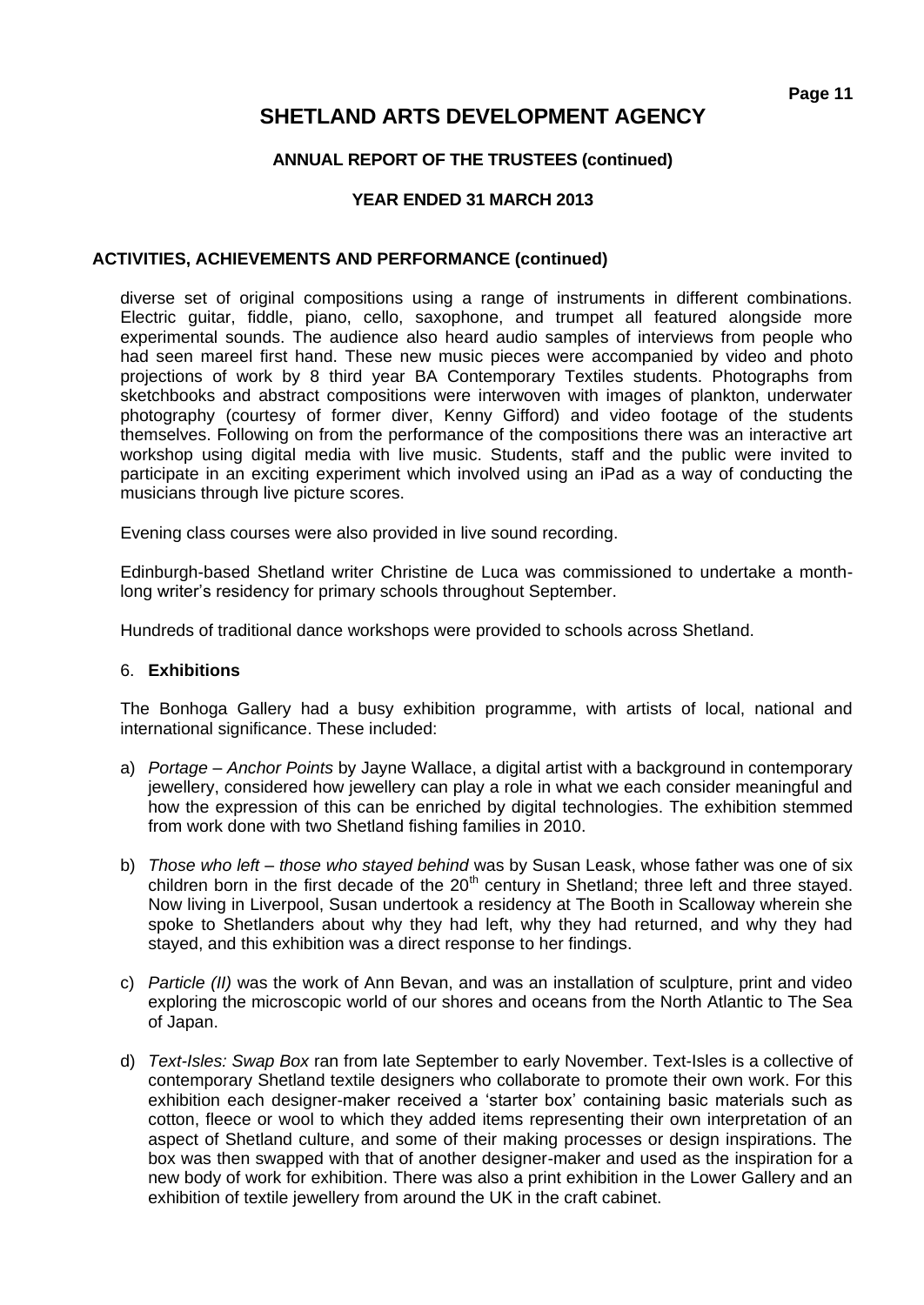# SHETLAND ARTS DEVELOPMENT AGENCY

**ANNUAL REPORT OF THE TRUSTEES (continued)**

**YEAR ENDED 31 MARCH 2013**

**ACTIVITIES, ACHIEVEMENTS AND PERFORMANCE (continued)**

diverse set of original compositions using a range of instruments in different combinations. Electric guitar, fiddle, piano, cello, saxophone, and trumpet all featured alongside more experimental sounds. The audience also heard audio samples of interviews from people who had seen mareel first hand. These new music pieces were accompanied by video and photo projections of work by 8 third year BA Contemporary Textiles students. Photographs from sketchbooks and abstract compositions were interwoven with images of plankton, underwater photography (courtesy of former diver, Kenny Gifford) and video footage of the students themselves. Following on from the performance of the compositions there was an interactive art workshop using digital media with live music. Students, staff and the public were invited to participate in an exciting experiment which involved using an iPad as a way of conducting the musicians through live picture scores.

Evening class courses were also provided in live sound recording.

Edinburgh-based Shetland writer Christine de Luca was commissioned to undertake a month-long writer's residency for primary schools throughout September.

Hundreds of traditional dance workshops were provided to schools across Shetland.

6. **Exhibitions**

The Bonhoga Gallery had a busy exhibition programme, with artists of local, national and international significance. These included:

a) *Portage – Anchor Points* by Jayne Wallace, a digital artist with a background in contemporary jewellery, considered how jewellery can play a role in what we each consider meaningful and how the expression of this can be enriched by digital technologies. The exhibition stemmed from work done with two Shetland fishing families in 2010.

b) *Those who left – those who stayed behind* was by Susan Leask, whose father was one of six children born in the first decade of the 20th century in Shetland; three left and three stayed. Now living in Liverpool, Susan undertook a residency at The Booth in Scalloway wherein she spoke to Shetlanders about why they had left, why they had returned, and why they had stayed, and this exhibition was a direct response to her findings.

c) *Particle (II)* was the work of Ann Bevan, and was an installation of sculpture, print and video exploring the microscopic world of our shores and oceans from the North Atlantic to The Sea of Japan.

d) *Text-Isles: Swap Box* ran from late September to early November. Text-Isles is a collective of contemporary Shetland textile designers who collaborate to promote their own work. For this exhibition each designer-maker received a 'starter box' containing basic materials such as cotton, fleece or wool to which they added items representing their own interpretation of an aspect of Shetland culture, and some of their making processes or design inspirations. The box was then swapped with that of another designer-maker and used as the inspiration for a new body of work for exhibition. There was also a print exhibition in the Lower Gallery and an exhibition of textile jewellery from around the UK in the craft cabinet.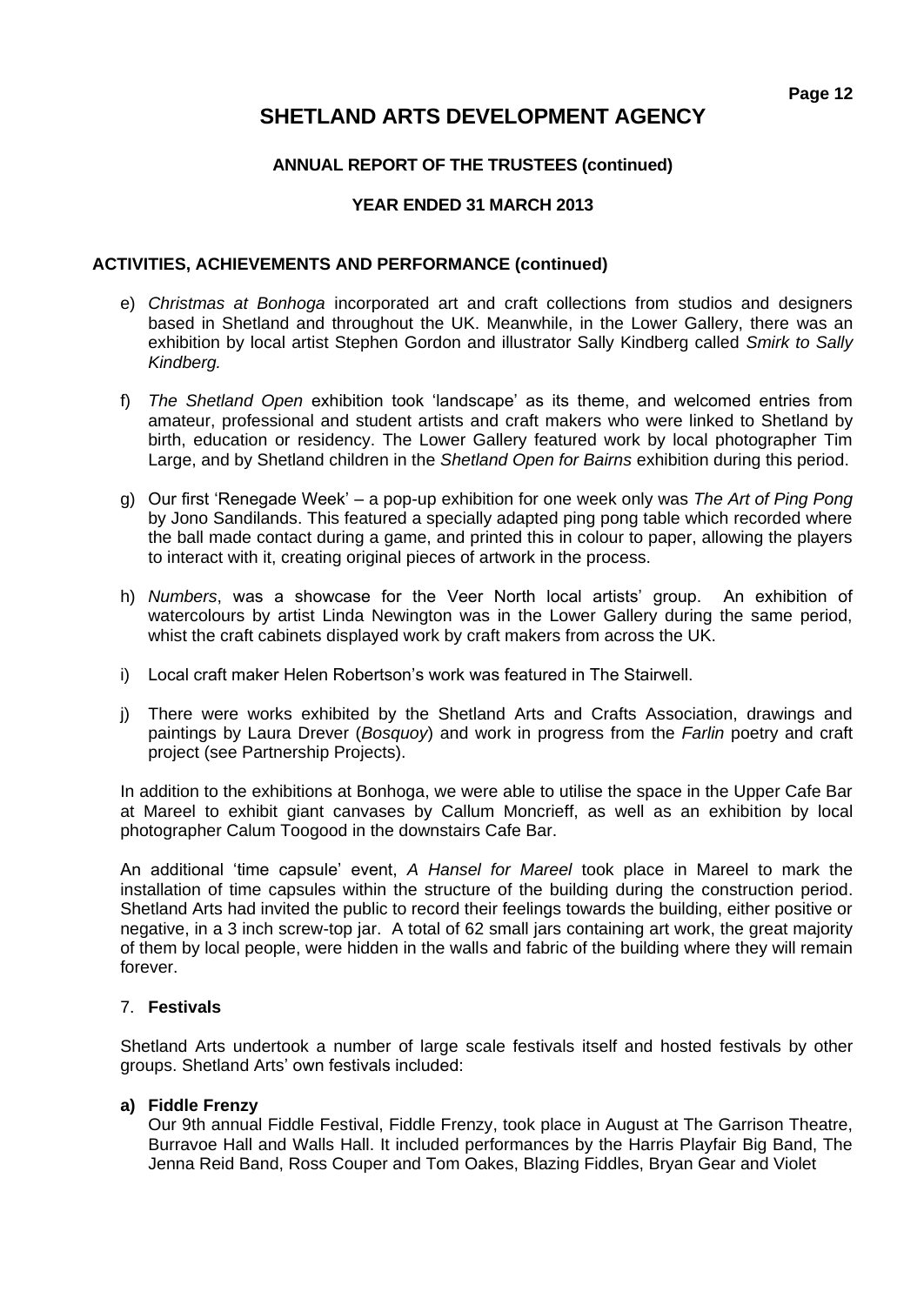# SHETLAND ARTS DEVELOPMENT AGENCY

**ANNUAL REPORT OF THE TRUSTEES (continued)**

**YEAR ENDED 31 MARCH 2013**

## ACTIVITIES, ACHIEVEMENTS AND PERFORMANCE (continued)

e) *Christmas at Bonhoga* incorporated art and craft collections from studios and designers based in Shetland and throughout the UK. Meanwhile, in the Lower Gallery, there was an exhibition by local artist Stephen Gordon and illustrator Sally Kindberg called *Smirk to Sally Kindberg.*

f) *The Shetland Open* exhibition took 'landscape' as its theme, and welcomed entries from amateur, professional and student artists and craft makers who were linked to Shetland by birth, education or residency. The Lower Gallery featured work by local photographer Tim Large, and by Shetland children in the *Shetland Open for Bairns* exhibition during this period.

g) Our first 'Renegade Week' – a pop-up exhibition for one week only was *The Art of Ping Pong* by Jono Sandilands. This featured a specially adapted ping pong table which recorded where the ball made contact during a game, and printed this in colour to paper, allowing the players to interact with it, creating original pieces of artwork in the process.

h) *Numbers*, was a showcase for the Veer North local artists' group. An exhibition of watercolours by artist Linda Newington was in the Lower Gallery during the same period, whist the craft cabinets displayed work by craft makers from across the UK.

i) Local craft maker Helen Robertson's work was featured in The Stairwell.

j) There were works exhibited by the Shetland Arts and Crafts Association, drawings and paintings by Laura Drever (*Bosquoy*) and work in progress from the *Farlin* poetry and craft project (see Partnership Projects).

In addition to the exhibitions at Bonhoga, we were able to utilise the space in the Upper Cafe Bar at Mareel to exhibit giant canvases by Callum Moncrieff, as well as an exhibition by local photographer Calum Toogood in the downstairs Cafe Bar.

An additional 'time capsule' event, *A Hansel for Mareel* took place in Mareel to mark the installation of time capsules within the structure of the building during the construction period. Shetland Arts had invited the public to record their feelings towards the building, either positive or negative, in a 3 inch screw-top jar. A total of 62 small jars containing art work, the great majority of them by local people, were hidden in the walls and fabric of the building where they will remain forever.

### 7. Festivals

Shetland Arts undertook a number of large scale festivals itself and hosted festivals by other groups. Shetland Arts' own festivals included:

**a) Fiddle Frenzy**

Our 9th annual Fiddle Festival, Fiddle Frenzy, took place in August at The Garrison Theatre, Burravoe Hall and Walls Hall. It included performances by the Harris Playfair Big Band, The Jenna Reid Band, Ross Couper and Tom Oakes, Blazing Fiddles, Bryan Gear and Violet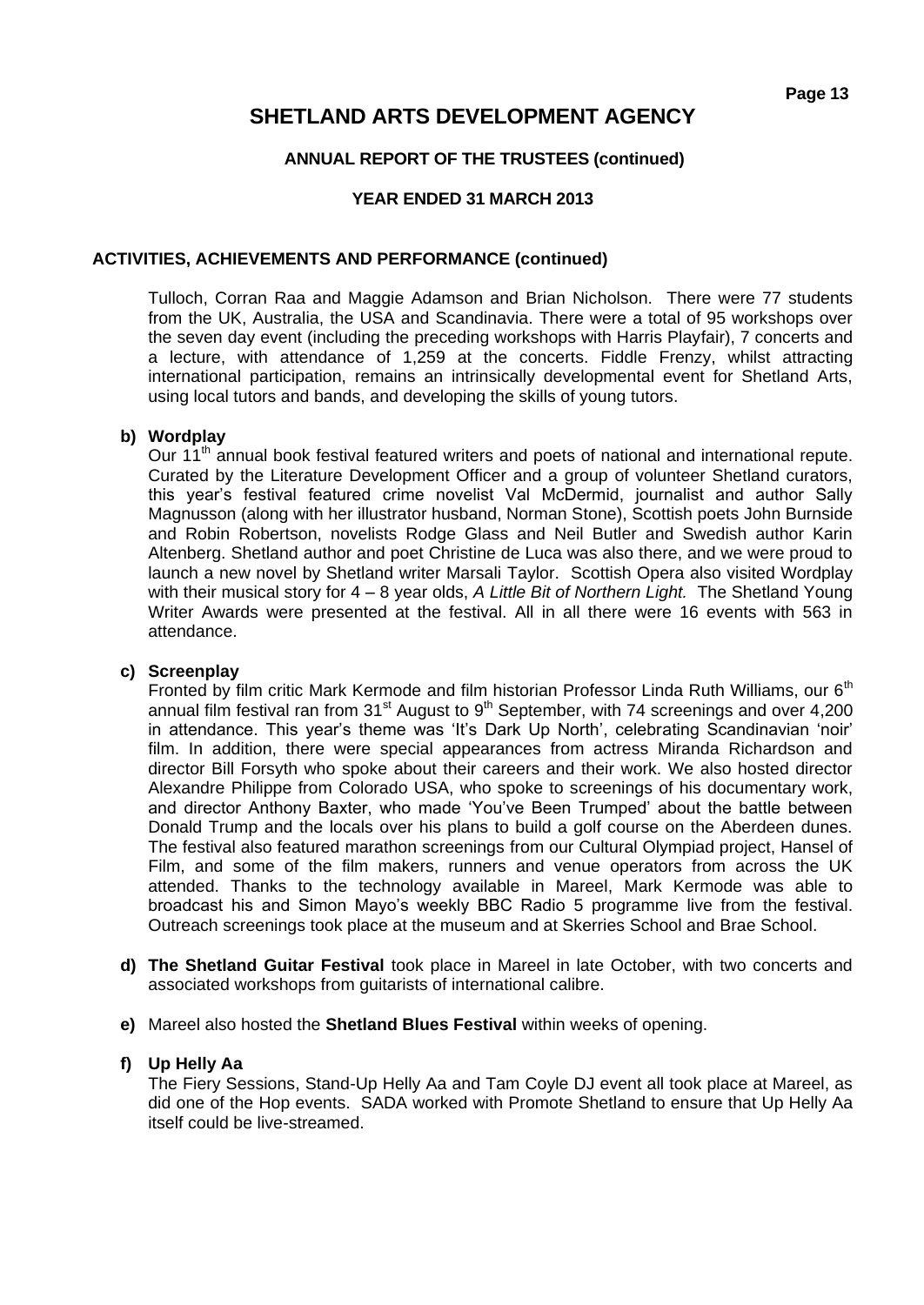## ACTIVITIES, ACHIEVEMENTS AND PERFORMANCE (continued)

Tulloch, Corran Raa and Maggie Adamson and Brian Nicholson. There were 77 students from the UK, Australia, the USA and Scandinavia. There were a total of 95 workshops over the seven day event (including the preceding workshops with Harris Playfair), 7 concerts and a lecture, with attendance of 1,259 at the concerts. Fiddle Frenzy, whilst attracting international participation, remains an intrinsically developmental event for Shetland Arts, using local tutors and bands, and developing the skills of young tutors.

**b) Wordplay**

Our 11th annual book festival featured writers and poets of national and international repute. Curated by the Literature Development Officer and a group of volunteer Shetland curators, this year's festival featured crime novelist Val McDermid, journalist and author Sally Magnusson (along with her illustrator husband, Norman Stone), Scottish poets John Burnside and Robin Robertson, novelists Rodge Glass and Neil Butler and Swedish author Karin Altenberg. Shetland author and poet Christine de Luca was also there, and we were proud to launch a new novel by Shetland writer Marsali Taylor. Scottish Opera also visited Wordplay with their musical story for 4 – 8 year olds, *A Little Bit of Northern Light.* The Shetland Young Writer Awards were presented at the festival. All in all there were 16 events with 563 in attendance.

**c) Screenplay**

Fronted by film critic Mark Kermode and film historian Professor Linda Ruth Williams, our 6th annual film festival ran from 31st August to 9th September, with 74 screenings and over 4,200 in attendance. This year's theme was 'It's Dark Up North', celebrating Scandinavian 'noir' film. In addition, there were special appearances from actress Miranda Richardson and director Bill Forsyth who spoke about their careers and their work. We also hosted director Alexandre Philippe from Colorado USA, who spoke to screenings of his documentary work, and director Anthony Baxter, who made 'You've Been Trumped' about the battle between Donald Trump and the locals over his plans to build a golf course on the Aberdeen dunes. The festival also featured marathon screenings from our Cultural Olympiad project, Hansel of Film, and some of the film makers, runners and venue operators from across the UK attended. Thanks to the technology available in Mareel, Mark Kermode was able to broadcast his and Simon Mayo's weekly BBC Radio 5 programme live from the festival. Outreach screenings took place at the museum and at Skerries School and Brae School.

**d) The Shetland Guitar Festival** took place in Mareel in late October, with two concerts and associated workshops from guitarists of international calibre.

**e)** Mareel also hosted the **Shetland Blues Festival** within weeks of opening.

**f) Up Helly Aa**

The Fiery Sessions, Stand-Up Helly Aa and Tam Coyle DJ event all took place at Mareel, as did one of the Hop events. SADA worked with Promote Shetland to ensure that Up Helly Aa itself could be live-streamed.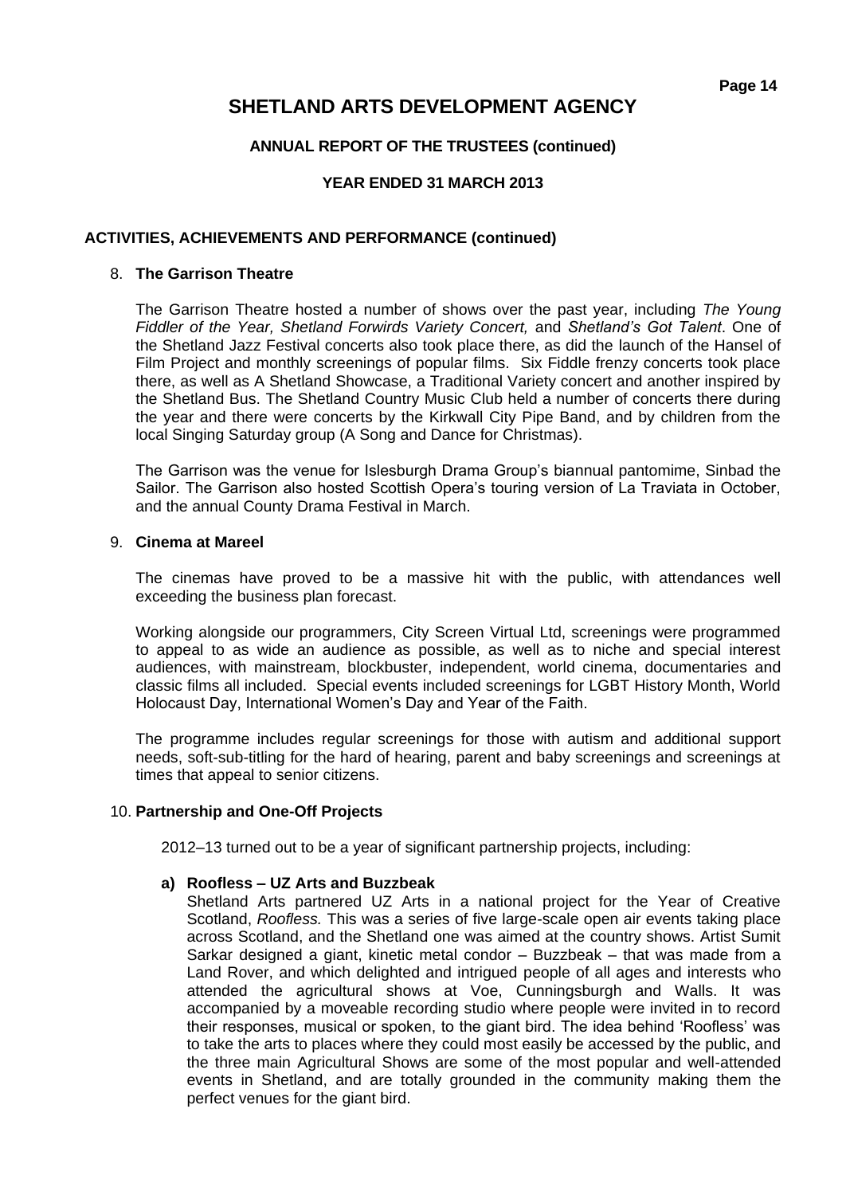# SHETLAND ARTS DEVELOPMENT AGENCY

**ANNUAL REPORT OF THE TRUSTEES (continued)**

**YEAR ENDED 31 MARCH 2013**

## ACTIVITIES, ACHIEVEMENTS AND PERFORMANCE (continued)

### 8. The Garrison Theatre

The Garrison Theatre hosted a number of shows over the past year, including *The Young Fiddler of the Year, Shetland Forwirds Variety Concert,* and *Shetland's Got Talent*. One of the Shetland Jazz Festival concerts also took place there, as did the launch of the Hansel of Film Project and monthly screenings of popular films. Six Fiddle frenzy concerts took place there, as well as A Shetland Showcase, a Traditional Variety concert and another inspired by the Shetland Bus. The Shetland Country Music Club held a number of concerts there during the year and there were concerts by the Kirkwall City Pipe Band, and by children from the local Singing Saturday group (A Song and Dance for Christmas).

The Garrison was the venue for Islesburgh Drama Group's biannual pantomime, Sinbad the Sailor. The Garrison also hosted Scottish Opera's touring version of La Traviata in October, and the annual County Drama Festival in March.

### 9. Cinema at Mareel

The cinemas have proved to be a massive hit with the public, with attendances well exceeding the business plan forecast.

Working alongside our programmers, City Screen Virtual Ltd, screenings were programmed to appeal to as wide an audience as possible, as well as to niche and special interest audiences, with mainstream, blockbuster, independent, world cinema, documentaries and classic films all included. Special events included screenings for LGBT History Month, World Holocaust Day, International Women's Day and Year of the Faith.

The programme includes regular screenings for those with autism and additional support needs, soft-sub-titling for the hard of hearing, parent and baby screenings and screenings at times that appeal to senior citizens.

### 10. Partnership and One-Off Projects

2012–13 turned out to be a year of significant partnership projects, including:

**a) Roofless – UZ Arts and Buzzbeak**

Shetland Arts partnered UZ Arts in a national project for the Year of Creative Scotland, *Roofless.* This was a series of five large-scale open air events taking place across Scotland, and the Shetland one was aimed at the country shows. Artist Sumit Sarkar designed a giant, kinetic metal condor – Buzzbeak – that was made from a Land Rover, and which delighted and intrigued people of all ages and interests who attended the agricultural shows at Voe, Cunningsburgh and Walls. It was accompanied by a moveable recording studio where people were invited in to record their responses, musical or spoken, to the giant bird. The idea behind 'Roofless' was to take the arts to places where they could most easily be accessed by the public, and the three main Agricultural Shows are some of the most popular and well-attended events in Shetland, and are totally grounded in the community making them the perfect venues for the giant bird.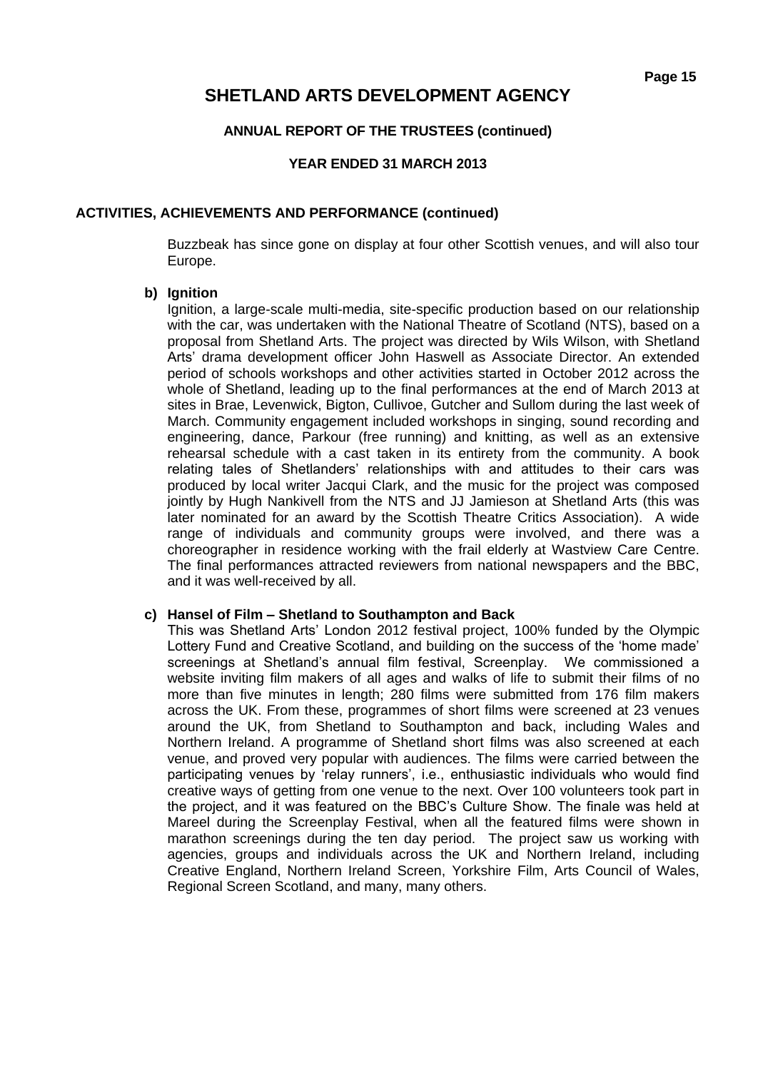## ACTIVITIES, ACHIEVEMENTS AND PERFORMANCE (continued)

Buzzbeak has since gone on display at four other Scottish venues, and will also tour Europe.

**b) Ignition**

Ignition, a large-scale multi-media, site-specific production based on our relationship with the car, was undertaken with the National Theatre of Scotland (NTS), based on a proposal from Shetland Arts. The project was directed by Wils Wilson, with Shetland Arts' drama development officer John Haswell as Associate Director. An extended period of schools workshops and other activities started in October 2012 across the whole of Shetland, leading up to the final performances at the end of March 2013 at sites in Brae, Levenwick, Bigton, Cullivoe, Gutcher and Sullom during the last week of March. Community engagement included workshops in singing, sound recording and engineering, dance, Parkour (free running) and knitting, as well as an extensive rehearsal schedule with a cast taken in its entirety from the community. A book relating tales of Shetlanders' relationships with and attitudes to their cars was produced by local writer Jacqui Clark, and the music for the project was composed jointly by Hugh Nankivell from the NTS and JJ Jamieson at Shetland Arts (this was later nominated for an award by the Scottish Theatre Critics Association). A wide range of individuals and community groups were involved, and there was a choreographer in residence working with the frail elderly at Wastview Care Centre. The final performances attracted reviewers from national newspapers and the BBC, and it was well-received by all.

**c) Hansel of Film – Shetland to Southampton and Back**

This was Shetland Arts' London 2012 festival project, 100% funded by the Olympic Lottery Fund and Creative Scotland, and building on the success of the 'home made' screenings at Shetland's annual film festival, Screenplay. We commissioned a website inviting film makers of all ages and walks of life to submit their films of no more than five minutes in length; 280 films were submitted from 176 film makers across the UK. From these, programmes of short films were screened at 23 venues around the UK, from Shetland to Southampton and back, including Wales and Northern Ireland. A programme of Shetland short films was also screened at each venue, and proved very popular with audiences. The films were carried between the participating venues by 'relay runners', i.e., enthusiastic individuals who would find creative ways of getting from one venue to the next. Over 100 volunteers took part in the project, and it was featured on the BBC's Culture Show. The finale was held at Mareel during the Screenplay Festival, when all the featured films were shown in marathon screenings during the ten day period. The project saw us working with agencies, groups and individuals across the UK and Northern Ireland, including Creative England, Northern Ireland Screen, Yorkshire Film, Arts Council of Wales, Regional Screen Scotland, and many, many others.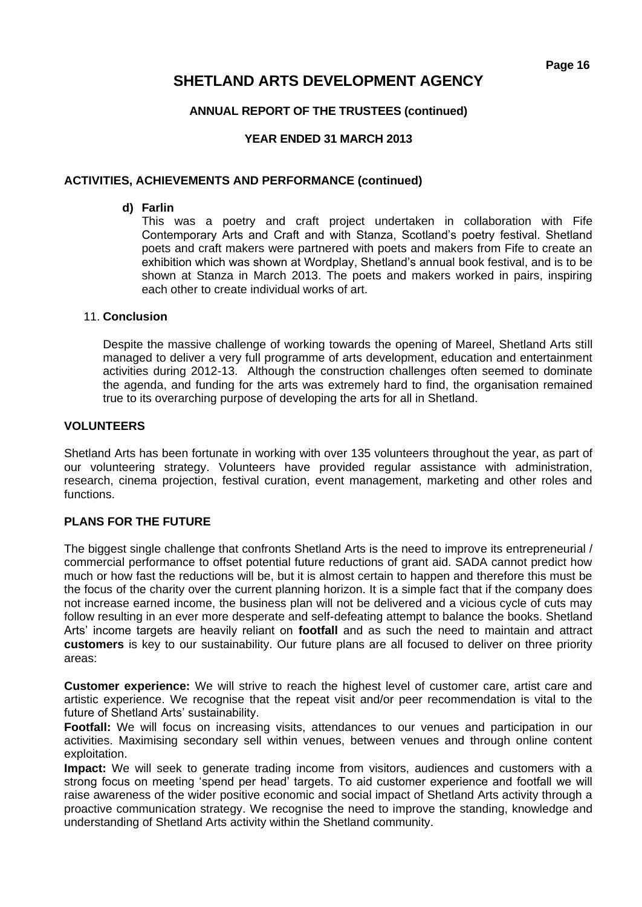# SHETLAND ARTS DEVELOPMENT AGENCY

**ANNUAL REPORT OF THE TRUSTEES (continued)**

**YEAR ENDED 31 MARCH 2013**

**ACTIVITIES, ACHIEVEMENTS AND PERFORMANCE (continued)**

**d) Farlin**

This was a poetry and craft project undertaken in collaboration with Fife Contemporary Arts and Craft and with Stanza, Scotland's poetry festival. Shetland poets and craft makers were partnered with poets and makers from Fife to create an exhibition which was shown at Wordplay, Shetland's annual book festival, and is to be shown at Stanza in March 2013. The poets and makers worked in pairs, inspiring each other to create individual works of art.

11. **Conclusion**

Despite the massive challenge of working towards the opening of Mareel, Shetland Arts still managed to deliver a very full programme of arts development, education and entertainment activities during 2012-13. Although the construction challenges often seemed to dominate the agenda, and funding for the arts was extremely hard to find, the organisation remained true to its overarching purpose of developing the arts for all in Shetland.

**VOLUNTEERS**

Shetland Arts has been fortunate in working with over 135 volunteers throughout the year, as part of our volunteering strategy. Volunteers have provided regular assistance with administration, research, cinema projection, festival curation, event management, marketing and other roles and functions.

**PLANS FOR THE FUTURE**

The biggest single challenge that confronts Shetland Arts is the need to improve its entrepreneurial / commercial performance to offset potential future reductions of grant aid. SADA cannot predict how much or how fast the reductions will be, but it is almost certain to happen and therefore this must be the focus of the charity over the current planning horizon. It is a simple fact that if the company does not increase earned income, the business plan will not be delivered and a vicious cycle of cuts may follow resulting in an ever more desperate and self-defeating attempt to balance the books. Shetland Arts' income targets are heavily reliant on **footfall** and as such the need to maintain and attract **customers** is key to our sustainability. Our future plans are all focused to deliver on three priority areas:

**Customer experience:** We will strive to reach the highest level of customer care, artist care and artistic experience. We recognise that the repeat visit and/or peer recommendation is vital to the future of Shetland Arts' sustainability.

**Footfall:** We will focus on increasing visits, attendances to our venues and participation in our activities. Maximising secondary sell within venues, between venues and through online content exploitation.

**Impact:** We will seek to generate trading income from visitors, audiences and customers with a strong focus on meeting 'spend per head' targets. To aid customer experience and footfall we will raise awareness of the wider positive economic and social impact of Shetland Arts activity through a proactive communication strategy. We recognise the need to improve the standing, knowledge and understanding of Shetland Arts activity within the Shetland community.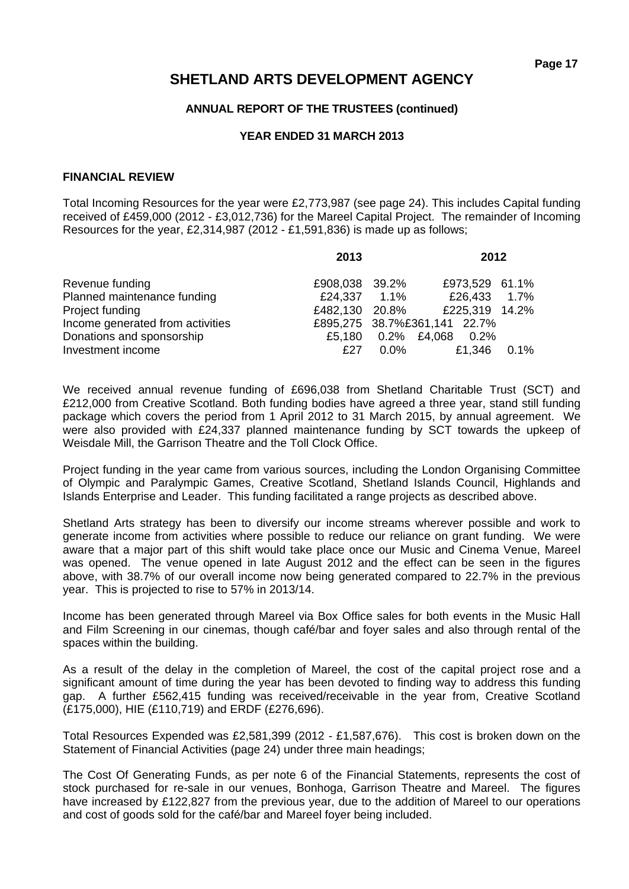# SHETLAND ARTS DEVELOPMENT AGENCY

**ANNUAL REPORT OF THE TRUSTEES (continued)**

**YEAR ENDED 31 MARCH 2013**

**FINANCIAL REVIEW**

Total Incoming Resources for the year were £2,773,987 (see page 24). This includes Capital funding received of £459,000 (2012 - £3,012,736) for the Mareel Capital Project. The remainder of Incoming Resources for the year, £2,314,987 (2012 - £1,591,836) is made up as follows;

| | 2013 | | 2012 | |
|---|---|---|---|---|
| Revenue funding | £908,038 | 39.2% | £973,529 | 61.1% |
| Planned maintenance funding | £24,337 | 1.1% | £26,433 | 1.7% |
| Project funding | £482,130 | 20.8% | £225,319 | 14.2% |
| Income generated from activities | £895,275 | 38.7% | £361,141 | 22.7% |
| Donations and sponsorship | £5,180 | 0.2% | £4,068 | 0.2% |
| Investment income | £27 | 0.0% | £1,346 | 0.1% |

We received annual revenue funding of £696,038 from Shetland Charitable Trust (SCT) and £212,000 from Creative Scotland. Both funding bodies have agreed a three year, stand still funding package which covers the period from 1 April 2012 to 31 March 2015, by annual agreement. We were also provided with £24,337 planned maintenance funding by SCT towards the upkeep of Weisdale Mill, the Garrison Theatre and the Toll Clock Office.

Project funding in the year came from various sources, including the London Organising Committee of Olympic and Paralympic Games, Creative Scotland, Shetland Islands Council, Highlands and Islands Enterprise and Leader. This funding facilitated a range projects as described above.

Shetland Arts strategy has been to diversify our income streams wherever possible and work to generate income from activities where possible to reduce our reliance on grant funding. We were aware that a major part of this shift would take place once our Music and Cinema Venue, Mareel was opened. The venue opened in late August 2012 and the effect can be seen in the figures above, with 38.7% of our overall income now being generated compared to 22.7% in the previous year. This is projected to rise to 57% in 2013/14.

Income has been generated through Mareel via Box Office sales for both events in the Music Hall and Film Screening in our cinemas, though café/bar and foyer sales and also through rental of the spaces within the building.

As a result of the delay in the completion of Mareel, the cost of the capital project rose and a significant amount of time during the year has been devoted to finding way to address this funding gap. A further £562,415 funding was received/receivable in the year from, Creative Scotland (£175,000), HIE (£110,719) and ERDF (£276,696).

Total Resources Expended was £2,581,399 (2012 - £1,587,676). This cost is broken down on the Statement of Financial Activities (page 24) under three main headings;

The Cost Of Generating Funds, as per note 6 of the Financial Statements, represents the cost of stock purchased for re-sale in our venues, Bonhoga, Garrison Theatre and Mareel. The figures have increased by £122,827 from the previous year, due to the addition of Mareel to our operations and cost of goods sold for the café/bar and Mareel foyer being included.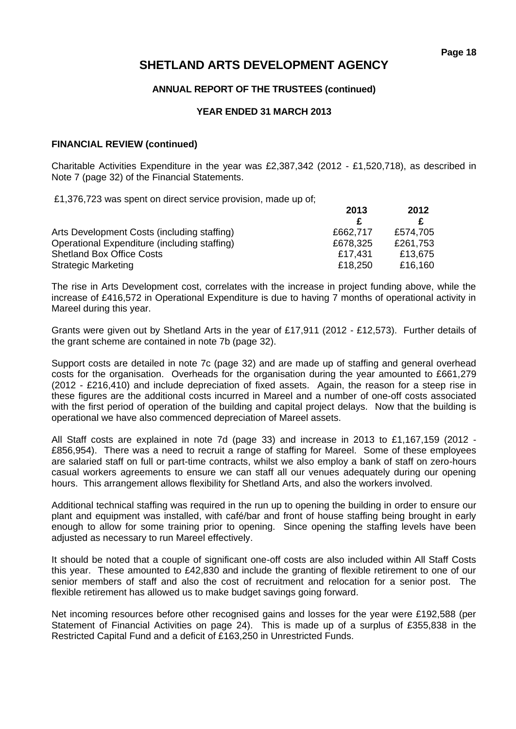# SHETLAND ARTS DEVELOPMENT AGENCY

**ANNUAL REPORT OF THE TRUSTEES (continued)**

**YEAR ENDED 31 MARCH 2013**

**FINANCIAL REVIEW (continued)**

Charitable Activities Expenditure in the year was £2,387,342 (2012 - £1,520,718), as described in Note 7 (page 32) of the Financial Statements.

£1,376,723 was spent on direct service provision, made up of;

| | 2013 | 2012 |
|---|---|---|
| | £ | £ |
| Arts Development Costs (including staffing) | £662,717 | £574,705 |
| Operational Expenditure (including staffing) | £678,325 | £261,753 |
| Shetland Box Office Costs | £17,431 | £13,675 |
| Strategic Marketing | £18,250 | £16,160 |

The rise in Arts Development cost, correlates with the increase in project funding above, while the increase of £416,572 in Operational Expenditure is due to having 7 months of operational activity in Mareel during this year.

Grants were given out by Shetland Arts in the year of £17,911 (2012 - £12,573). Further details of the grant scheme are contained in note 7b (page 32).

Support costs are detailed in note 7c (page 32) and are made up of staffing and general overhead costs for the organisation. Overheads for the organisation during the year amounted to £661,279 (2012 - £216,410) and include depreciation of fixed assets. Again, the reason for a steep rise in these figures are the additional costs incurred in Mareel and a number of one-off costs associated with the first period of operation of the building and capital project delays. Now that the building is operational we have also commenced depreciation of Mareel assets.

All Staff costs are explained in note 7d (page 33) and increase in 2013 to £1,167,159 (2012 - £856,954). There was a need to recruit a range of staffing for Mareel. Some of these employees are salaried staff on full or part-time contracts, whilst we also employ a bank of staff on zero-hours casual workers agreements to ensure we can staff all our venues adequately during our opening hours. This arrangement allows flexibility for Shetland Arts, and also the workers involved.

Additional technical staffing was required in the run up to opening the building in order to ensure our plant and equipment was installed, with café/bar and front of house staffing being brought in early enough to allow for some training prior to opening. Since opening the staffing levels have been adjusted as necessary to run Mareel effectively.

It should be noted that a couple of significant one-off costs are also included within All Staff Costs this year. These amounted to £42,830 and include the granting of flexible retirement to one of our senior members of staff and also the cost of recruitment and relocation for a senior post. The flexible retirement has allowed us to make budget savings going forward.

Net incoming resources before other recognised gains and losses for the year were £192,588 (per Statement of Financial Activities on page 24). This is made up of a surplus of £355,838 in the Restricted Capital Fund and a deficit of £163,250 in Unrestricted Funds.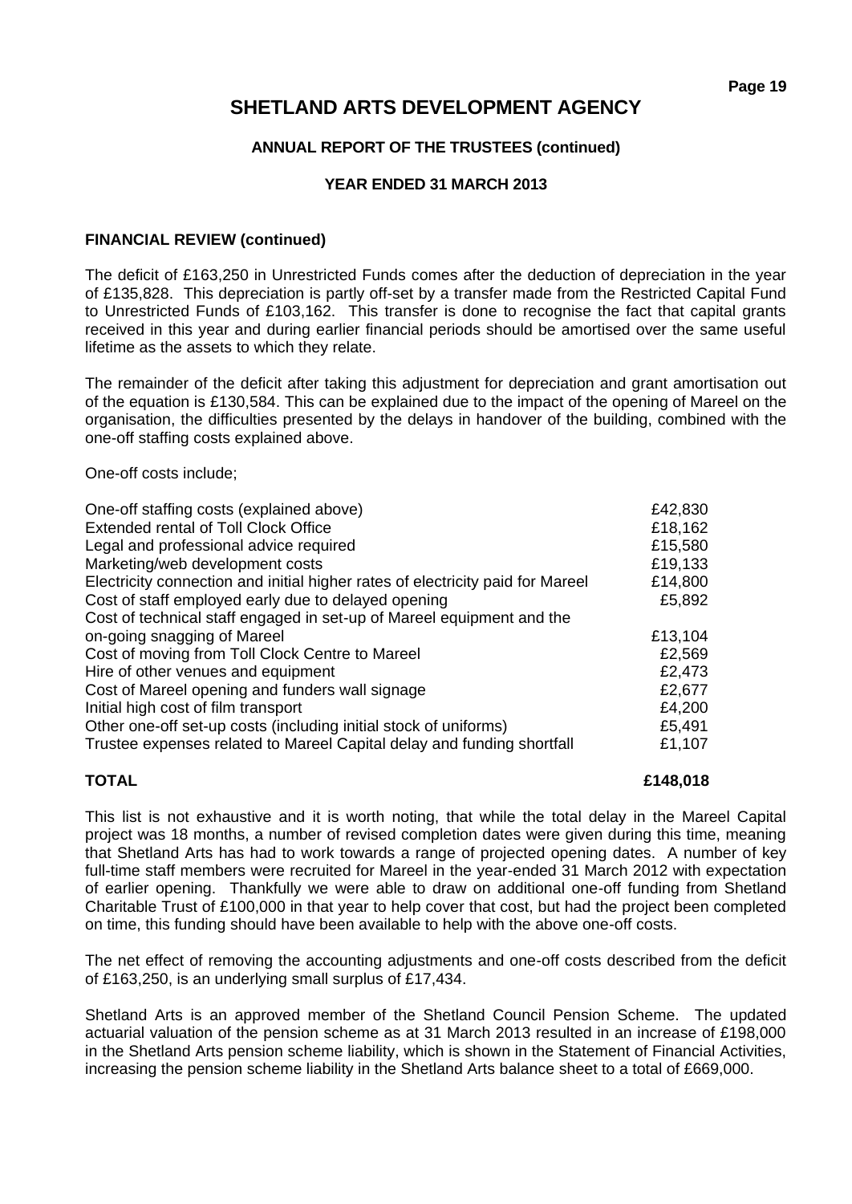# SHETLAND ARTS DEVELOPMENT AGENCY

### ANNUAL REPORT OF THE TRUSTEES (continued)

### YEAR ENDED 31 MARCH 2013

**FINANCIAL REVIEW (continued)**

The deficit of £163,250 in Unrestricted Funds comes after the deduction of depreciation in the year of £135,828. This depreciation is partly off-set by a transfer made from the Restricted Capital Fund to Unrestricted Funds of £103,162. This transfer is done to recognise the fact that capital grants received in this year and during earlier financial periods should be amortised over the same useful lifetime as the assets to which they relate.

The remainder of the deficit after taking this adjustment for depreciation and grant amortisation out of the equation is £130,584. This can be explained due to the impact of the opening of Mareel on the organisation, the difficulties presented by the delays in handover of the building, combined with the one-off staffing costs explained above.

One-off costs include;

| | |
|---|---:|
| One-off staffing costs (explained above) | £42,830 |
| Extended rental of Toll Clock Office | £18,162 |
| Legal and professional advice required | £15,580 |
| Marketing/web development costs | £19,133 |
| Electricity connection and initial higher rates of electricity paid for Mareel | £14,800 |
| Cost of staff employed early due to delayed opening | £5,892 |
| Cost of technical staff engaged in set-up of Mareel equipment and the on-going snagging of Mareel | £13,104 |
| Cost of moving from Toll Clock Centre to Mareel | £2,569 |
| Hire of other venues and equipment | £2,473 |
| Cost of Mareel opening and funders wall signage | £2,677 |
| Initial high cost of film transport | £4,200 |
| Other one-off set-up costs (including initial stock of uniforms) | £5,491 |
| Trustee expenses related to Mareel Capital delay and funding shortfall | £1,107 |
| **TOTAL** | **£148,018** |

This list is not exhaustive and it is worth noting, that while the total delay in the Mareel Capital project was 18 months, a number of revised completion dates were given during this time, meaning that Shetland Arts has had to work towards a range of projected opening dates. A number of key full-time staff members were recruited for Mareel in the year-ended 31 March 2012 with expectation of earlier opening. Thankfully we were able to draw on additional one-off funding from Shetland Charitable Trust of £100,000 in that year to help cover that cost, but had the project been completed on time, this funding should have been available to help with the above one-off costs.

The net effect of removing the accounting adjustments and one-off costs described from the deficit of £163,250, is an underlying small surplus of £17,434.

Shetland Arts is an approved member of the Shetland Council Pension Scheme. The updated actuarial valuation of the pension scheme as at 31 March 2013 resulted in an increase of £198,000 in the Shetland Arts pension scheme liability, which is shown in the Statement of Financial Activities, increasing the pension scheme liability in the Shetland Arts balance sheet to a total of £669,000.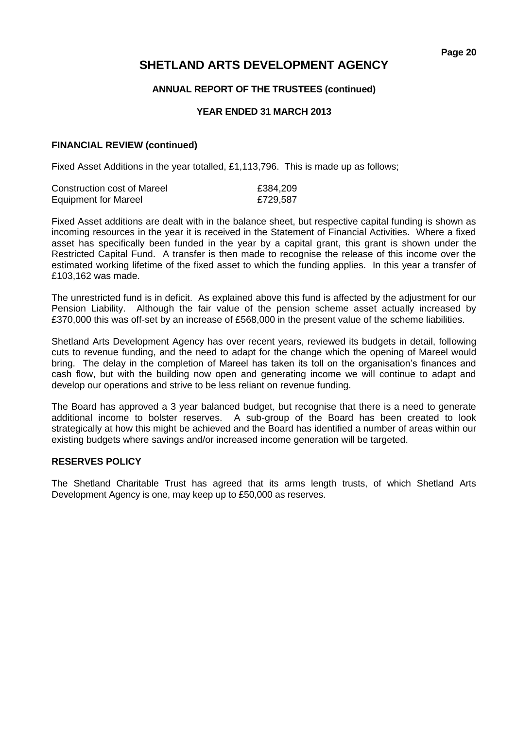# SHETLAND ARTS DEVELOPMENT AGENCY

**ANNUAL REPORT OF THE TRUSTEES (continued)**

**YEAR ENDED 31 MARCH 2013**

**FINANCIAL REVIEW (continued)**

Fixed Asset Additions in the year totalled, £1,113,796. This is made up as follows;

| | |
|---|---|
| Construction cost of Mareel | £384,209 |
| Equipment for Mareel | £729,587 |

Fixed Asset additions are dealt with in the balance sheet, but respective capital funding is shown as incoming resources in the year it is received in the Statement of Financial Activities. Where a fixed asset has specifically been funded in the year by a capital grant, this grant is shown under the Restricted Capital Fund. A transfer is then made to recognise the release of this income over the estimated working lifetime of the fixed asset to which the funding applies. In this year a transfer of £103,162 was made.

The unrestricted fund is in deficit. As explained above this fund is affected by the adjustment for our Pension Liability. Although the fair value of the pension scheme asset actually increased by £370,000 this was off-set by an increase of £568,000 in the present value of the scheme liabilities.

Shetland Arts Development Agency has over recent years, reviewed its budgets in detail, following cuts to revenue funding, and the need to adapt for the change which the opening of Mareel would bring. The delay in the completion of Mareel has taken its toll on the organisation's finances and cash flow, but with the building now open and generating income we will continue to adapt and develop our operations and strive to be less reliant on revenue funding.

The Board has approved a 3 year balanced budget, but recognise that there is a need to generate additional income to bolster reserves. A sub-group of the Board has been created to look strategically at how this might be achieved and the Board has identified a number of areas within our existing budgets where savings and/or increased income generation will be targeted.

**RESERVES POLICY**

The Shetland Charitable Trust has agreed that its arms length trusts, of which Shetland Arts Development Agency is one, may keep up to £50,000 as reserves.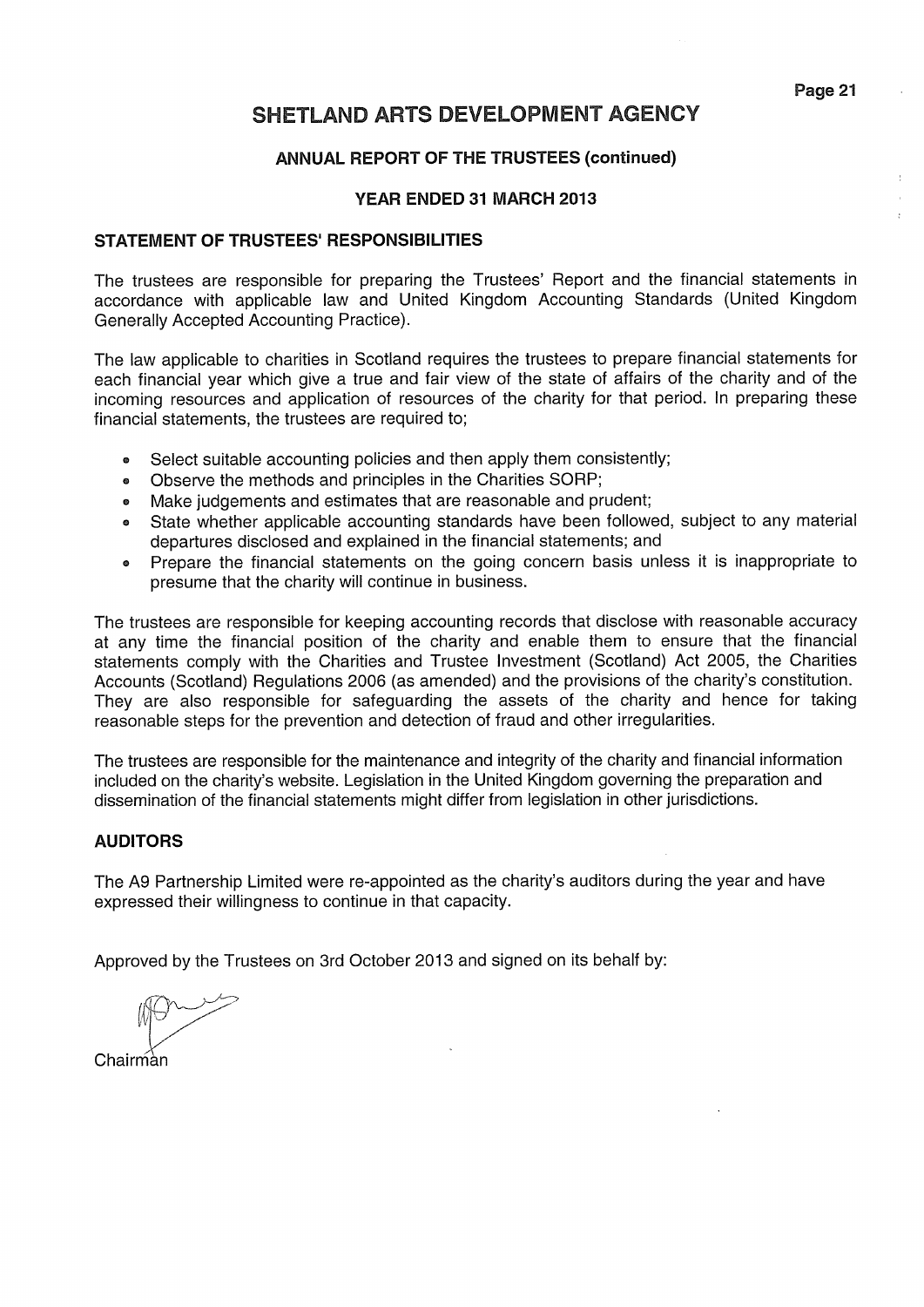# SHETLAND ARTS DEVELOPMENT AGENCY

## ANNUAL REPORT OF THE TRUSTEES (continued)

## YEAR ENDED 31 MARCH 2013

### STATEMENT OF TRUSTEES' RESPONSIBILITIES

The trustees are responsible for preparing the Trustees' Report and the financial statements in accordance with applicable law and United Kingdom Accounting Standards (United Kingdom Generally Accepted Accounting Practice).

The law applicable to charities in Scotland requires the trustees to prepare financial statements for each financial year which give a true and fair view of the state of affairs of the charity and of the incoming resources and application of resources of the charity for that period. In preparing these financial statements, the trustees are required to;

- Select suitable accounting policies and then apply them consistently;
- Observe the methods and principles in the Charities SORP;
- Make judgements and estimates that are reasonable and prudent;
- State whether applicable accounting standards have been followed, subject to any material departures disclosed and explained in the financial statements; and
- Prepare the financial statements on the going concern basis unless it is inappropriate to presume that the charity will continue in business.

The trustees are responsible for keeping accounting records that disclose with reasonable accuracy at any time the financial position of the charity and enable them to ensure that the financial statements comply with the Charities and Trustee Investment (Scotland) Act 2005, the Charities Accounts (Scotland) Regulations 2006 (as amended) and the provisions of the charity's constitution. They are also responsible for safeguarding the assets of the charity and hence for taking reasonable steps for the prevention and detection of fraud and other irregularities.

The trustees are responsible for the maintenance and integrity of the charity and financial information included on the charity's website. Legislation in the United Kingdom governing the preparation and dissemination of the financial statements might differ from legislation in other jurisdictions.

### AUDITORS

The A9 Partnership Limited were re-appointed as the charity's auditors during the year and have expressed their willingness to continue in that capacity.

Approved by the Trustees on 3rd October 2013 and signed on its behalf by:

Chairman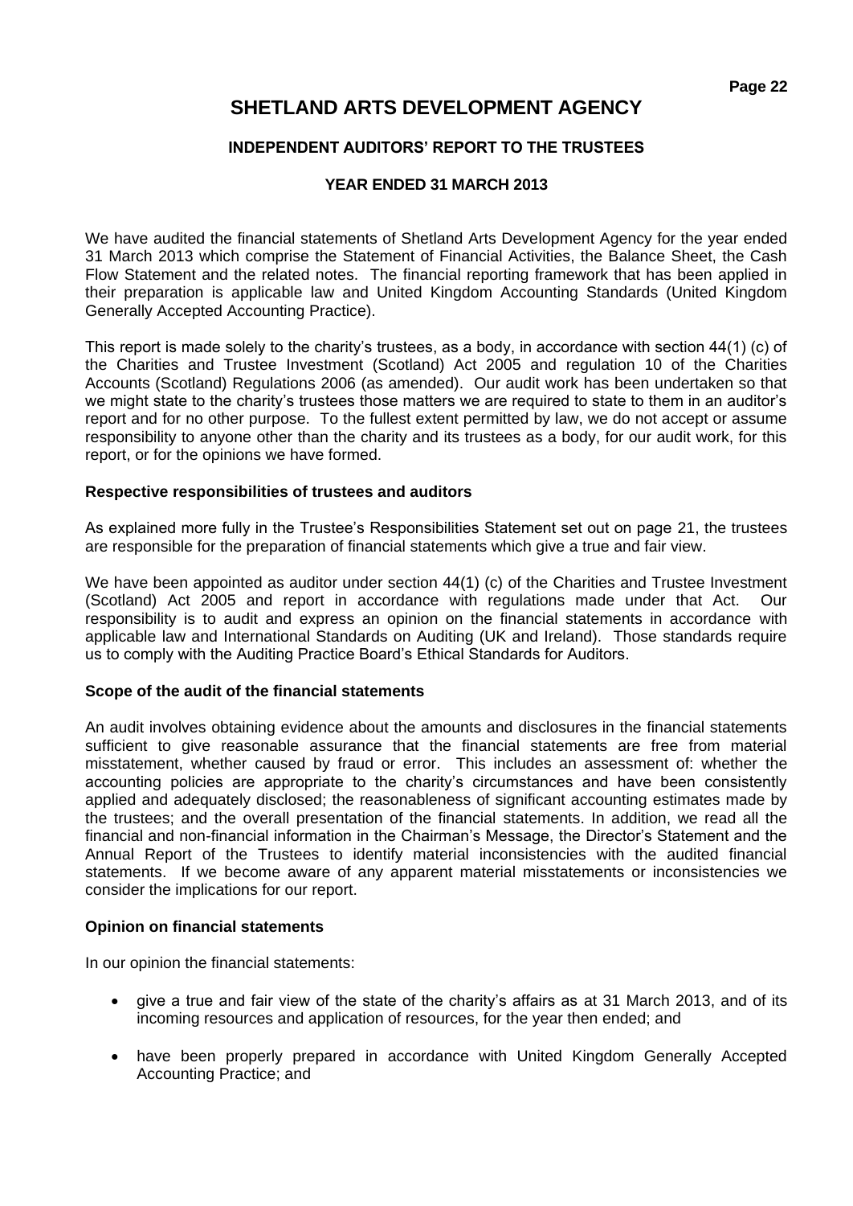# SHETLAND ARTS DEVELOPMENT AGENCY

## INDEPENDENT AUDITORS' REPORT TO THE TRUSTEES

## YEAR ENDED 31 MARCH 2013

We have audited the financial statements of Shetland Arts Development Agency for the year ended 31 March 2013 which comprise the Statement of Financial Activities, the Balance Sheet, the Cash Flow Statement and the related notes. The financial reporting framework that has been applied in their preparation is applicable law and United Kingdom Accounting Standards (United Kingdom Generally Accepted Accounting Practice).

This report is made solely to the charity's trustees, as a body, in accordance with section 44(1) (c) of the Charities and Trustee Investment (Scotland) Act 2005 and regulation 10 of the Charities Accounts (Scotland) Regulations 2006 (as amended). Our audit work has been undertaken so that we might state to the charity's trustees those matters we are required to state to them in an auditor's report and for no other purpose. To the fullest extent permitted by law, we do not accept or assume responsibility to anyone other than the charity and its trustees as a body, for our audit work, for this report, or for the opinions we have formed.

**Respective responsibilities of trustees and auditors**

As explained more fully in the Trustee's Responsibilities Statement set out on page 21, the trustees are responsible for the preparation of financial statements which give a true and fair view.

We have been appointed as auditor under section 44(1) (c) of the Charities and Trustee Investment (Scotland) Act 2005 and report in accordance with regulations made under that Act. Our responsibility is to audit and express an opinion on the financial statements in accordance with applicable law and International Standards on Auditing (UK and Ireland). Those standards require us to comply with the Auditing Practice Board's Ethical Standards for Auditors.

**Scope of the audit of the financial statements**

An audit involves obtaining evidence about the amounts and disclosures in the financial statements sufficient to give reasonable assurance that the financial statements are free from material misstatement, whether caused by fraud or error. This includes an assessment of: whether the accounting policies are appropriate to the charity's circumstances and have been consistently applied and adequately disclosed; the reasonableness of significant accounting estimates made by the trustees; and the overall presentation of the financial statements. In addition, we read all the financial and non-financial information in the Chairman's Message, the Director's Statement and the Annual Report of the Trustees to identify material inconsistencies with the audited financial statements. If we become aware of any apparent material misstatements or inconsistencies we consider the implications for our report.

**Opinion on financial statements**

In our opinion the financial statements:

- give a true and fair view of the state of the charity's affairs as at 31 March 2013, and of its incoming resources and application of resources, for the year then ended; and
- have been properly prepared in accordance with United Kingdom Generally Accepted Accounting Practice; and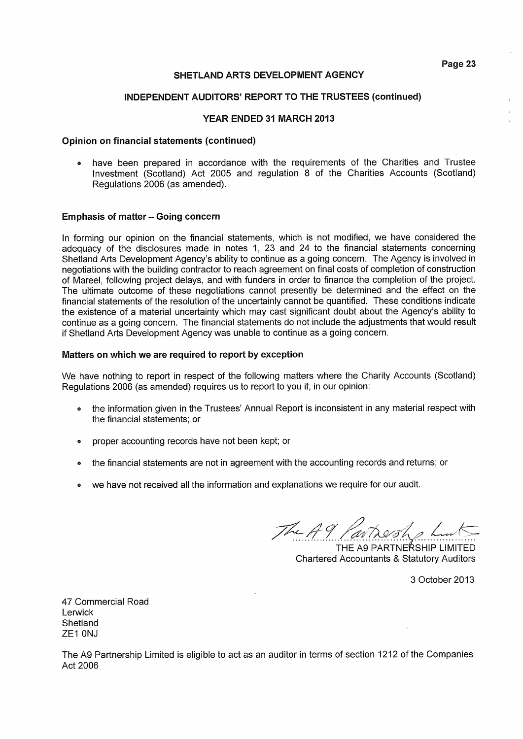## Opinion on financial statements (continued)

- have been prepared in accordance with the requirements of the Charities and Trustee Investment (Scotland) Act 2005 and regulation 8 of the Charities Accounts (Scotland) Regulations 2006 (as amended).

## Emphasis of matter – Going concern

In forming our opinion on the financial statements, which is not modified, we have considered the adequacy of the disclosures made in notes 1, 23 and 24 to the financial statements concerning Shetland Arts Development Agency's ability to continue as a going concern. The Agency is involved in negotiations with the building contractor to reach agreement on final costs of completion of construction of Mareel, following project delays, and with funders in order to finance the completion of the project. The ultimate outcome of these negotiations cannot presently be determined and the effect on the financial statements of the resolution of the uncertainly cannot be quantified. These conditions indicate the existence of a material uncertainty which may cast significant doubt about the Agency's ability to continue as a going concern. The financial statements do not include the adjustments that would result if Shetland Arts Development Agency was unable to continue as a going concern.

## Matters on which we are required to report by exception

We have nothing to report in respect of the following matters where the Charity Accounts (Scotland) Regulations 2006 (as amended) requires us to report to you if, in our opinion:

- the information given in the Trustees' Annual Report is inconsistent in any material respect with the financial statements; or
- proper accounting records have not been kept; or
- the financial statements are not in agreement with the accounting records and returns; or
- we have not received all the information and explanations we require for our audit.

The A9 Partnership Ltd

THE A9 PARTNERSHIP LIMITED
Chartered Accountants & Statutory Auditors

3 October 2013

47 Commercial Road
Lerwick
Shetland
ZE1 0NJ

The A9 Partnership Limited is eligible to act as an auditor in terms of section 1212 of the Companies Act 2006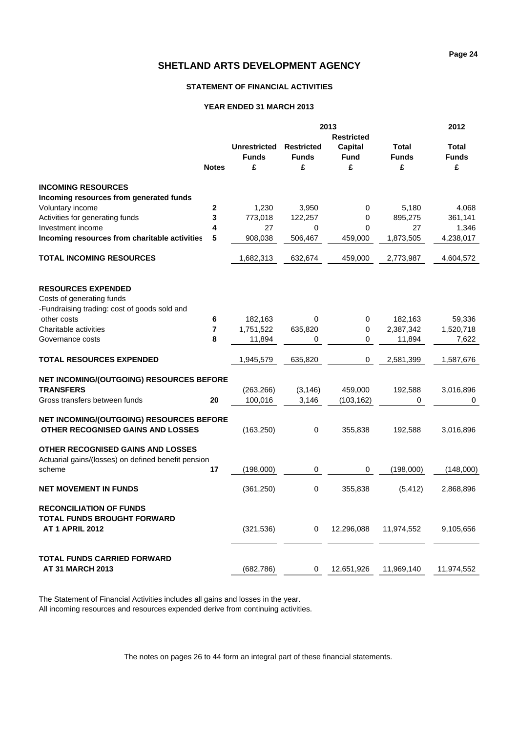# SHETLAND ARTS DEVELOPMENT AGENCY

## STATEMENT OF FINANCIAL ACTIVITIES

### YEAR ENDED 31 MARCH 2013

| | Notes | 2013 Unrestricted Funds £ | 2013 Restricted Funds £ | 2013 Restricted Capital Fund £ | 2013 Total Funds £ | 2012 Total Funds £ |
|---|---|---|---|---|---|---|
| **INCOMING RESOURCES** | | | | | | |
| **Incoming resources from generated funds** | | | | | | |
| Voluntary income | **2** | 1,230 | 3,950 | 0 | 5,180 | 4,068 |
| Activities for generating funds | **3** | 773,018 | 122,257 | 0 | 895,275 | 361,141 |
| Investment income | **4** | 27 | 0 | 0 | 27 | 1,346 |
| **Incoming resources from charitable activities** | **5** | 908,038 | 506,467 | 459,000 | 1,873,505 | 4,238,017 |
| **TOTAL INCOMING RESOURCES** | | 1,682,313 | 632,674 | 459,000 | 2,773,987 | 4,604,572 |
| **RESOURCES EXPENDED** | | | | | | |
| Costs of generating funds | | | | | | |
| -Fundraising trading: cost of goods sold and other costs | **6** | 182,163 | 0 | 0 | 182,163 | 59,336 |
| Charitable activities | **7** | 1,751,522 | 635,820 | 0 | 2,387,342 | 1,520,718 |
| Governance costs | **8** | 11,894 | 0 | 0 | 11,894 | 7,622 |
| **TOTAL RESOURCES EXPENDED** | | 1,945,579 | 635,820 | 0 | 2,581,399 | 1,587,676 |
| **NET INCOMING/(OUTGOING) RESOURCES BEFORE TRANSFERS** | | (263,266) | (3,146) | 459,000 | 192,588 | 3,016,896 |
| Gross transfers between funds | **20** | 100,016 | 3,146 | (103,162) | 0 | 0 |
| **NET INCOMING/(OUTGOING) RESOURCES BEFORE OTHER RECOGNISED GAINS AND LOSSES** | | (163,250) | 0 | 355,838 | 192,588 | 3,016,896 |
| **OTHER RECOGNISED GAINS AND LOSSES** | | | | | | |
| Actuarial gains/(losses) on defined benefit pension scheme | **17** | (198,000) | 0 | 0 | (198,000) | (148,000) |
| **NET MOVEMENT IN FUNDS** | | (361,250) | 0 | 355,838 | (5,412) | 2,868,896 |
| **RECONCILIATION OF FUNDS** | | | | | | |
| **TOTAL FUNDS BROUGHT FORWARD AT 1 APRIL 2012** | | (321,536) | 0 | 12,296,088 | 11,974,552 | 9,105,656 |
| **TOTAL FUNDS CARRIED FORWARD AT 31 MARCH 2013** | | (682,786) | 0 | 12,651,926 | 11,969,140 | 11,974,552 |

The Statement of Financial Activities includes all gains and losses in the year.
All incoming resources and resources expended derive from continuing activities.

The notes on pages 26 to 44 form an integral part of these financial statements.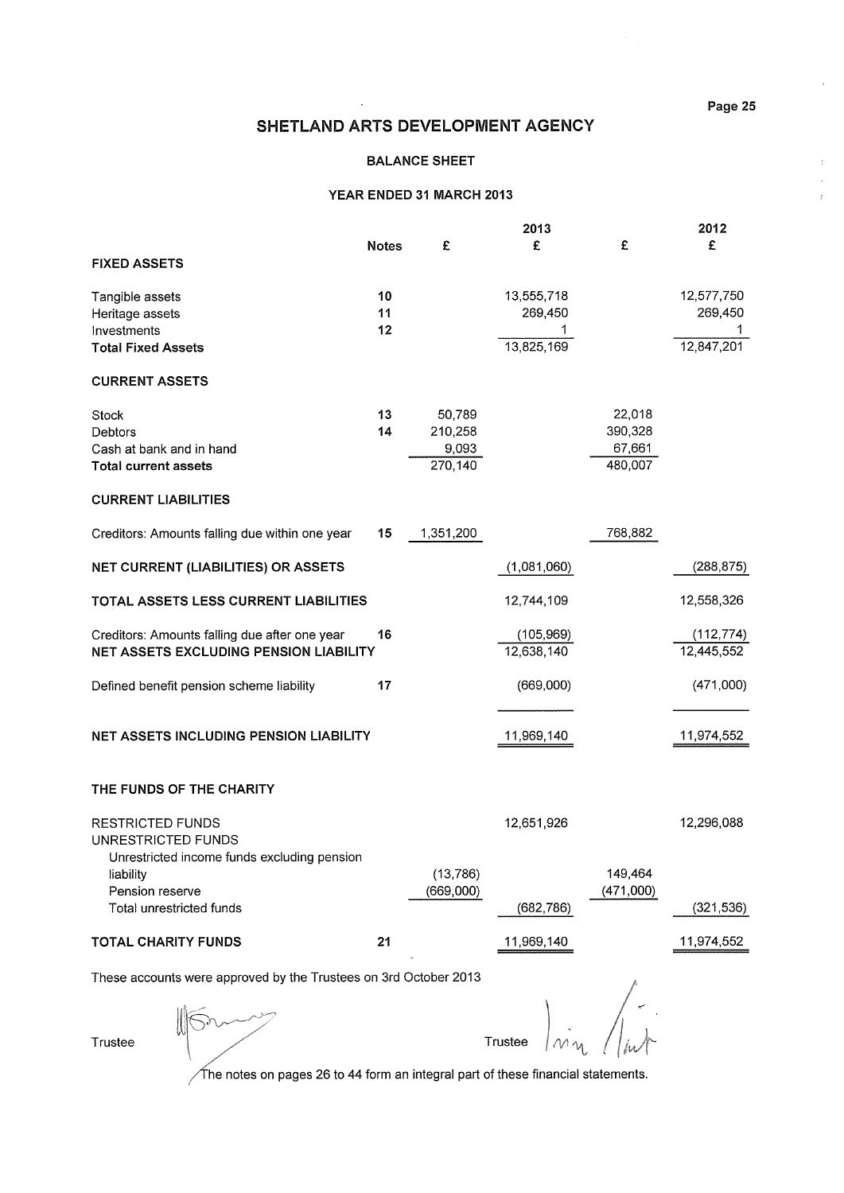# SHETLAND ARTS DEVELOPMENT AGENCY

## BALANCE SHEET

### YEAR ENDED 31 MARCH 2013

| | Notes | 2013 £ | 2013 £ | 2012 £ | 2012 £ |
|---|---|---|---|---|---|
| **FIXED ASSETS** | | | | | |
| Tangible assets | 10 | | 13,555,718 | | 12,577,750 |
| Heritage assets | 11 | | 269,450 | | 269,450 |
| Investments | 12 | | 1 | | 1 |
| **Total Fixed Assets** | | | 13,825,169 | | 12,847,201 |
| **CURRENT ASSETS** | | | | | |
| Stock | 13 | 50,789 | | 22,018 | |
| Debtors | 14 | 210,258 | | 390,328 | |
| Cash at bank and in hand | | 9,093 | | 67,661 | |
| **Total current assets** | | 270,140 | | 480,007 | |
| **CURRENT LIABILITIES** | | | | | |
| Creditors: Amounts falling due within one year | 15 | 1,351,200 | | 768,882 | |
| **NET CURRENT (LIABILITIES) OR ASSETS** | | | (1,081,060) | | (288,875) |
| **TOTAL ASSETS LESS CURRENT LIABILITIES** | | | 12,744,109 | | 12,558,326 |
| Creditors: Amounts falling due after one year | 16 | | (105,969) | | (112,774) |
| **NET ASSETS EXCLUDING PENSION LIABILITY** | | | 12,638,140 | | 12,445,552 |
| Defined benefit pension scheme liability | 17 | | (669,000) | | (471,000) |
| **NET ASSETS INCLUDING PENSION LIABILITY** | | | 11,969,140 | | 11,974,552 |
| **THE FUNDS OF THE CHARITY** | | | | | |
| RESTRICTED FUNDS | | | 12,651,926 | | 12,296,088 |
| UNRESTRICTED FUNDS | | | | | |
| Unrestricted income funds excluding pension liability | | (13,786) | | 149,464 | |
| Pension reserve | | (669,000) | | (471,000) | |
| Total unrestricted funds | | | (682,786) | | (321,536) |
| **TOTAL CHARITY FUNDS** | 21 | | 11,969,140 | | 11,974,552 |

These accounts were approved by the Trustees on 3rd October 2013

Trustee                                        Trustee

The notes on pages 26 to 44 form an integral part of these financial statements.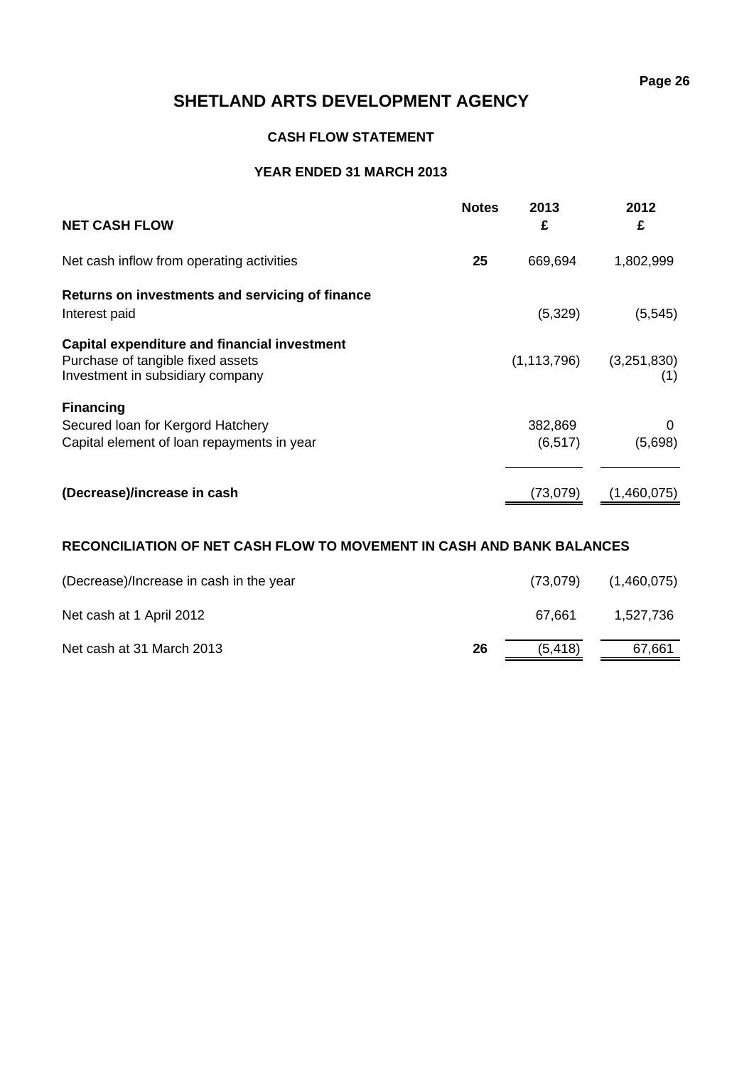# SHETLAND ARTS DEVELOPMENT AGENCY

## CASH FLOW STATEMENT

### YEAR ENDED 31 MARCH 2013

| NET CASH FLOW | Notes | 2013<br>£ | 2012<br>£ |
|---|---|---|---|
| Net cash inflow from operating activities | 25 | 669,694 | 1,802,999 |
| **Returns on investments and servicing of finance** | | | |
| Interest paid | | (5,329) | (5,545) |
| **Capital expenditure and financial investment** | | | |
| Purchase of tangible fixed assets | | (1,113,796) | (3,251,830) |
| Investment in subsidiary company | | | (1) |
| **Financing** | | | |
| Secured loan for Kergord Hatchery | | 382,869 | 0 |
| Capital element of loan repayments in year | | (6,517) | (5,698) |
| **(Decrease)/increase in cash** | | (73,079) | (1,460,075) |

## RECONCILIATION OF NET CASH FLOW TO MOVEMENT IN CASH AND BANK BALANCES

| | Notes | 2013 | 2012 |
|---|---|---|---|
| (Decrease)/Increase in cash in the year | | (73,079) | (1,460,075) |
| Net cash at 1 April 2012 | | 67,661 | 1,527,736 |
| Net cash at 31 March 2013 | 26 | (5,418) | 67,661 |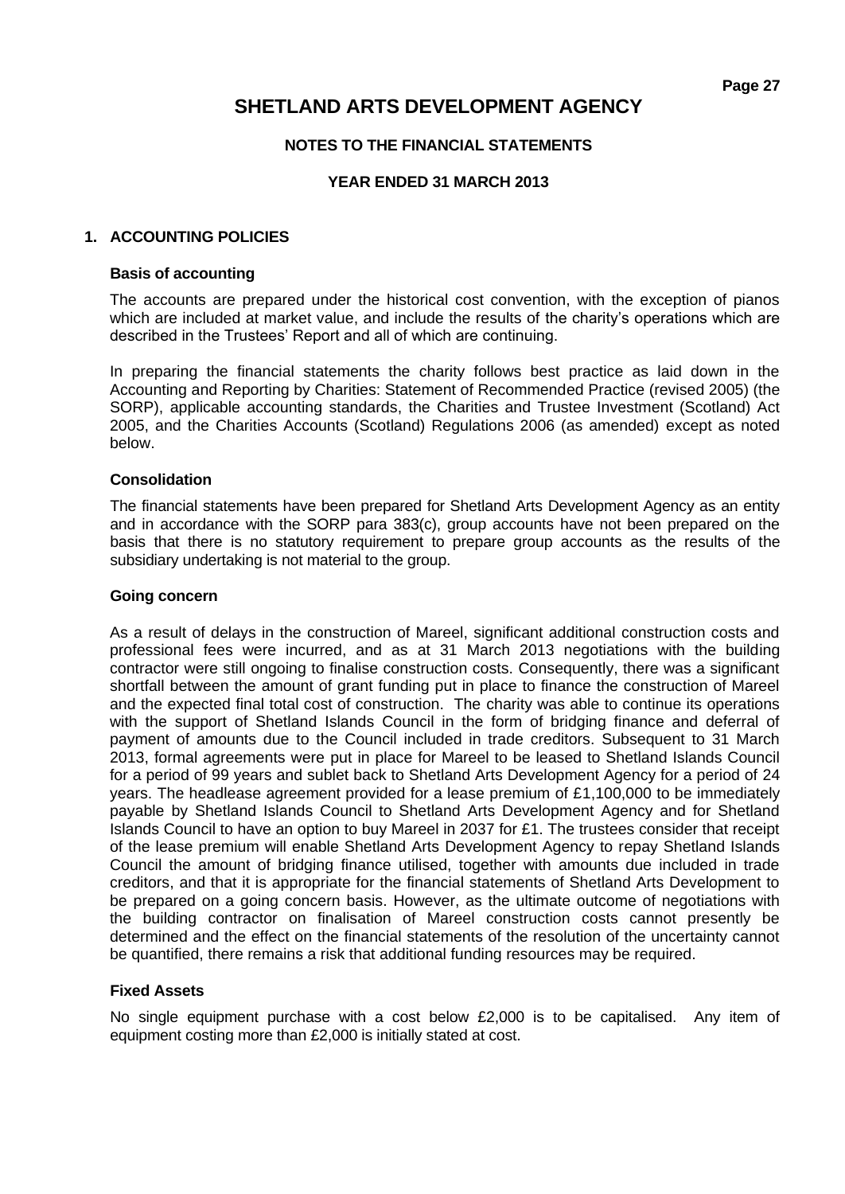# SHETLAND ARTS DEVELOPMENT AGENCY

**NOTES TO THE FINANCIAL STATEMENTS**

**YEAR ENDED 31 MARCH 2013**

## 1. ACCOUNTING POLICIES

### Basis of accounting

The accounts are prepared under the historical cost convention, with the exception of pianos which are included at market value, and include the results of the charity's operations which are described in the Trustees' Report and all of which are continuing.

In preparing the financial statements the charity follows best practice as laid down in the Accounting and Reporting by Charities: Statement of Recommended Practice (revised 2005) (the SORP), applicable accounting standards, the Charities and Trustee Investment (Scotland) Act 2005, and the Charities Accounts (Scotland) Regulations 2006 (as amended) except as noted below.

### Consolidation

The financial statements have been prepared for Shetland Arts Development Agency as an entity and in accordance with the SORP para 383(c), group accounts have not been prepared on the basis that there is no statutory requirement to prepare group accounts as the results of the subsidiary undertaking is not material to the group.

### Going concern

As a result of delays in the construction of Mareel, significant additional construction costs and professional fees were incurred, and as at 31 March 2013 negotiations with the building contractor were still ongoing to finalise construction costs. Consequently, there was a significant shortfall between the amount of grant funding put in place to finance the construction of Mareel and the expected final total cost of construction. The charity was able to continue its operations with the support of Shetland Islands Council in the form of bridging finance and deferral of payment of amounts due to the Council included in trade creditors. Subsequent to 31 March 2013, formal agreements were put in place for Mareel to be leased to Shetland Islands Council for a period of 99 years and sublet back to Shetland Arts Development Agency for a period of 24 years. The headlease agreement provided for a lease premium of £1,100,000 to be immediately payable by Shetland Islands Council to Shetland Arts Development Agency and for Shetland Islands Council to have an option to buy Mareel in 2037 for £1. The trustees consider that receipt of the lease premium will enable Shetland Arts Development Agency to repay Shetland Islands Council the amount of bridging finance utilised, together with amounts due included in trade creditors, and that it is appropriate for the financial statements of Shetland Arts Development to be prepared on a going concern basis. However, as the ultimate outcome of negotiations with the building contractor on finalisation of Mareel construction costs cannot presently be determined and the effect on the financial statements of the resolution of the uncertainty cannot be quantified, there remains a risk that additional funding resources may be required.

### Fixed Assets

No single equipment purchase with a cost below £2,000 is to be capitalised. Any item of equipment costing more than £2,000 is initially stated at cost.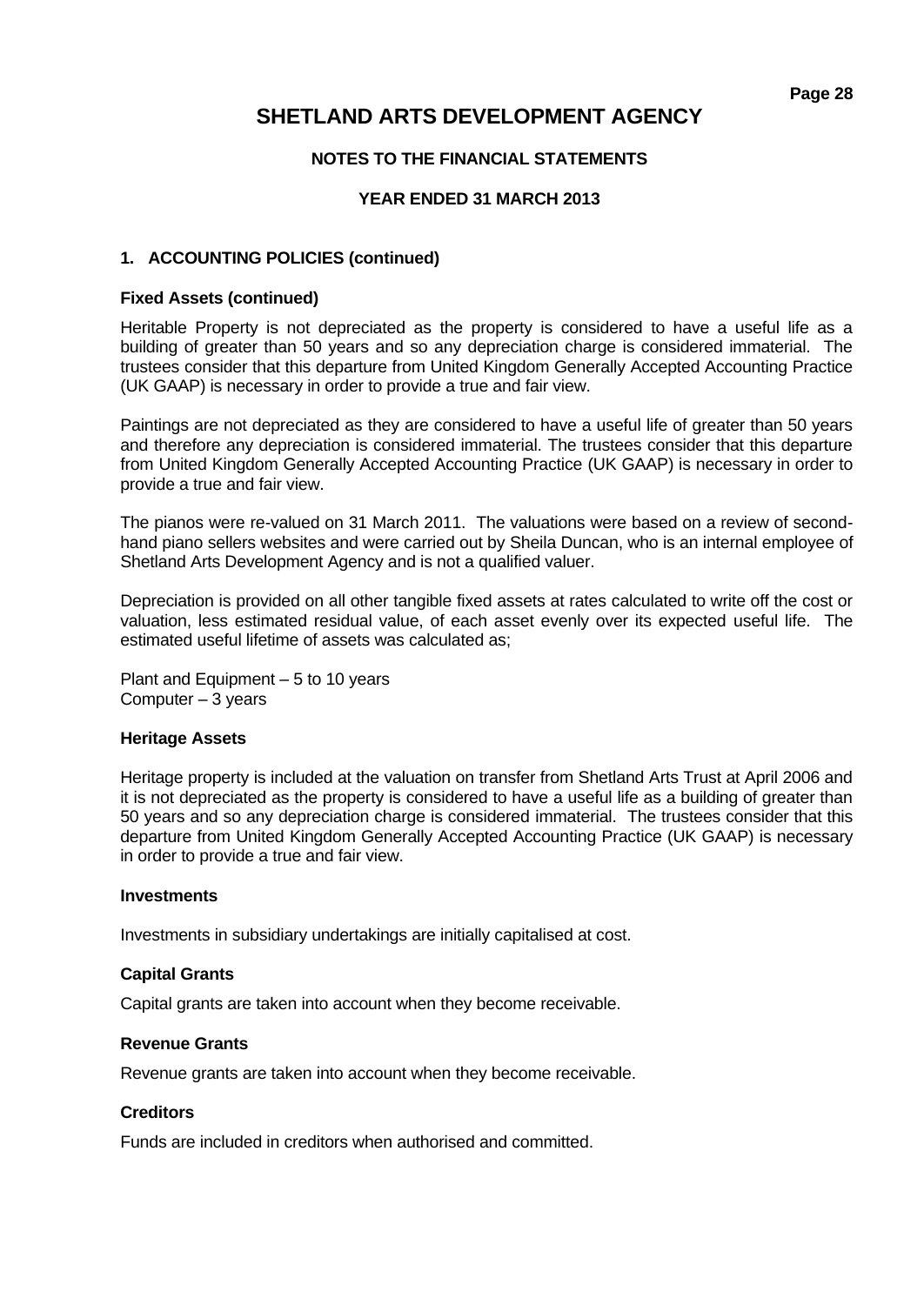# SHETLAND ARTS DEVELOPMENT AGENCY

**NOTES TO THE FINANCIAL STATEMENTS**

**YEAR ENDED 31 MARCH 2013**

## 1. ACCOUNTING POLICIES (continued)

### Fixed Assets (continued)

Heritable Property is not depreciated as the property is considered to have a useful life as a building of greater than 50 years and so any depreciation charge is considered immaterial. The trustees consider that this departure from United Kingdom Generally Accepted Accounting Practice (UK GAAP) is necessary in order to provide a true and fair view.

Paintings are not depreciated as they are considered to have a useful life of greater than 50 years and therefore any depreciation is considered immaterial. The trustees consider that this departure from United Kingdom Generally Accepted Accounting Practice (UK GAAP) is necessary in order to provide a true and fair view.

The pianos were re-valued on 31 March 2011. The valuations were based on a review of second-hand piano sellers websites and were carried out by Sheila Duncan, who is an internal employee of Shetland Arts Development Agency and is not a qualified valuer.

Depreciation is provided on all other tangible fixed assets at rates calculated to write off the cost or valuation, less estimated residual value, of each asset evenly over its expected useful life. The estimated useful lifetime of assets was calculated as;

Plant and Equipment – 5 to 10 years
Computer – 3 years

### Heritage Assets

Heritage property is included at the valuation on transfer from Shetland Arts Trust at April 2006 and it is not depreciated as the property is considered to have a useful life as a building of greater than 50 years and so any depreciation charge is considered immaterial. The trustees consider that this departure from United Kingdom Generally Accepted Accounting Practice (UK GAAP) is necessary in order to provide a true and fair view.

### Investments

Investments in subsidiary undertakings are initially capitalised at cost.

### Capital Grants

Capital grants are taken into account when they become receivable.

### Revenue Grants

Revenue grants are taken into account when they become receivable.

### Creditors

Funds are included in creditors when authorised and committed.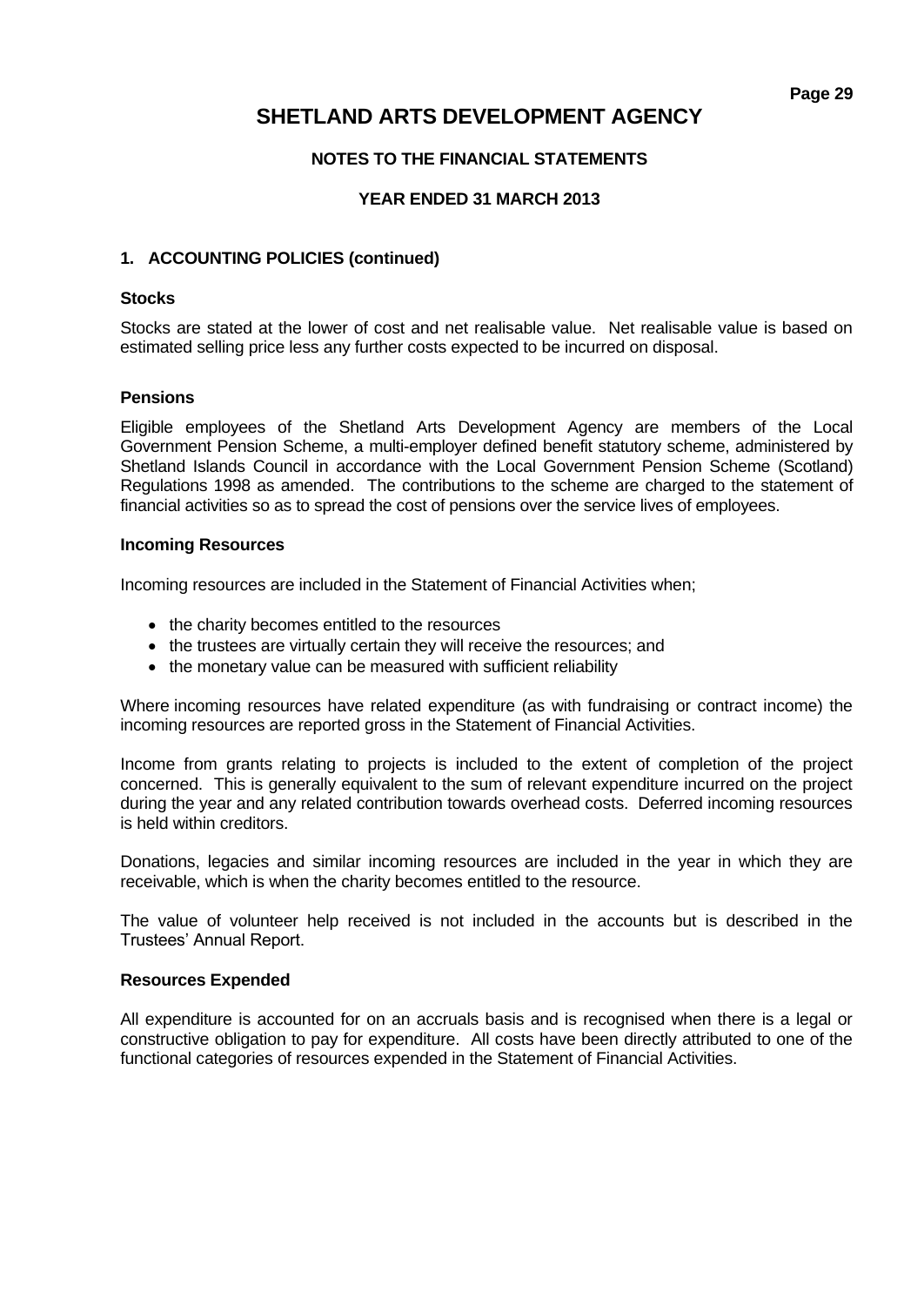# SHETLAND ARTS DEVELOPMENT AGENCY

**NOTES TO THE FINANCIAL STATEMENTS**

**YEAR ENDED 31 MARCH 2013**

## 1. ACCOUNTING POLICIES (continued)

### Stocks

Stocks are stated at the lower of cost and net realisable value. Net realisable value is based on estimated selling price less any further costs expected to be incurred on disposal.

### Pensions

Eligible employees of the Shetland Arts Development Agency are members of the Local Government Pension Scheme, a multi-employer defined benefit statutory scheme, administered by Shetland Islands Council in accordance with the Local Government Pension Scheme (Scotland) Regulations 1998 as amended. The contributions to the scheme are charged to the statement of financial activities so as to spread the cost of pensions over the service lives of employees.

### Incoming Resources

Incoming resources are included in the Statement of Financial Activities when;

- the charity becomes entitled to the resources
- the trustees are virtually certain they will receive the resources; and
- the monetary value can be measured with sufficient reliability

Where incoming resources have related expenditure (as with fundraising or contract income) the incoming resources are reported gross in the Statement of Financial Activities.

Income from grants relating to projects is included to the extent of completion of the project concerned. This is generally equivalent to the sum of relevant expenditure incurred on the project during the year and any related contribution towards overhead costs. Deferred incoming resources is held within creditors.

Donations, legacies and similar incoming resources are included in the year in which they are receivable, which is when the charity becomes entitled to the resource.

The value of volunteer help received is not included in the accounts but is described in the Trustees' Annual Report.

### Resources Expended

All expenditure is accounted for on an accruals basis and is recognised when there is a legal or constructive obligation to pay for expenditure. All costs have been directly attributed to one of the functional categories of resources expended in the Statement of Financial Activities.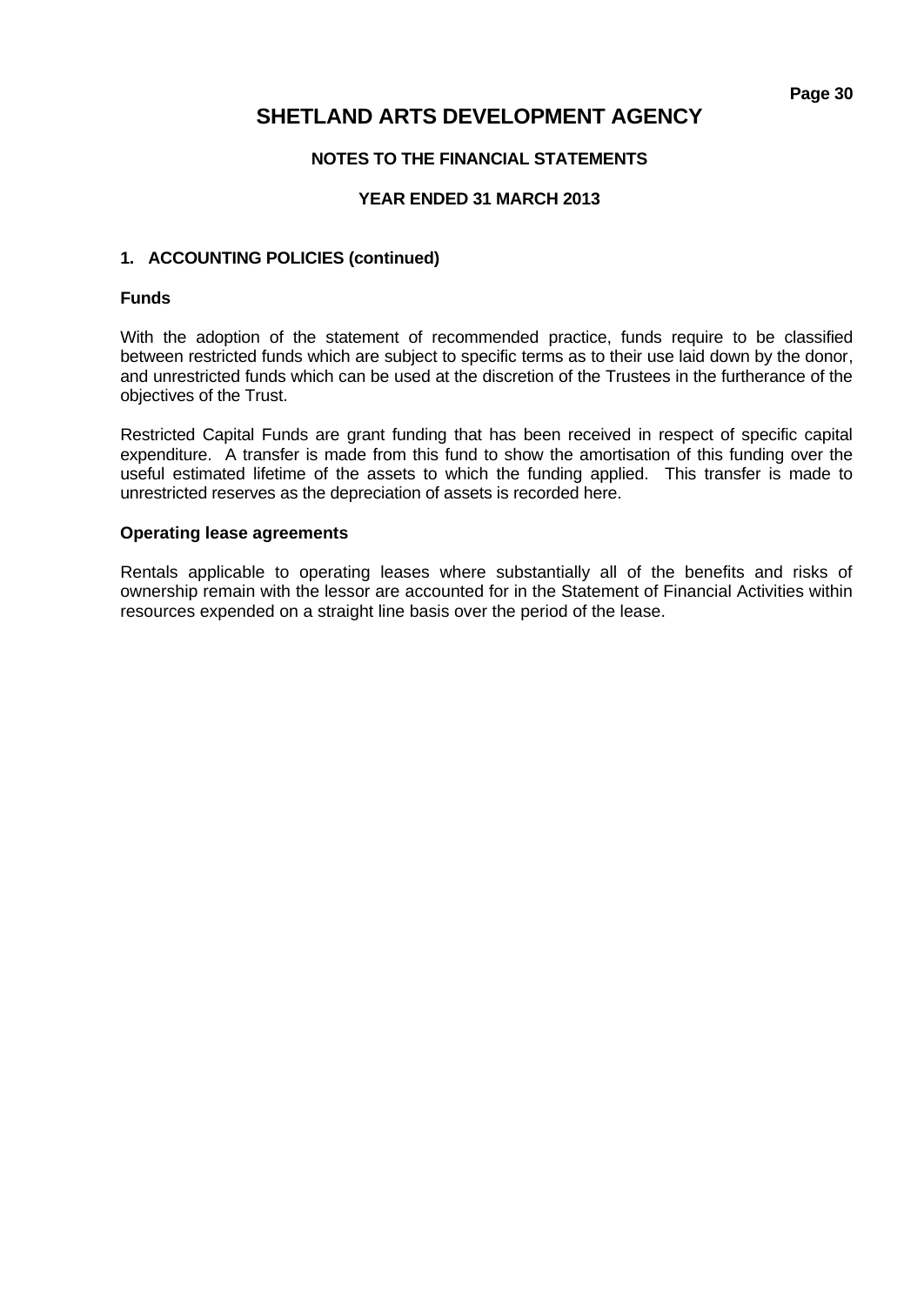# SHETLAND ARTS DEVELOPMENT AGENCY

## NOTES TO THE FINANCIAL STATEMENTS

## YEAR ENDED 31 MARCH 2013

### 1. ACCOUNTING POLICIES (continued)

**Funds**

With the adoption of the statement of recommended practice, funds require to be classified between restricted funds which are subject to specific terms as to their use laid down by the donor, and unrestricted funds which can be used at the discretion of the Trustees in the furtherance of the objectives of the Trust.

Restricted Capital Funds are grant funding that has been received in respect of specific capital expenditure. A transfer is made from this fund to show the amortisation of this funding over the useful estimated lifetime of the assets to which the funding applied. This transfer is made to unrestricted reserves as the depreciation of assets is recorded here.

**Operating lease agreements**

Rentals applicable to operating leases where substantially all of the benefits and risks of ownership remain with the lessor are accounted for in the Statement of Financial Activities within resources expended on a straight line basis over the period of the lease.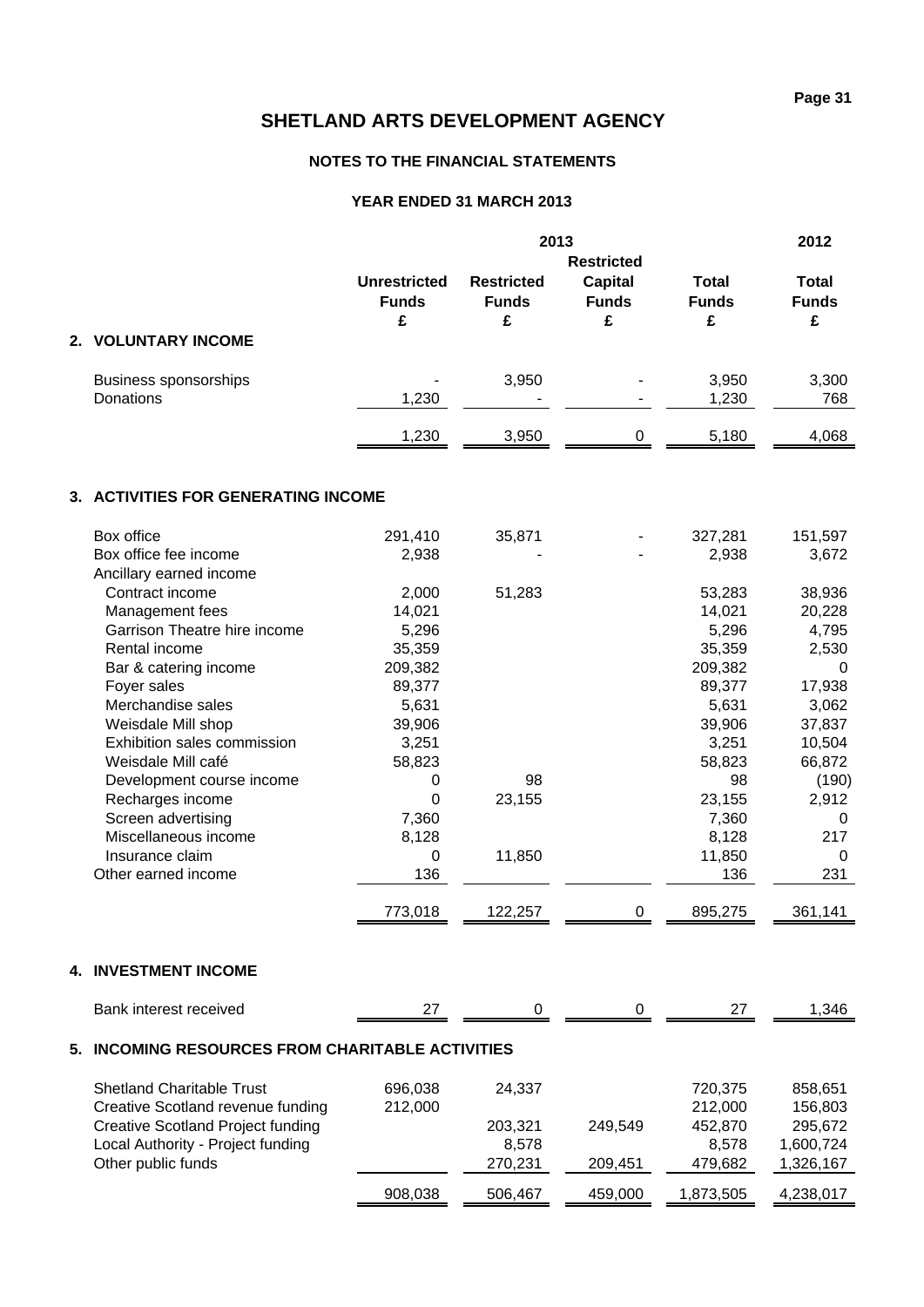# SHETLAND ARTS DEVELOPMENT AGENCY

## NOTES TO THE FINANCIAL STATEMENTS

### YEAR ENDED 31 MARCH 2013

| | 2013 | | | | 2012 |
|---|---|---|---|---|---|
| | Unrestricted Funds | Restricted Funds | Restricted Capital Funds | Total Funds | Total Funds |
| | £ | £ | £ | £ | £ |
| **2. VOLUNTARY INCOME** | | | | | |
| Business sponsorships | - | 3,950 | - | 3,950 | 3,300 |
| Donations | 1,230 | - | - | 1,230 | 768 |
| | 1,230 | 3,950 | 0 | 5,180 | 4,068 |

**3. ACTIVITIES FOR GENERATING INCOME**

| | Unrestricted Funds £ | Restricted Funds £ | Restricted Capital Funds £ | Total Funds 2013 £ | Total Funds 2012 £ |
|---|---|---|---|---|---|
| Box office | 291,410 | 35,871 | - | 327,281 | 151,597 |
| Box office fee income | 2,938 | - | - | 2,938 | 3,672 |
| Ancillary earned income | | | | | |
| Contract income | 2,000 | 51,283 | | 53,283 | 38,936 |
| Management fees | 14,021 | | | 14,021 | 20,228 |
| Garrison Theatre hire income | 5,296 | | | 5,296 | 4,795 |
| Rental income | 35,359 | | | 35,359 | 2,530 |
| Bar & catering income | 209,382 | | | 209,382 | 0 |
| Foyer sales | 89,377 | | | 89,377 | 17,938 |
| Merchandise sales | 5,631 | | | 5,631 | 3,062 |
| Weisdale Mill shop | 39,906 | | | 39,906 | 37,837 |
| Exhibition sales commission | 3,251 | | | 3,251 | 10,504 |
| Weisdale Mill café | 58,823 | | | 58,823 | 66,872 |
| Development course income | 0 | 98 | | 98 | (190) |
| Recharges income | 0 | 23,155 | | 23,155 | 2,912 |
| Screen advertising | 7,360 | | | 7,360 | 0 |
| Miscellaneous income | 8,128 | | | 8,128 | 217 |
| Insurance claim | 0 | 11,850 | | 11,850 | 0 |
| Other earned income | 136 | | | 136 | 231 |
| | 773,018 | 122,257 | 0 | 895,275 | 361,141 |

**4. INVESTMENT INCOME**

| | Unrestricted Funds £ | Restricted Funds £ | Restricted Capital Funds £ | Total Funds 2013 £ | Total Funds 2012 £ |
|---|---|---|---|---|---|
| Bank interest received | 27 | 0 | 0 | 27 | 1,346 |

**5. INCOMING RESOURCES FROM CHARITABLE ACTIVITIES**

| | Unrestricted Funds £ | Restricted Funds £ | Restricted Capital Funds £ | Total Funds 2013 £ | Total Funds 2012 £ |
|---|---|---|---|---|---|
| Shetland Charitable Trust | 696,038 | 24,337 | | 720,375 | 858,651 |
| Creative Scotland revenue funding | 212,000 | | | 212,000 | 156,803 |
| Creative Scotland Project funding | | 203,321 | 249,549 | 452,870 | 295,672 |
| Local Authority - Project funding | | 8,578 | | 8,578 | 1,600,724 |
| Other public funds | | 270,231 | 209,451 | 479,682 | 1,326,167 |
| | 908,038 | 506,467 | 459,000 | 1,873,505 | 4,238,017 |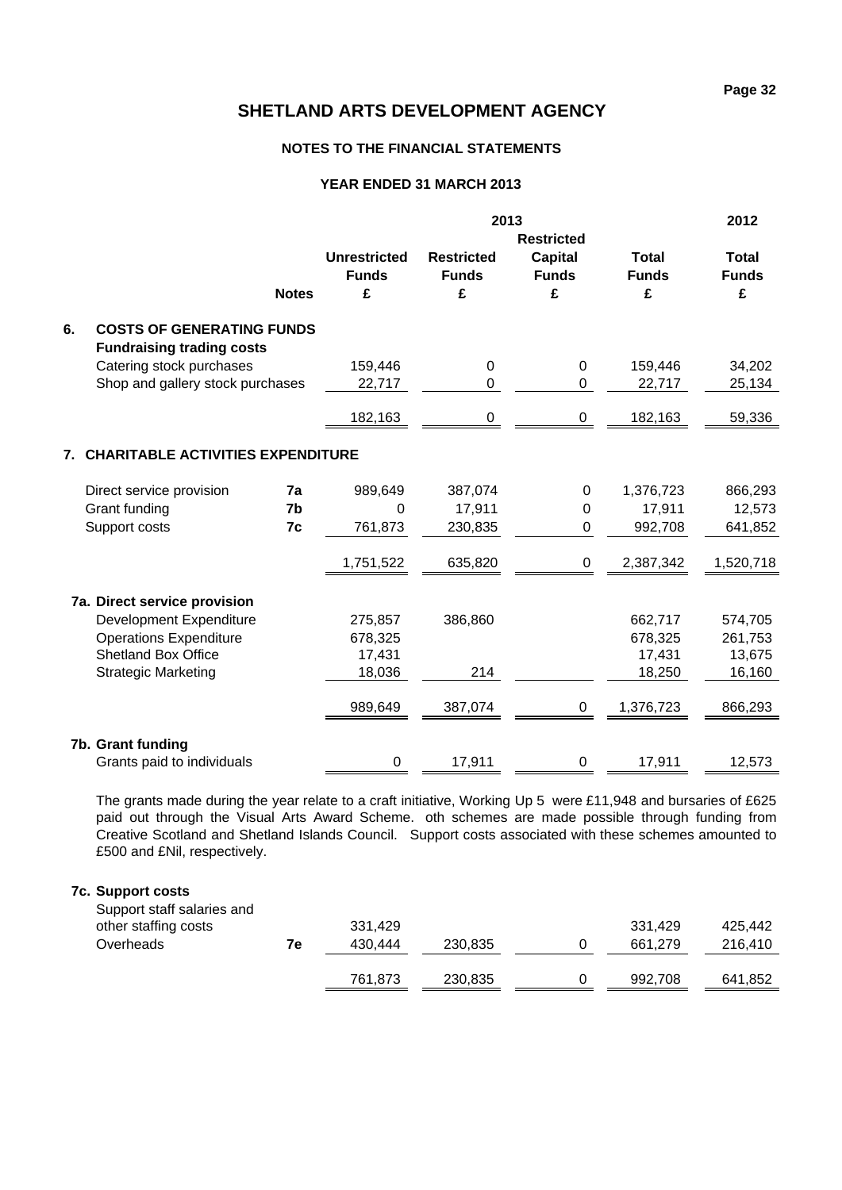# SHETLAND ARTS DEVELOPMENT AGENCY

## NOTES TO THE FINANCIAL STATEMENTS

### YEAR ENDED 31 MARCH 2013

| | Notes | 2013 Unrestricted Funds £ | Restricted Funds £ | Restricted Capital Funds £ | Total Funds £ | 2012 Total Funds £ |
|---|---|---|---|---|---|---|
| **6. COSTS OF GENERATING FUNDS** | | | | | | |
| **Fundraising trading costs** | | | | | | |
| Catering stock purchases | | 159,446 | 0 | 0 | 159,446 | 34,202 |
| Shop and gallery stock purchases | | 22,717 | 0 | 0 | 22,717 | 25,134 |
| | | 182,163 | 0 | 0 | 182,163 | 59,336 |
| **7. CHARITABLE ACTIVITIES EXPENDITURE** | | | | | | |
| Direct service provision | 7a | 989,649 | 387,074 | 0 | 1,376,723 | 866,293 |
| Grant funding | 7b | 0 | 17,911 | 0 | 17,911 | 12,573 |
| Support costs | 7c | 761,873 | 230,835 | 0 | 992,708 | 641,852 |
| | | 1,751,522 | 635,820 | 0 | 2,387,342 | 1,520,718 |
| **7a. Direct service provision** | | | | | | |
| Development Expenditure | | 275,857 | 386,860 | | 662,717 | 574,705 |
| Operations Expenditure | | 678,325 | | | 678,325 | 261,753 |
| Shetland Box Office | | 17,431 | | | 17,431 | 13,675 |
| Strategic Marketing | | 18,036 | 214 | | 18,250 | 16,160 |
| | | 989,649 | 387,074 | 0 | 1,376,723 | 866,293 |
| **7b. Grant funding** | | | | | | |
| Grants paid to individuals | | 0 | 17,911 | 0 | 17,911 | 12,573 |

The grants made during the year relate to a craft initiative, Working Up 5 were £11,948 and bursaries of £625 paid out through the Visual Arts Award Scheme. oth schemes are made possible through funding from Creative Scotland and Shetland Islands Council. Support costs associated with these schemes amounted to £500 and £Nil, respectively.

| | Notes | 2013 Unrestricted Funds £ | Restricted Funds £ | Restricted Capital Funds £ | Total Funds £ | 2012 Total Funds £ |
|---|---|---|---|---|---|---|
| **7c. Support costs** | | | | | | |
| Support staff salaries and other staffing costs | | 331,429 | | | 331,429 | 425,442 |
| Overheads | 7e | 430,444 | 230,835 | 0 | 661,279 | 216,410 |
| | | 761,873 | 230,835 | 0 | 992,708 | 641,852 |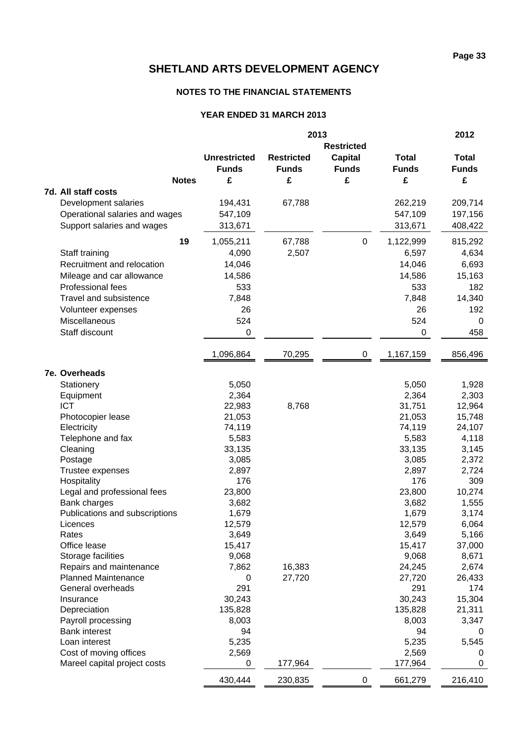# SHETLAND ARTS DEVELOPMENT AGENCY

## NOTES TO THE FINANCIAL STATEMENTS

### YEAR ENDED 31 MARCH 2013

| | Notes | 2013 Unrestricted Funds £ | Restricted Funds £ | Restricted Capital Funds £ | Total Funds £ | 2012 Total Funds £ |
|---|---|---|---|---|---|---|
| **7d. All staff costs** | | | | | | |
| Development salaries | | 194,431 | 67,788 | | 262,219 | 209,714 |
| Operational salaries and wages | | 547,109 | | | 547,109 | 197,156 |
| Support salaries and wages | | 313,671 | | | 313,671 | 408,422 |
| | 19 | 1,055,211 | 67,788 | 0 | 1,122,999 | 815,292 |
| Staff training | | 4,090 | 2,507 | | 6,597 | 4,634 |
| Recruitment and relocation | | 14,046 | | | 14,046 | 6,693 |
| Mileage and car allowance | | 14,586 | | | 14,586 | 15,163 |
| Professional fees | | 533 | | | 533 | 182 |
| Travel and subsistence | | 7,848 | | | 7,848 | 14,340 |
| Volunteer expenses | | 26 | | | 26 | 192 |
| Miscellaneous | | 524 | | | 524 | 0 |
| Staff discount | | 0 | | | 0 | 458 |
| | | 1,096,864 | 70,295 | 0 | 1,167,159 | 856,496 |
| **7e. Overheads** | | | | | | |
| Stationery | | 5,050 | | | 5,050 | 1,928 |
| Equipment | | 2,364 | | | 2,364 | 2,303 |
| ICT | | 22,983 | 8,768 | | 31,751 | 12,964 |
| Photocopier lease | | 21,053 | | | 21,053 | 15,748 |
| Electricity | | 74,119 | | | 74,119 | 24,107 |
| Telephone and fax | | 5,583 | | | 5,583 | 4,118 |
| Cleaning | | 33,135 | | | 33,135 | 3,145 |
| Postage | | 3,085 | | | 3,085 | 2,372 |
| Trustee expenses | | 2,897 | | | 2,897 | 2,724 |
| Hospitality | | 176 | | | 176 | 309 |
| Legal and professional fees | | 23,800 | | | 23,800 | 10,274 |
| Bank charges | | 3,682 | | | 3,682 | 1,555 |
| Publications and subscriptions | | 1,679 | | | 1,679 | 3,174 |
| Licences | | 12,579 | | | 12,579 | 6,064 |
| Rates | | 3,649 | | | 3,649 | 5,166 |
| Office lease | | 15,417 | | | 15,417 | 37,000 |
| Storage facilities | | 9,068 | | | 9,068 | 8,671 |
| Repairs and maintenance | | 7,862 | 16,383 | | 24,245 | 2,674 |
| Planned Maintenance | | 0 | 27,720 | | 27,720 | 26,433 |
| General overheads | | 291 | | | 291 | 174 |
| Insurance | | 30,243 | | | 30,243 | 15,304 |
| Depreciation | | 135,828 | | | 135,828 | 21,311 |
| Payroll processing | | 8,003 | | | 8,003 | 3,347 |
| Bank interest | | 94 | | | 94 | 0 |
| Loan interest | | 5,235 | | | 5,235 | 5,545 |
| Cost of moving offices | | 2,569 | | | 2,569 | 0 |
| Mareel capital project costs | | 0 | 177,964 | | 177,964 | 0 |
| | | 430,444 | 230,835 | 0 | 661,279 | 216,410 |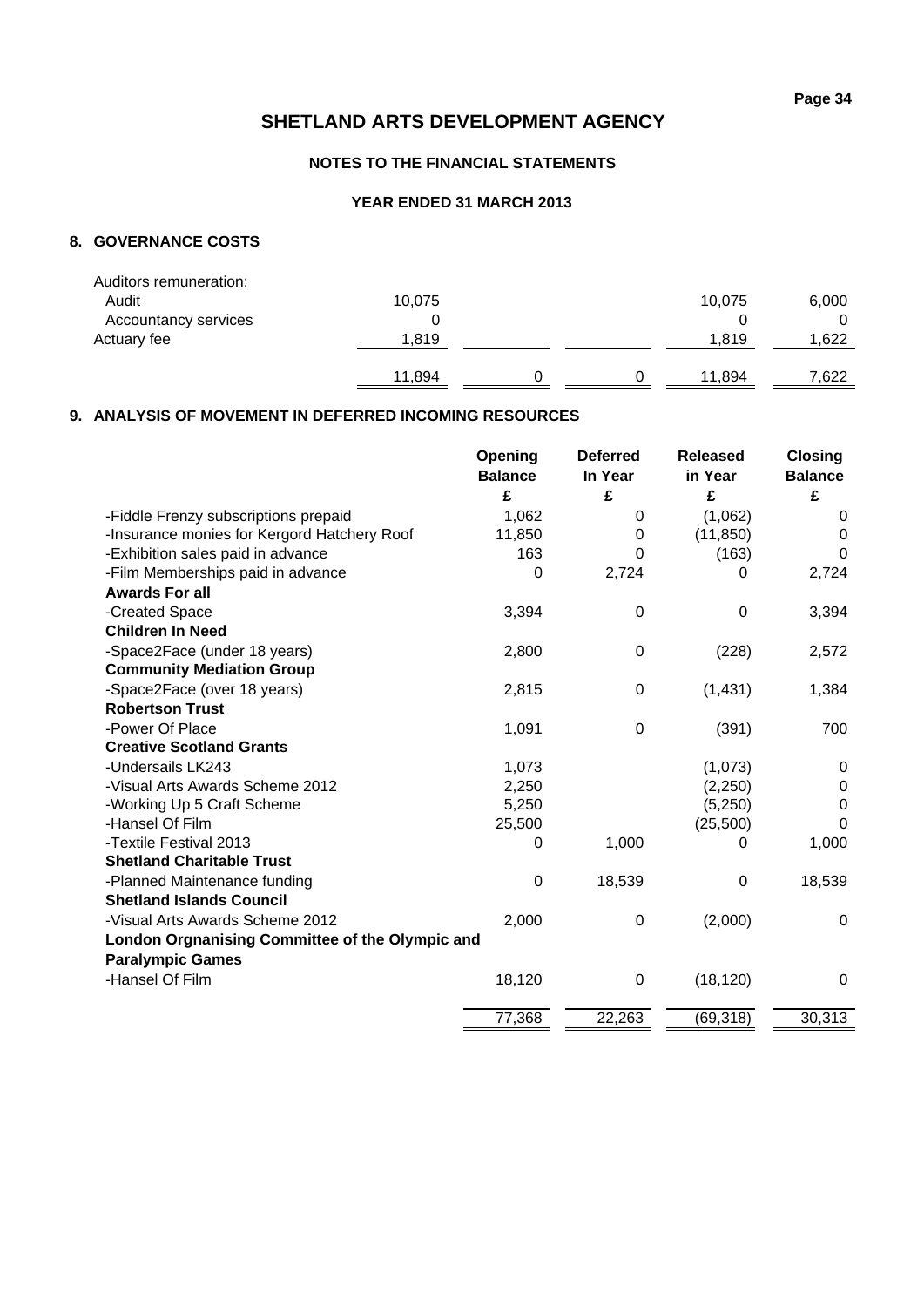# SHETLAND ARTS DEVELOPMENT AGENCY

## NOTES TO THE FINANCIAL STATEMENTS

### YEAR ENDED 31 MARCH 2013

### 8. GOVERNANCE COSTS

| | | | | | |
|---|---|---|---|---|---|
| Auditors remuneration: | | | | | |
| Audit | 10,075 | | | 10,075 | 6,000 |
| Accountancy services | 0 | | | 0 | 0 |
| Actuary fee | 1,819 | | | 1,819 | 1,622 |
| | 11,894 | 0 | 0 | 11,894 | 7,622 |

### 9. ANALYSIS OF MOVEMENT IN DEFERRED INCOMING RESOURCES

| | Opening Balance £ | Deferred In Year £ | Released in Year £ | Closing Balance £ |
|---|---|---|---|---|
| -Fiddle Frenzy subscriptions prepaid | 1,062 | 0 | (1,062) | 0 |
| -Insurance monies for Kergord Hatchery Roof | 11,850 | 0 | (11,850) | 0 |
| -Exhibition sales paid in advance | 163 | 0 | (163) | 0 |
| -Film Memberships paid in advance | 0 | 2,724 | 0 | 2,724 |
| **Awards For all** | | | | |
| -Created Space | 3,394 | 0 | 0 | 3,394 |
| **Children In Need** | | | | |
| -Space2Face (under 18 years) | 2,800 | 0 | (228) | 2,572 |
| **Community Mediation Group** | | | | |
| -Space2Face (over 18 years) | 2,815 | 0 | (1,431) | 1,384 |
| **Robertson Trust** | | | | |
| -Power Of Place | 1,091 | 0 | (391) | 700 |
| **Creative Scotland Grants** | | | | |
| -Undersails LK243 | 1,073 | | (1,073) | 0 |
| -Visual Arts Awards Scheme 2012 | 2,250 | | (2,250) | 0 |
| -Working Up 5 Craft Scheme | 5,250 | | (5,250) | 0 |
| -Hansel Of Film | 25,500 | | (25,500) | 0 |
| -Textile Festival 2013 | 0 | 1,000 | 0 | 1,000 |
| **Shetland Charitable Trust** | | | | |
| -Planned Maintenance funding | 0 | 18,539 | 0 | 18,539 |
| **Shetland Islands Council** | | | | |
| -Visual Arts Awards Scheme 2012 | 2,000 | 0 | (2,000) | 0 |
| **London Orgnanising Committee of the Olympic and Paralympic Games** | | | | |
| -Hansel Of Film | 18,120 | 0 | (18,120) | 0 |
| | 77,368 | 22,263 | (69,318) | 30,313 |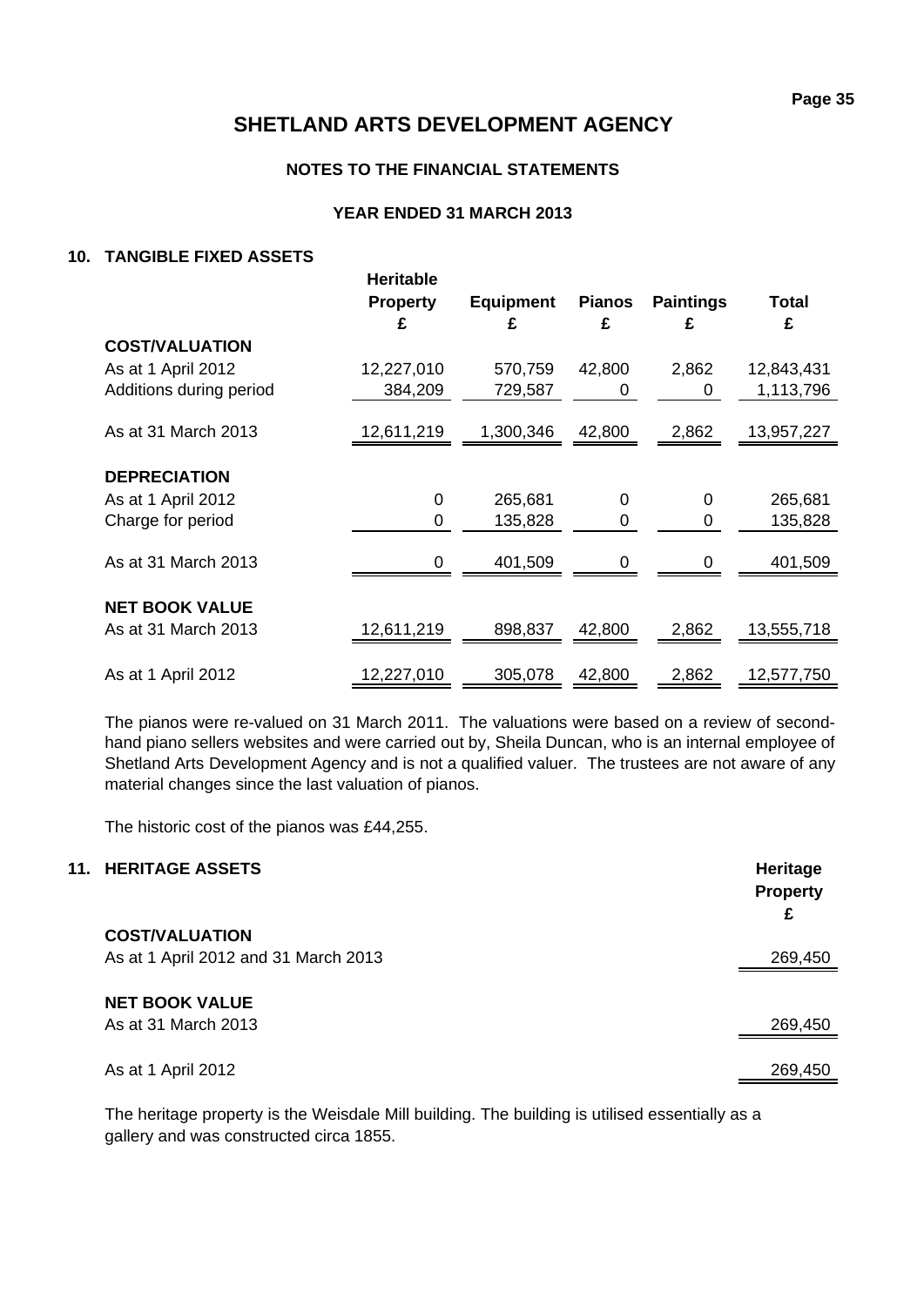# SHETLAND ARTS DEVELOPMENT AGENCY

## NOTES TO THE FINANCIAL STATEMENTS

### YEAR ENDED 31 MARCH 2013

### 10. TANGIBLE FIXED ASSETS

| | Heritable Property £ | Equipment £ | Pianos £ | Paintings £ | Total £ |
|---|---|---|---|---|---|
| **COST/VALUATION** | | | | | |
| As at 1 April 2012 | 12,227,010 | 570,759 | 42,800 | 2,862 | 12,843,431 |
| Additions during period | 384,209 | 729,587 | 0 | 0 | 1,113,796 |
| As at 31 March 2013 | 12,611,219 | 1,300,346 | 42,800 | 2,862 | 13,957,227 |
| **DEPRECIATION** | | | | | |
| As at 1 April 2012 | 0 | 265,681 | 0 | 0 | 265,681 |
| Charge for period | 0 | 135,828 | 0 | 0 | 135,828 |
| As at 31 March 2013 | 0 | 401,509 | 0 | 0 | 401,509 |
| **NET BOOK VALUE** | | | | | |
| As at 31 March 2013 | 12,611,219 | 898,837 | 42,800 | 2,862 | 13,555,718 |
| As at 1 April 2012 | 12,227,010 | 305,078 | 42,800 | 2,862 | 12,577,750 |

The pianos were re-valued on 31 March 2011. The valuations were based on a review of second-hand piano sellers websites and were carried out by, Sheila Duncan, who is an internal employee of Shetland Arts Development Agency and is not a qualified valuer. The trustees are not aware of any material changes since the last valuation of pianos.

The historic cost of the pianos was £44,255.

### 11. HERITAGE ASSETS

| | Heritage Property £ |
|---|---|
| **COST/VALUATION** | |
| As at 1 April 2012 and 31 March 2013 | 269,450 |
| **NET BOOK VALUE** | |
| As at 31 March 2013 | 269,450 |
| As at 1 April 2012 | 269,450 |

The heritage property is the Weisdale Mill building. The building is utilised essentially as a gallery and was constructed circa 1855.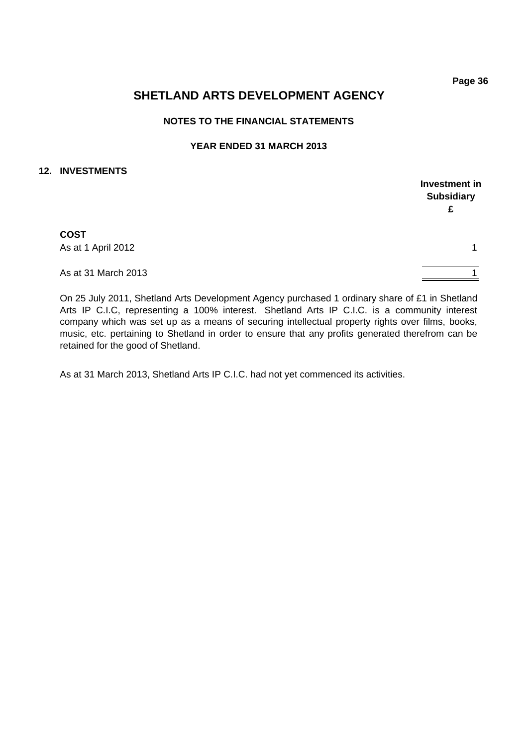# SHETLAND ARTS DEVELOPMENT AGENCY

**NOTES TO THE FINANCIAL STATEMENTS**

**YEAR ENDED 31 MARCH 2013**

## 12. INVESTMENTS

| | Investment in Subsidiary £ |
|---|---|
| **COST** | |
| As at 1 April 2012 | 1 |
| As at 31 March 2013 | 1 |

On 25 July 2011, Shetland Arts Development Agency purchased 1 ordinary share of £1 in Shetland Arts IP C.I.C, representing a 100% interest. Shetland Arts IP C.I.C. is a community interest company which was set up as a means of securing intellectual property rights over films, books, music, etc. pertaining to Shetland in order to ensure that any profits generated therefrom can be retained for the good of Shetland.

As at 31 March 2013, Shetland Arts IP C.I.C. had not yet commenced its activities.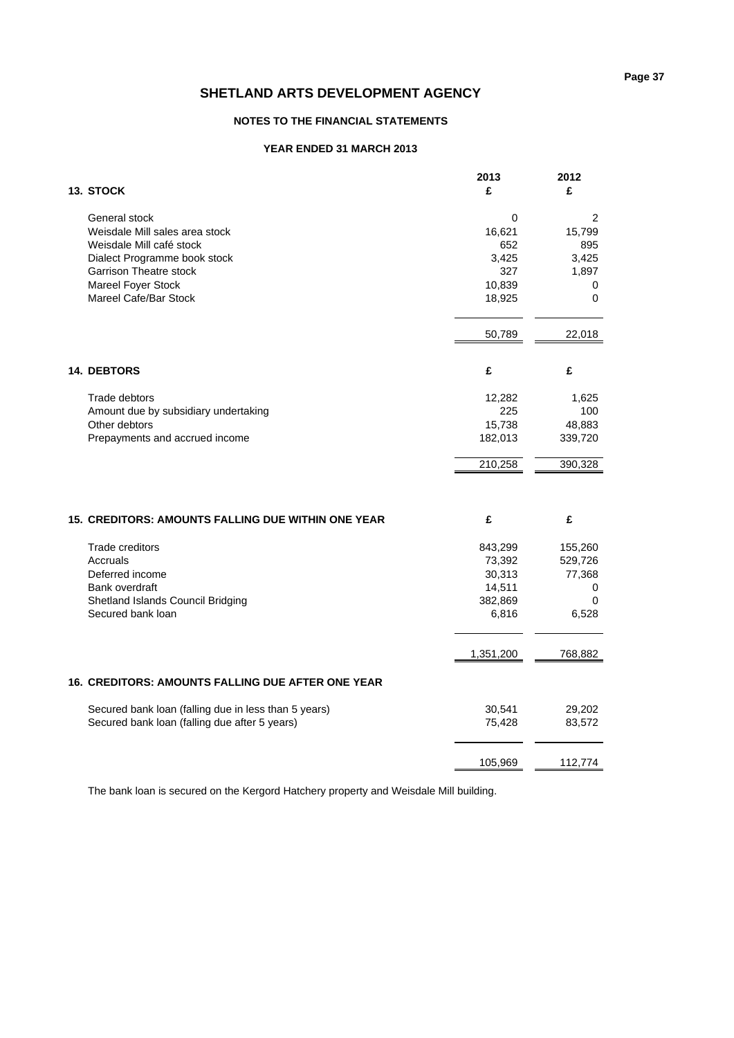# SHETLAND ARTS DEVELOPMENT AGENCY

## NOTES TO THE FINANCIAL STATEMENTS

### YEAR ENDED 31 MARCH 2013

| **13. STOCK** | **2013 £** | **2012 £** |
|---|---|---|
| General stock | 0 | 2 |
| Weisdale Mill sales area stock | 16,621 | 15,799 |
| Weisdale Mill café stock | 652 | 895 |
| Dialect Programme book stock | 3,425 | 3,425 |
| Garrison Theatre stock | 327 | 1,897 |
| Mareel Foyer Stock | 10,839 | 0 |
| Mareel Cafe/Bar Stock | 18,925 | 0 |
| | 50,789 | 22,018 |

| **14. DEBTORS** | **£** | **£** |
|---|---|---|
| Trade debtors | 12,282 | 1,625 |
| Amount due by subsidiary undertaking | 225 | 100 |
| Other debtors | 15,738 | 48,883 |
| Prepayments and accrued income | 182,013 | 339,720 |
| | 210,258 | 390,328 |

| **15. CREDITORS: AMOUNTS FALLING DUE WITHIN ONE YEAR** | **£** | **£** |
|---|---|---|
| Trade creditors | 843,299 | 155,260 |
| Accruals | 73,392 | 529,726 |
| Deferred income | 30,313 | 77,368 |
| Bank overdraft | 14,511 | 0 |
| Shetland Islands Council Bridging | 382,869 | 0 |
| Secured bank loan | 6,816 | 6,528 |
| | 1,351,200 | 768,882 |

| **16. CREDITORS: AMOUNTS FALLING DUE AFTER ONE YEAR** | | |
|---|---|---|
| Secured bank loan (falling due in less than 5 years) | 30,541 | 29,202 |
| Secured bank loan (falling due after 5 years) | 75,428 | 83,572 |
| | 105,969 | 112,774 |

The bank loan is secured on the Kergord Hatchery property and Weisdale Mill building.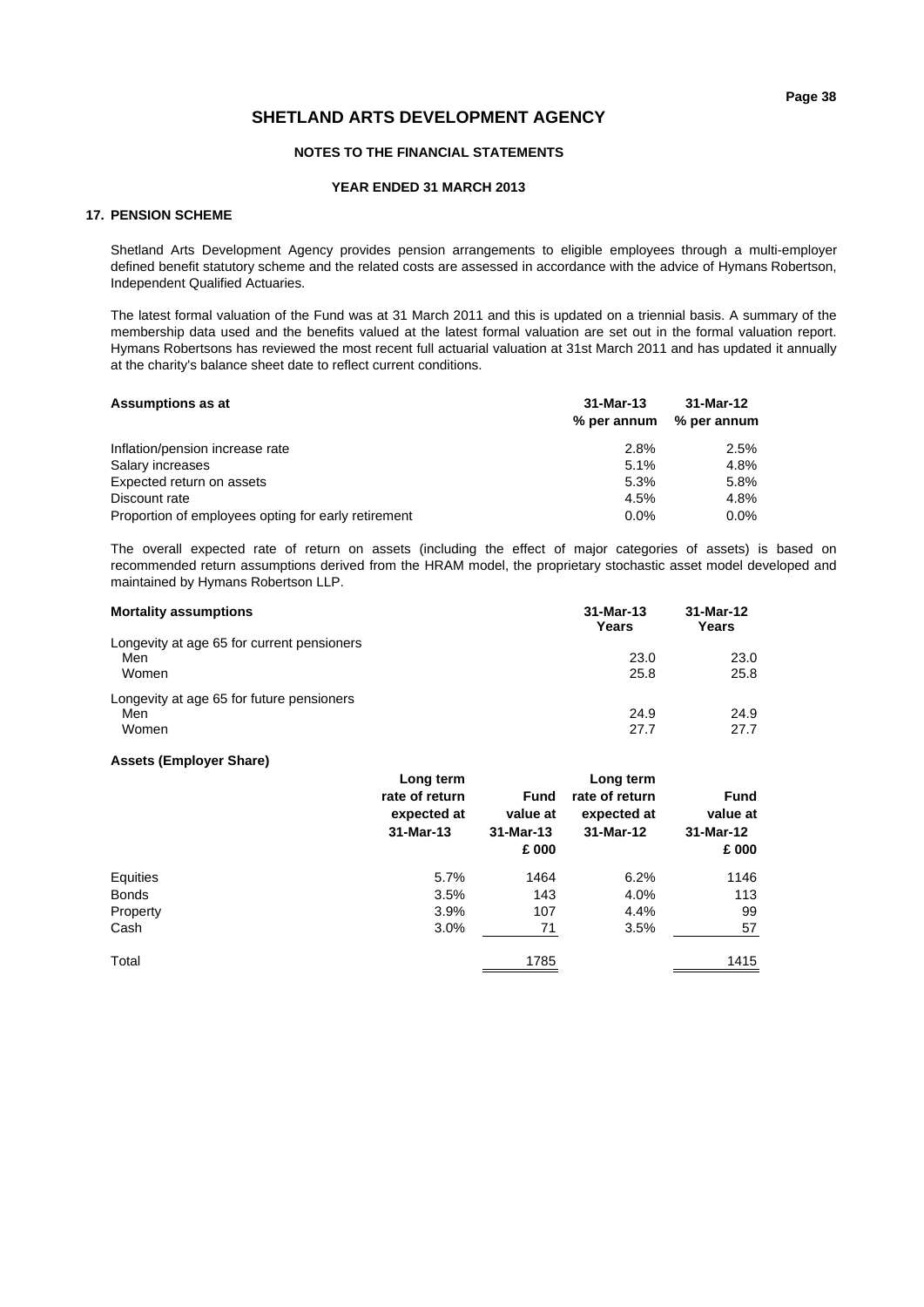# SHETLAND ARTS DEVELOPMENT AGENCY

### NOTES TO THE FINANCIAL STATEMENTS

### YEAR ENDED 31 MARCH 2013

## 17. PENSION SCHEME

Shetland Arts Development Agency provides pension arrangements to eligible employees through a multi-employer defined benefit statutory scheme and the related costs are assessed in accordance with the advice of Hymans Robertson, Independent Qualified Actuaries.

The latest formal valuation of the Fund was at 31 March 2011 and this is updated on a triennial basis. A summary of the membership data used and the benefits valued at the latest formal valuation are set out in the formal valuation report. Hymans Robertsons has reviewed the most recent full actuarial valuation at 31st March 2011 and has updated it annually at the charity's balance sheet date to reflect current conditions.

| **Assumptions as at** | **31-Mar-13 % per annum** | **31-Mar-12 % per annum** |
|---|---|---|
| Inflation/pension increase rate | 2.8% | 2.5% |
| Salary increases | 5.1% | 4.8% |
| Expected return on assets | 5.3% | 5.8% |
| Discount rate | 4.5% | 4.8% |
| Proportion of employees opting for early retirement | 0.0% | 0.0% |

The overall expected rate of return on assets (including the effect of major categories of assets) is based on recommended return assumptions derived from the HRAM model, the proprietary stochastic asset model developed and maintained by Hymans Robertson LLP.

| **Mortality assumptions** | **31-Mar-13 Years** | **31-Mar-12 Years** |
|---|---|---|
| Longevity at age 65 for current pensioners | | |
| Men | 23.0 | 23.0 |
| Women | 25.8 | 25.8 |
| Longevity at age 65 for future pensioners | | |
| Men | 24.9 | 24.9 |
| Women | 27.7 | 27.7 |

**Assets (Employer Share)**

| | **Long term rate of return expected at 31-Mar-13** | **Fund value at 31-Mar-13 £ 000** | **Long term rate of return expected at 31-Mar-12** | **Fund value at 31-Mar-12 £ 000** |
|---|---|---|---|---|
| Equities | 5.7% | 1464 | 6.2% | 1146 |
| Bonds | 3.5% | 143 | 4.0% | 113 |
| Property | 3.9% | 107 | 4.4% | 99 |
| Cash | 3.0% | 71 | 3.5% | 57 |
| Total | | 1785 | | 1415 |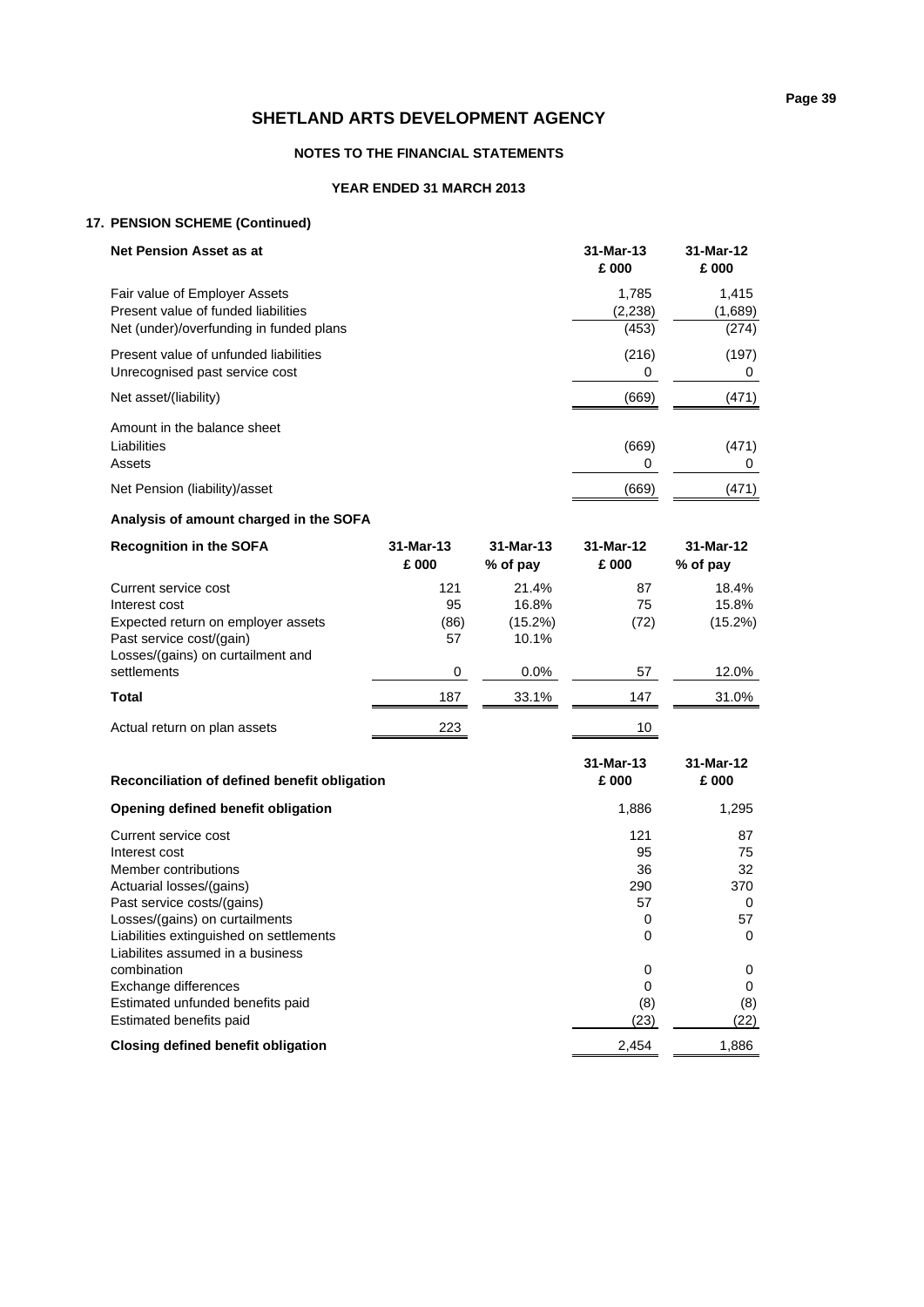# SHETLAND ARTS DEVELOPMENT AGENCY

## NOTES TO THE FINANCIAL STATEMENTS

### YEAR ENDED 31 MARCH 2013

### 17. PENSION SCHEME (Continued)

| Net Pension Asset as at | 31-Mar-13 £ 000 | 31-Mar-12 £ 000 |
|---|---|---|
| Fair value of Employer Assets | 1,785 | 1,415 |
| Present value of funded liabilities | (2,238) | (1,689) |
| Net (under)/overfunding in funded plans | (453) | (274) |
| Present value of unfunded liabilities | (216) | (197) |
| Unrecognised past service cost | 0 | 0 |
| Net asset/(liability) | (669) | (471) |
| Amount in the balance sheet | | |
| Liabilities | (669) | (471) |
| Assets | 0 | 0 |
| Net Pension (liability)/asset | (669) | (471) |

**Analysis of amount charged in the SOFA**

| Recognition in the SOFA | 31-Mar-13 £ 000 | 31-Mar-13 % of pay | 31-Mar-12 £ 000 | 31-Mar-12 % of pay |
|---|---|---|---|---|
| Current service cost | 121 | 21.4% | 87 | 18.4% |
| Interest cost | 95 | 16.8% | 75 | 15.8% |
| Expected return on employer assets | (86) | (15.2%) | (72) | (15.2%) |
| Past service cost/(gain) | 57 | 10.1% | | |
| Losses/(gains) on curtailment and settlements | 0 | 0.0% | 57 | 12.0% |
| **Total** | 187 | 33.1% | 147 | 31.0% |
| Actual return on plan assets | 223 | | 10 | |

| Reconciliation of defined benefit obligation | 31-Mar-13 £ 000 | 31-Mar-12 £ 000 |
|---|---|---|
| **Opening defined benefit obligation** | 1,886 | 1,295 |
| Current service cost | 121 | 87 |
| Interest cost | 95 | 75 |
| Member contributions | 36 | 32 |
| Actuarial losses/(gains) | 290 | 370 |
| Past service costs/(gains) | 57 | 0 |
| Losses/(gains) on curtailments | 0 | 57 |
| Liabilities extinguished on settlements | 0 | 0 |
| Liabilites assumed in a business combination | 0 | 0 |
| Exchange differences | 0 | 0 |
| Estimated unfunded benefits paid | (8) | (8) |
| Estimated benefits paid | (23) | (22) |
| **Closing defined benefit obligation** | 2,454 | 1,886 |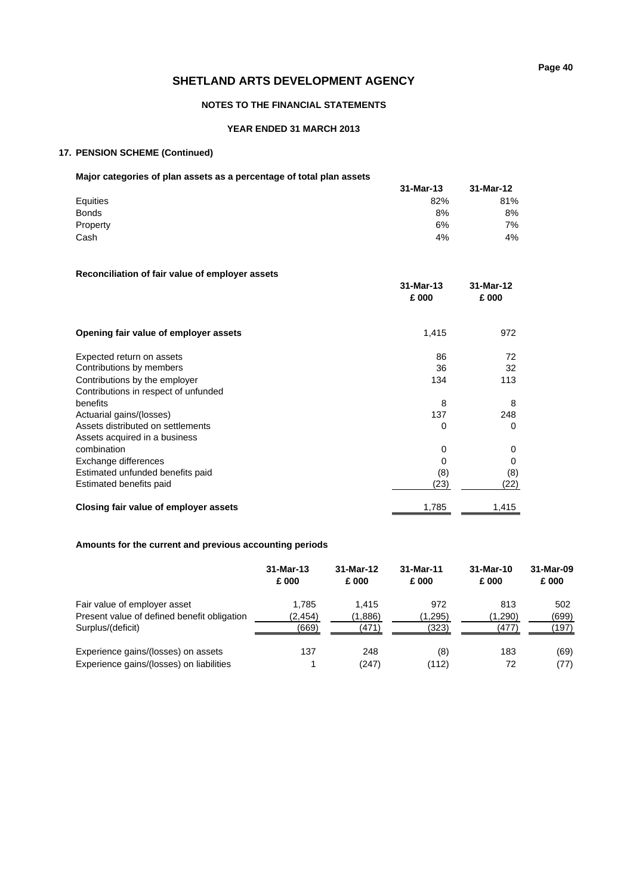# SHETLAND ARTS DEVELOPMENT AGENCY

## NOTES TO THE FINANCIAL STATEMENTS

### YEAR ENDED 31 MARCH 2013

### 17. PENSION SCHEME (Continued)

**Major categories of plan assets as a percentage of total plan assets**

| | 31-Mar-13 | 31-Mar-12 |
|---|---|---|
| Equities | 82% | 81% |
| Bonds | 8% | 8% |
| Property | 6% | 7% |
| Cash | 4% | 4% |

**Reconciliation of fair value of employer assets**

| | 31-Mar-13 £ 000 | 31-Mar-12 £ 000 |
|---|---|---|
| **Opening fair value of employer assets** | 1,415 | 972 |
| Expected return on assets | 86 | 72 |
| Contributions by members | 36 | 32 |
| Contributions by the employer | 134 | 113 |
| Contributions in respect of unfunded benefits | 8 | 8 |
| Actuarial gains/(losses) | 137 | 248 |
| Assets distributed on settlements | 0 | 0 |
| Assets acquired in a business combination | 0 | 0 |
| Exchange differences | 0 | 0 |
| Estimated unfunded benefits paid | (8) | (8) |
| Estimated benefits paid | (23) | (22) |
| **Closing fair value of employer assets** | 1,785 | 1,415 |

**Amounts for the current and previous accounting periods**

| | 31-Mar-13 £ 000 | 31-Mar-12 £ 000 | 31-Mar-11 £ 000 | 31-Mar-10 £ 000 | 31-Mar-09 £ 000 |
|---|---|---|---|---|---|
| Fair value of employer asset | 1,785 | 1,415 | 972 | 813 | 502 |
| Present value of defined benefit obligation | (2,454) | (1,886) | (1,295) | (1,290) | (699) |
| Surplus/(deficit) | (669) | (471) | (323) | (477) | (197) |
| Experience gains/(losses) on assets | 137 | 248 | (8) | 183 | (69) |
| Experience gains/(losses) on liabilities | 1 | (247) | (112) | 72 | (77) |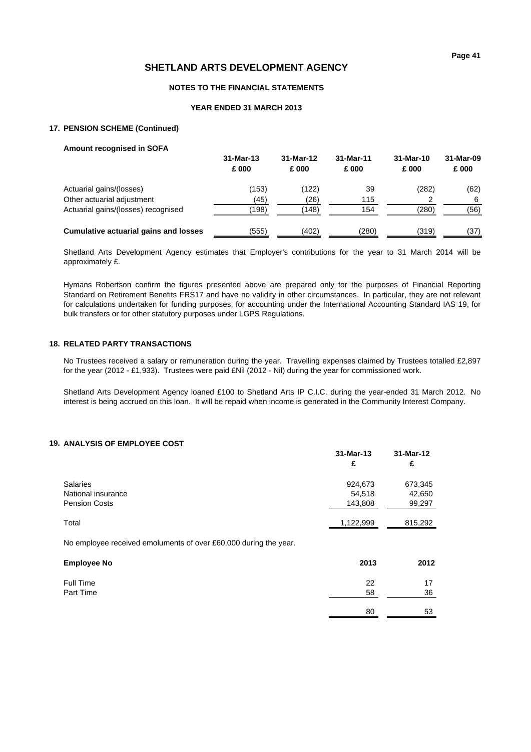# SHETLAND ARTS DEVELOPMENT AGENCY

## NOTES TO THE FINANCIAL STATEMENTS

### YEAR ENDED 31 MARCH 2013

### 17. PENSION SCHEME (Continued)

**Amount recognised in SOFA**

| | 31-Mar-13 £ 000 | 31-Mar-12 £ 000 | 31-Mar-11 £ 000 | 31-Mar-10 £ 000 | 31-Mar-09 £ 000 |
|---|---|---|---|---|---|
| Actuarial gains/(losses) | (153) | (122) | 39 | (282) | (62) |
| Other actuarial adjustment | (45) | (26) | 115 | 2 | 6 |
| Actuarial gains/(losses) recognised | (198) | (148) | 154 | (280) | (56) |
| **Cumulative actuarial gains and losses** | (555) | (402) | (280) | (319) | (37) |

Shetland Arts Development Agency estimates that Employer's contributions for the year to 31 March 2014 will be approximately £.

Hymans Robertson confirm the figures presented above are prepared only for the purposes of Financial Reporting Standard on Retirement Benefits FRS17 and have no validity in other circumstances. In particular, they are not relevant for calculations undertaken for funding purposes, for accounting under the International Accounting Standard IAS 19, for bulk transfers or for other statutory purposes under LGPS Regulations.

### 18. RELATED PARTY TRANSACTIONS

No Trustees received a salary or remuneration during the year. Travelling expenses claimed by Trustees totalled £2,897 for the year (2012 - £1,933). Trustees were paid £Nil (2012 - Nil) during the year for commissioned work.

Shetland Arts Development Agency loaned £100 to Shetland Arts IP C.I.C. during the year-ended 31 March 2012. No interest is being accrued on this loan. It will be repaid when income is generated in the Community Interest Company.

### 19. ANALYSIS OF EMPLOYEE COST

| | 31-Mar-13 £ | 31-Mar-12 £ |
|---|---|---|
| Salaries | 924,673 | 673,345 |
| National insurance | 54,518 | 42,650 |
| Pension Costs | 143,808 | 99,297 |
| Total | 1,122,999 | 815,292 |

No employee received emoluments of over £60,000 during the year.

| **Employee No** | 2013 | 2012 |
|---|---|---|
| Full Time | 22 | 17 |
| Part Time | 58 | 36 |
| | 80 | 53 |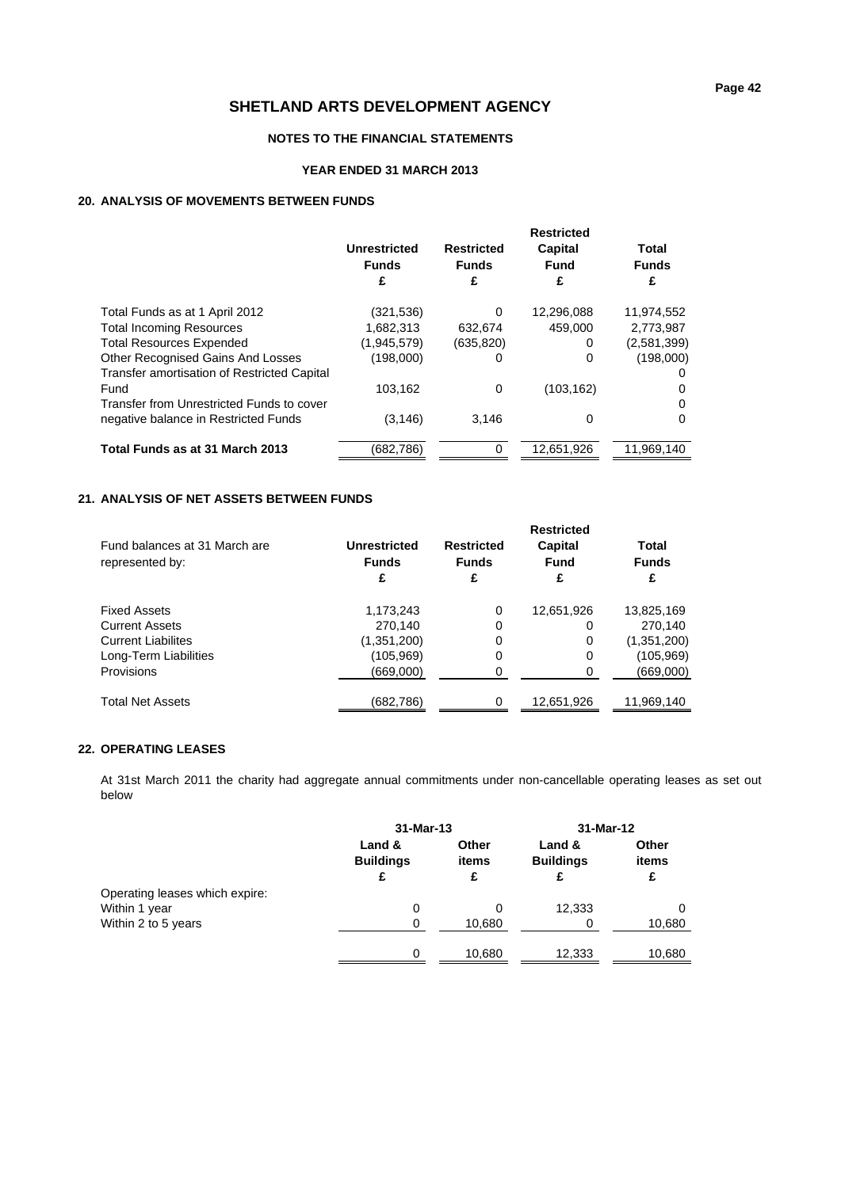# SHETLAND ARTS DEVELOPMENT AGENCY

### NOTES TO THE FINANCIAL STATEMENTS

### YEAR ENDED 31 MARCH 2013

## 20. ANALYSIS OF MOVEMENTS BETWEEN FUNDS

| | Unrestricted Funds £ | Restricted Funds £ | Restricted Capital Fund £ | Total Funds £ |
|---|---|---|---|---|
| Total Funds as at 1 April 2012 | (321,536) | 0 | 12,296,088 | 11,974,552 |
| Total Incoming Resources | 1,682,313 | 632,674 | 459,000 | 2,773,987 |
| Total Resources Expended | (1,945,579) | (635,820) | 0 | (2,581,399) |
| Other Recognised Gains And Losses | (198,000) | 0 | 0 | (198,000) |
| Transfer amortisation of Restricted Capital Fund | 103,162 | 0 | (103,162) | 0 |
| Transfer from Unrestricted Funds to cover negative balance in Restricted Funds | (3,146) | 3,146 | 0 | 0 |
| **Total Funds as at 31 March 2013** | (682,786) | 0 | 12,651,926 | 11,969,140 |

## 21. ANALYSIS OF NET ASSETS BETWEEN FUNDS

| Fund balances at 31 March are represented by: | Unrestricted Funds £ | Restricted Funds £ | Restricted Capital Fund £ | Total Funds £ |
|---|---|---|---|---|
| Fixed Assets | 1,173,243 | 0 | 12,651,926 | 13,825,169 |
| Current Assets | 270,140 | 0 | 0 | 270,140 |
| Current Liabilites | (1,351,200) | 0 | 0 | (1,351,200) |
| Long-Term Liabilities | (105,969) | 0 | 0 | (105,969) |
| Provisions | (669,000) | 0 | 0 | (669,000) |
| Total Net Assets | (682,786) | 0 | 12,651,926 | 11,969,140 |

## 22. OPERATING LEASES

At 31st March 2011 the charity had aggregate annual commitments under non-cancellable operating leases as set out below

| | 31-Mar-13 | | 31-Mar-12 | |
|---|---|---|---|---|
| | Land & Buildings £ | Other items £ | Land & Buildings £ | Other items £ |
| Operating leases which expire: | | | | |
| Within 1 year | 0 | 0 | 12,333 | 0 |
| Within 2 to 5 years | 0 | 10,680 | 0 | 10,680 |
| | 0 | 10,680 | 12,333 | 10,680 |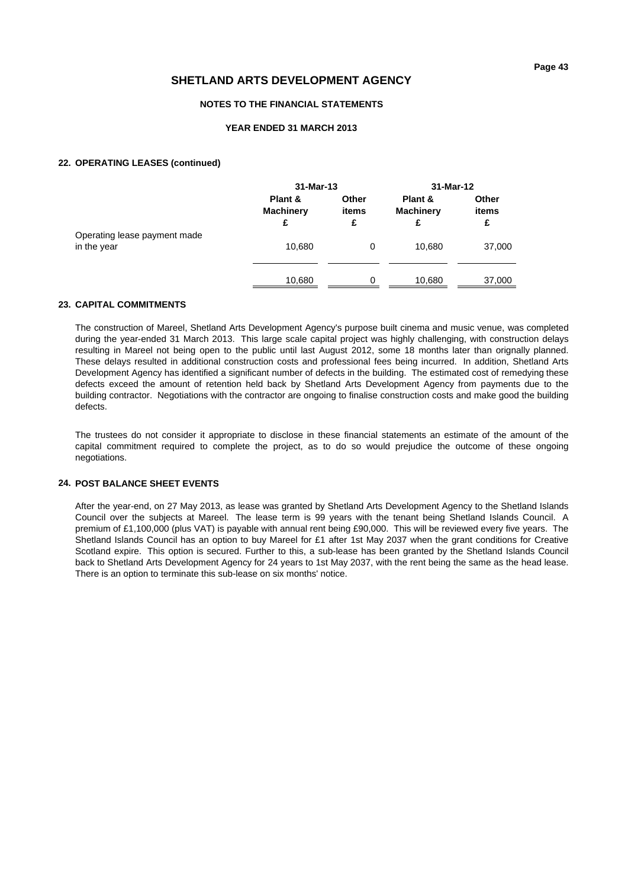## SHETLAND ARTS DEVELOPMENT AGENCY

### NOTES TO THE FINANCIAL STATEMENTS

### YEAR ENDED 31 MARCH 2013

#### 22. OPERATING LEASES (continued)

| | 31-Mar-13 | | 31-Mar-12 | |
|---|---|---|---|---|
| | Plant & Machinery £ | Other items £ | Plant & Machinery £ | Other items £ |
| Operating lease payment made in the year | 10,680 | 0 | 10,680 | 37,000 |
| | 10,680 | 0 | 10,680 | 37,000 |

#### 23. CAPITAL COMMITMENTS

The construction of Mareel, Shetland Arts Development Agency's purpose built cinema and music venue, was completed during the year-ended 31 March 2013. This large scale capital project was highly challenging, with construction delays resulting in Mareel not being open to the public until last August 2012, some 18 months later than orignally planned. These delays resulted in additional construction costs and professional fees being incurred. In addition, Shetland Arts Development Agency has identified a significant number of defects in the building. The estimated cost of remedying these defects exceed the amount of retention held back by Shetland Arts Development Agency from payments due to the building contractor. Negotiations with the contractor are ongoing to finalise construction costs and make good the building defects.

The trustees do not consider it appropriate to disclose in these financial statements an estimate of the amount of the capital commitment required to complete the project, as to do so would prejudice the outcome of these ongoing negotiations.

#### 24. POST BALANCE SHEET EVENTS

After the year-end, on 27 May 2013, as lease was granted by Shetland Arts Development Agency to the Shetland Islands Council over the subjects at Mareel. The lease term is 99 years with the tenant being Shetland Islands Council. A premium of £1,100,000 (plus VAT) is payable with annual rent being £90,000. This will be reviewed every five years. The Shetland Islands Council has an option to buy Mareel for £1 after 1st May 2037 when the grant conditions for Creative Scotland expire. This option is secured. Further to this, a sub-lease has been granted by the Shetland Islands Council back to Shetland Arts Development Agency for 24 years to 1st May 2037, with the rent being the same as the head lease. There is an option to terminate this sub-lease on six months' notice.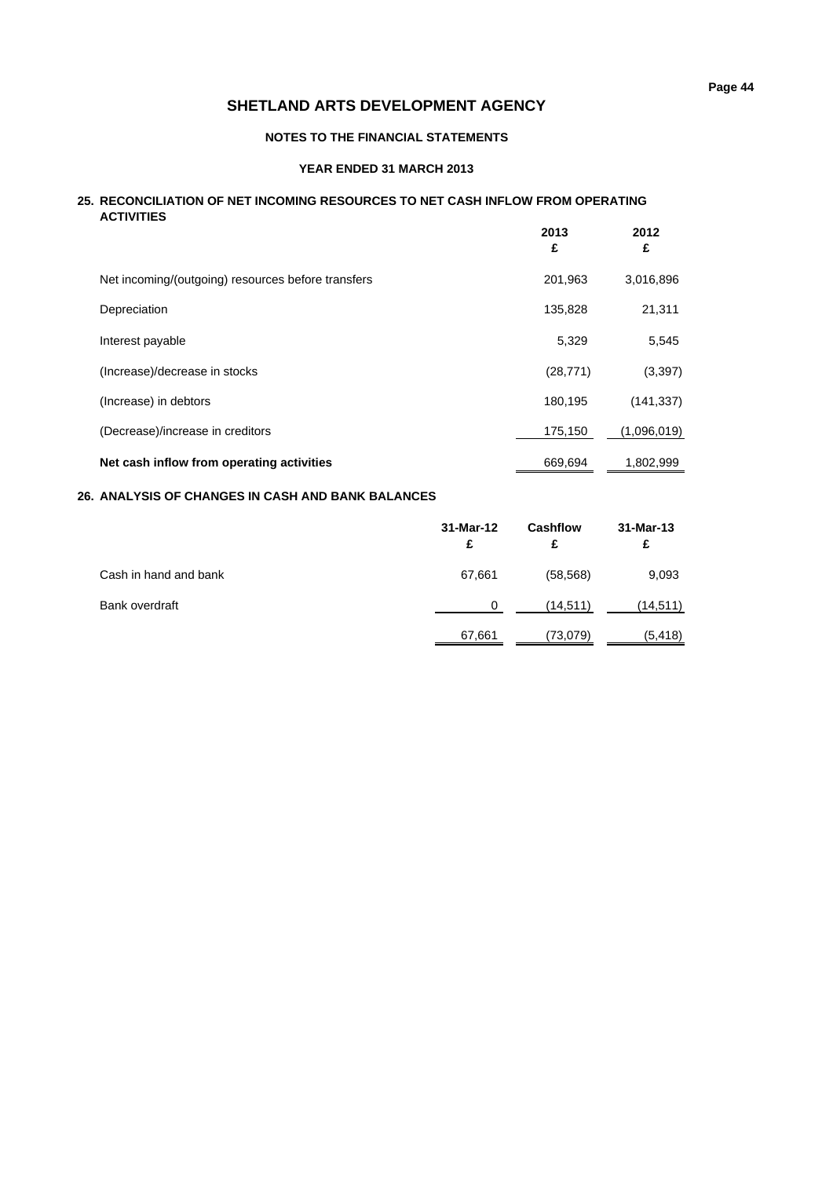# SHETLAND ARTS DEVELOPMENT AGENCY

## NOTES TO THE FINANCIAL STATEMENTS

### YEAR ENDED 31 MARCH 2013

### 25. RECONCILIATION OF NET INCOMING RESOURCES TO NET CASH INFLOW FROM OPERATING ACTIVITIES

| | 2013 £ | 2012 £ |
|---|---|---|
| Net incoming/(outgoing) resources before transfers | 201,963 | 3,016,896 |
| Depreciation | 135,828 | 21,311 |
| Interest payable | 5,329 | 5,545 |
| (Increase)/decrease in stocks | (28,771) | (3,397) |
| (Increase) in debtors | 180,195 | (141,337) |
| (Decrease)/increase in creditors | 175,150 | (1,096,019) |
| **Net cash inflow from operating activities** | 669,694 | 1,802,999 |

### 26. ANALYSIS OF CHANGES IN CASH AND BANK BALANCES

| | 31-Mar-12 £ | Cashflow £ | 31-Mar-13 £ |
|---|---|---|---|
| Cash in hand and bank | 67,661 | (58,568) | 9,093 |
| Bank overdraft | 0 | (14,511) | (14,511) |
| | 67,661 | (73,079) | (5,418) |